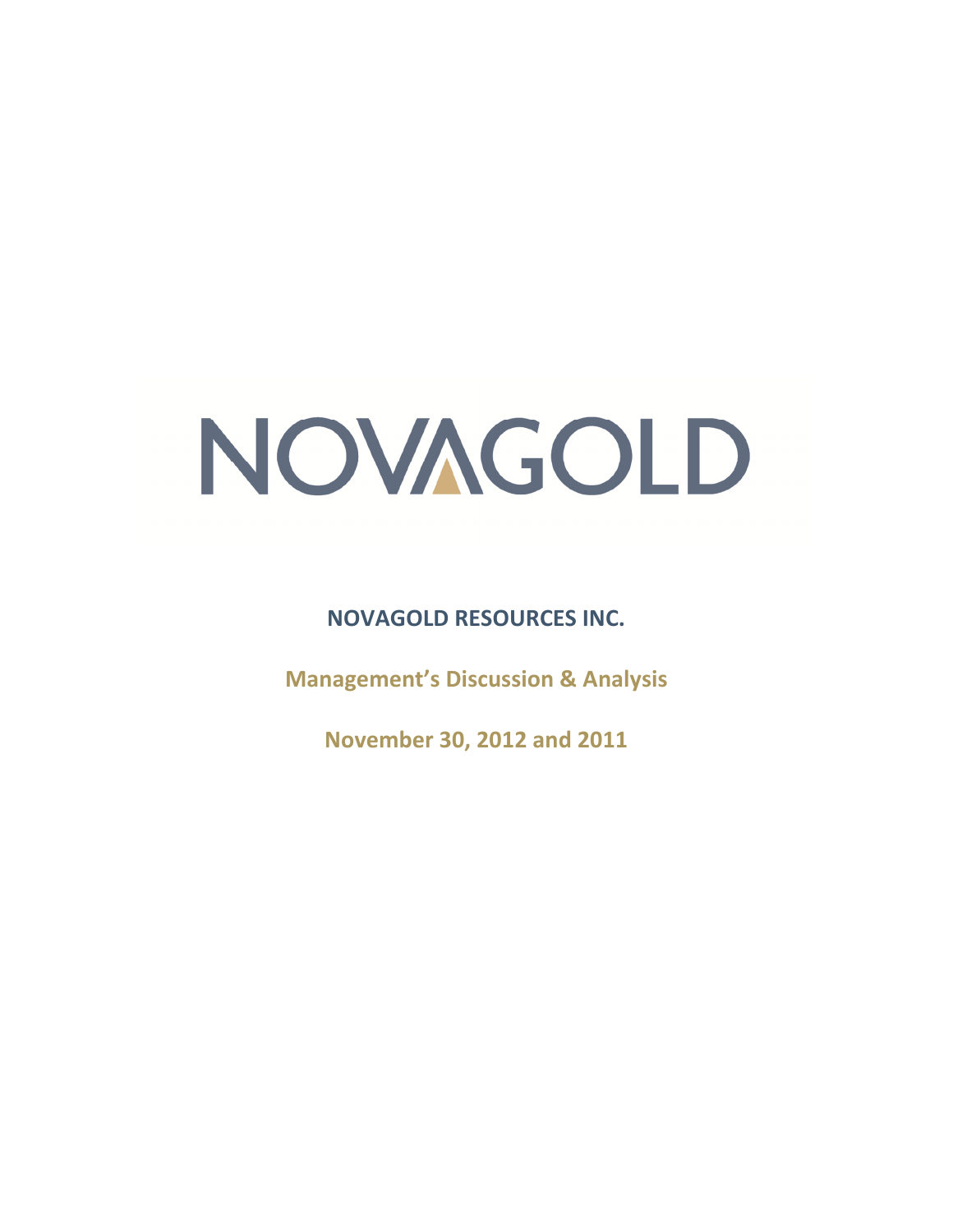# NOVAGOLD

## NOVAGOLD RESOURCES INC.

**Management's Discussion & Analysis**

**November 30, 2012 and 2011**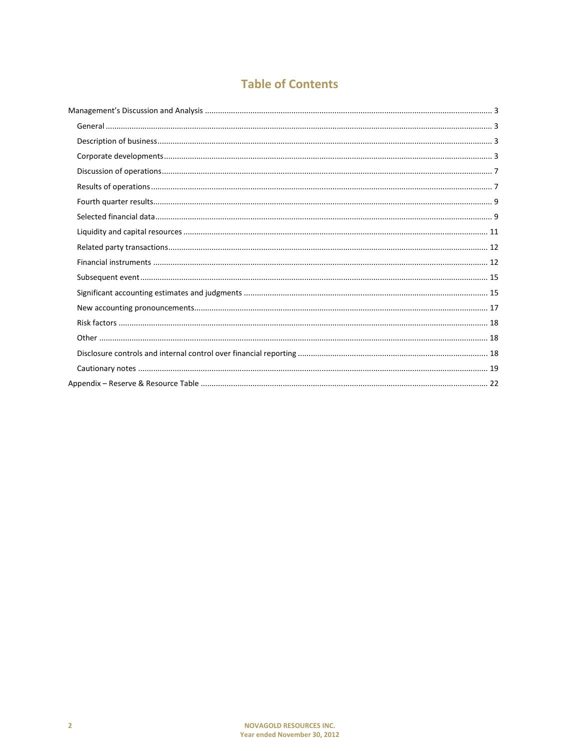# Table of Contents

- Management's Discussion and Analysis ..................... 3
  - General ..................... 3
  - Description of business ..................... 3
  - Corporate developments ..................... 3
  - Discussion of operations ..................... 7
  - Results of operations ..................... 7
  - Fourth quarter results ..................... 9
  - Selected financial data ..................... 9
  - Liquidity and capital resources ..................... 11
  - Related party transactions ..................... 12
  - Financial instruments ..................... 12
  - Subsequent event ..................... 15
  - Significant accounting estimates and judgments ..................... 15
  - New accounting pronouncements ..................... 17
  - Risk factors ..................... 18
  - Other ..................... 18
  - Disclosure controls and internal control over financial reporting ..................... 18
  - Cautionary notes ..................... 19
- Appendix – Reserve & Resource Table ..................... 22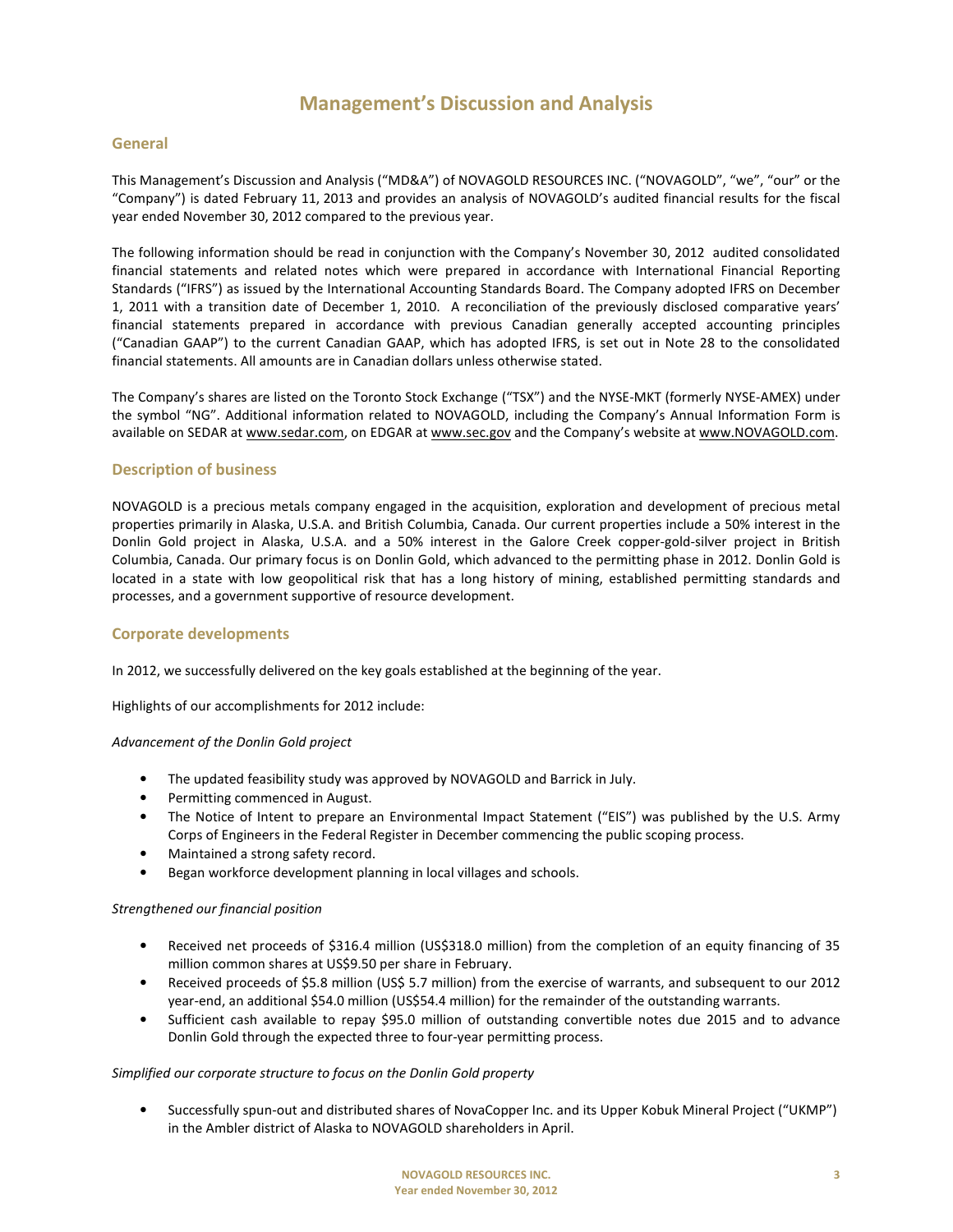# Management's Discussion and Analysis

## General

This Management's Discussion and Analysis ("MD&A") of NOVAGOLD RESOURCES INC. ("NOVAGOLD", "we", "our" or the "Company") is dated February 11, 2013 and provides an analysis of NOVAGOLD's audited financial results for the fiscal year ended November 30, 2012 compared to the previous year.

The following information should be read in conjunction with the Company's November 30, 2012 audited consolidated financial statements and related notes which were prepared in accordance with International Financial Reporting Standards ("IFRS") as issued by the International Accounting Standards Board. The Company adopted IFRS on December 1, 2011 with a transition date of December 1, 2010. A reconciliation of the previously disclosed comparative years' financial statements prepared in accordance with previous Canadian generally accepted accounting principles ("Canadian GAAP") to the current Canadian GAAP, which has adopted IFRS, is set out in Note 28 to the consolidated financial statements. All amounts are in Canadian dollars unless otherwise stated.

The Company's shares are listed on the Toronto Stock Exchange ("TSX") and the NYSE-MKT (formerly NYSE-AMEX) under the symbol "NG". Additional information related to NOVAGOLD, including the Company's Annual Information Form is available on SEDAR at www.sedar.com, on EDGAR at www.sec.gov and the Company's website at www.NOVAGOLD.com.

## Description of business

NOVAGOLD is a precious metals company engaged in the acquisition, exploration and development of precious metal properties primarily in Alaska, U.S.A. and British Columbia, Canada. Our current properties include a 50% interest in the Donlin Gold project in Alaska, U.S.A. and a 50% interest in the Galore Creek copper-gold-silver project in British Columbia, Canada. Our primary focus is on Donlin Gold, which advanced to the permitting phase in 2012. Donlin Gold is located in a state with low geopolitical risk that has a long history of mining, established permitting standards and processes, and a government supportive of resource development.

## Corporate developments

In 2012, we successfully delivered on the key goals established at the beginning of the year.

Highlights of our accomplishments for 2012 include:

*Advancement of the Donlin Gold project*

- The updated feasibility study was approved by NOVAGOLD and Barrick in July.
- Permitting commenced in August.
- The Notice of Intent to prepare an Environmental Impact Statement ("EIS") was published by the U.S. Army Corps of Engineers in the Federal Register in December commencing the public scoping process.
- Maintained a strong safety record.
- Began workforce development planning in local villages and schools.

*Strengthened our financial position*

- Received net proceeds of $316.4 million (US$318.0 million) from the completion of an equity financing of 35 million common shares at US$9.50 per share in February.
- Received proceeds of $5.8 million (US$ 5.7 million) from the exercise of warrants, and subsequent to our 2012 year-end, an additional $54.0 million (US$54.4 million) for the remainder of the outstanding warrants.
- Sufficient cash available to repay $95.0 million of outstanding convertible notes due 2015 and to advance Donlin Gold through the expected three to four-year permitting process.

*Simplified our corporate structure to focus on the Donlin Gold property*

- Successfully spun-out and distributed shares of NovaCopper Inc. and its Upper Kobuk Mineral Project ("UKMP") in the Ambler district of Alaska to NOVAGOLD shareholders in April.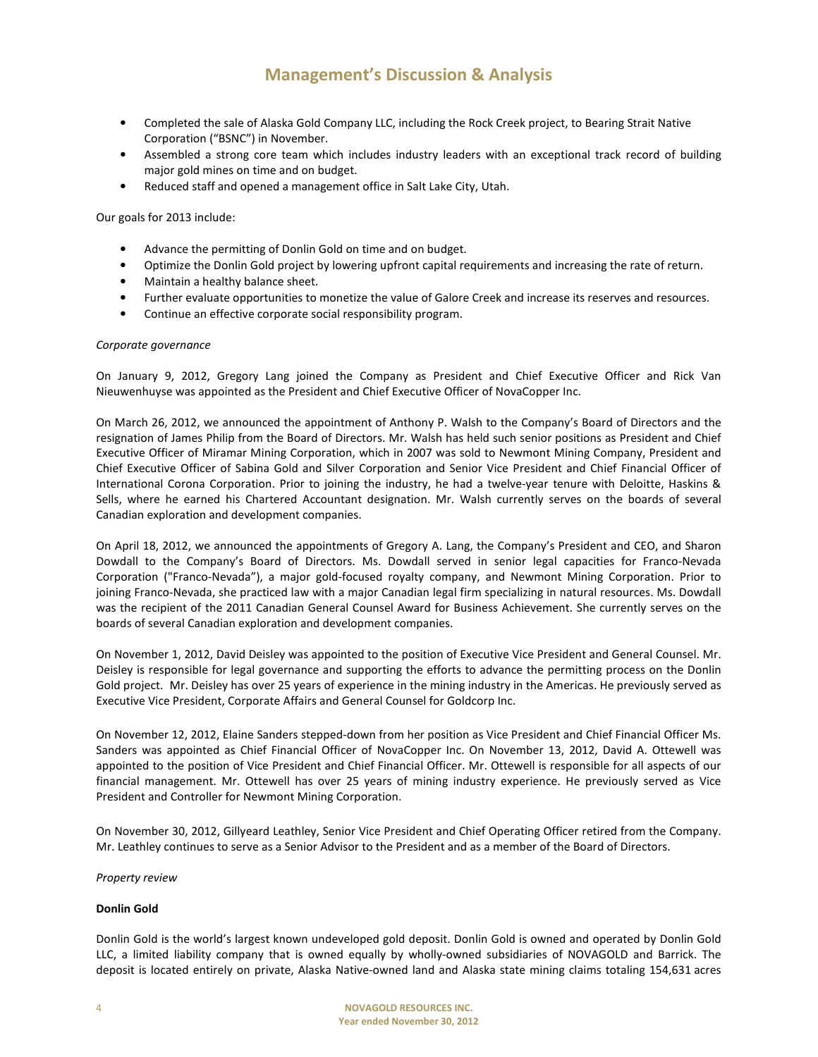- Completed the sale of Alaska Gold Company LLC, including the Rock Creek project, to Bearing Strait Native Corporation ("BSNC") in November.
- Assembled a strong core team which includes industry leaders with an exceptional track record of building major gold mines on time and on budget.
- Reduced staff and opened a management office in Salt Lake City, Utah.

Our goals for 2013 include:

- Advance the permitting of Donlin Gold on time and on budget.
- Optimize the Donlin Gold project by lowering upfront capital requirements and increasing the rate of return.
- Maintain a healthy balance sheet.
- Further evaluate opportunities to monetize the value of Galore Creek and increase its reserves and resources.
- Continue an effective corporate social responsibility program.

*Corporate governance*

On January 9, 2012, Gregory Lang joined the Company as President and Chief Executive Officer and Rick Van Nieuwenhuyse was appointed as the President and Chief Executive Officer of NovaCopper Inc.

On March 26, 2012, we announced the appointment of Anthony P. Walsh to the Company's Board of Directors and the resignation of James Philip from the Board of Directors. Mr. Walsh has held such senior positions as President and Chief Executive Officer of Miramar Mining Corporation, which in 2007 was sold to Newmont Mining Company, President and Chief Executive Officer of Sabina Gold and Silver Corporation and Senior Vice President and Chief Financial Officer of International Corona Corporation. Prior to joining the industry, he had a twelve-year tenure with Deloitte, Haskins & Sells, where he earned his Chartered Accountant designation. Mr. Walsh currently serves on the boards of several Canadian exploration and development companies.

On April 18, 2012, we announced the appointments of Gregory A. Lang, the Company's President and CEO, and Sharon Dowdall to the Company's Board of Directors. Ms. Dowdall served in senior legal capacities for Franco-Nevada Corporation ("Franco-Nevada"), a major gold-focused royalty company, and Newmont Mining Corporation. Prior to joining Franco-Nevada, she practiced law with a major Canadian legal firm specializing in natural resources. Ms. Dowdall was the recipient of the 2011 Canadian General Counsel Award for Business Achievement. She currently serves on the boards of several Canadian exploration and development companies.

On November 1, 2012, David Deisley was appointed to the position of Executive Vice President and General Counsel. Mr. Deisley is responsible for legal governance and supporting the efforts to advance the permitting process on the Donlin Gold project. Mr. Deisley has over 25 years of experience in the mining industry in the Americas. He previously served as Executive Vice President, Corporate Affairs and General Counsel for Goldcorp Inc.

On November 12, 2012, Elaine Sanders stepped-down from her position as Vice President and Chief Financial Officer Ms. Sanders was appointed as Chief Financial Officer of NovaCopper Inc. On November 13, 2012, David A. Ottewell was appointed to the position of Vice President and Chief Financial Officer. Mr. Ottewell is responsible for all aspects of our financial management. Mr. Ottewell has over 25 years of mining industry experience. He previously served as Vice President and Controller for Newmont Mining Corporation.

On November 30, 2012, Gillyeard Leathley, Senior Vice President and Chief Operating Officer retired from the Company. Mr. Leathley continues to serve as a Senior Advisor to the President and as a member of the Board of Directors.

*Property review*

**Donlin Gold**

Donlin Gold is the world's largest known undeveloped gold deposit. Donlin Gold is owned and operated by Donlin Gold LLC, a limited liability company that is owned equally by wholly-owned subsidiaries of NOVAGOLD and Barrick. The deposit is located entirely on private, Alaska Native-owned land and Alaska state mining claims totaling 154,631 acres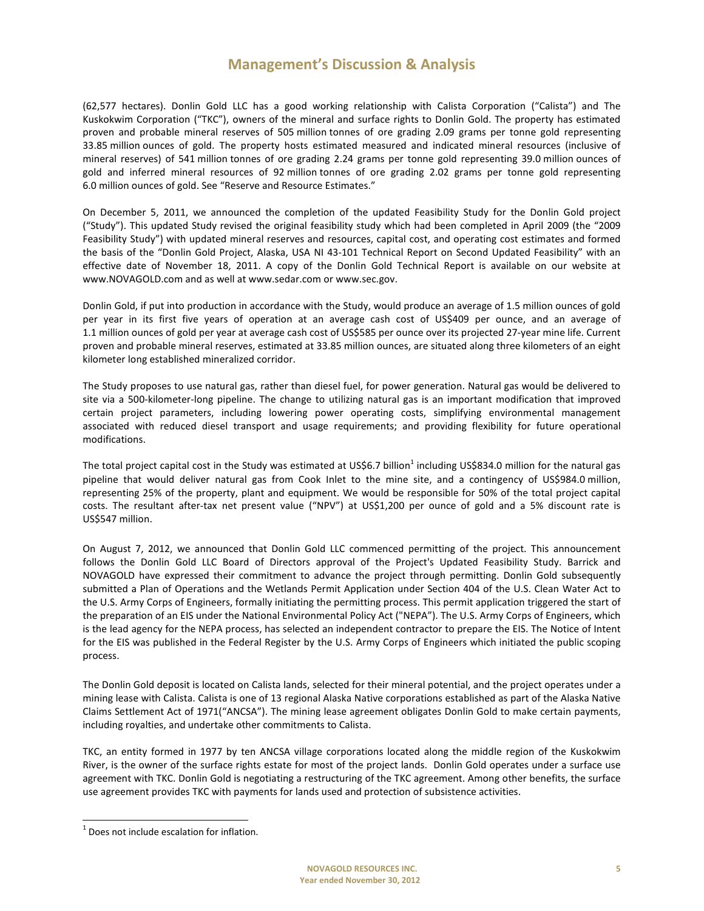(62,577 hectares). Donlin Gold LLC has a good working relationship with Calista Corporation ("Calista") and The Kuskokwim Corporation ("TKC"), owners of the mineral and surface rights to Donlin Gold. The property has estimated proven and probable mineral reserves of 505 million tonnes of ore grading 2.09 grams per tonne gold representing 33.85 million ounces of gold. The property hosts estimated measured and indicated mineral resources (inclusive of mineral reserves) of 541 million tonnes of ore grading 2.24 grams per tonne gold representing 39.0 million ounces of gold and inferred mineral resources of 92 million tonnes of ore grading 2.02 grams per tonne gold representing 6.0 million ounces of gold. See "Reserve and Resource Estimates."

On December 5, 2011, we announced the completion of the updated Feasibility Study for the Donlin Gold project ("Study"). This updated Study revised the original feasibility study which had been completed in April 2009 (the "2009 Feasibility Study") with updated mineral reserves and resources, capital cost, and operating cost estimates and formed the basis of the "Donlin Gold Project, Alaska, USA NI 43-101 Technical Report on Second Updated Feasibility" with an effective date of November 18, 2011. A copy of the Donlin Gold Technical Report is available on our website at www.NOVAGOLD.com and as well at www.sedar.com or www.sec.gov.

Donlin Gold, if put into production in accordance with the Study, would produce an average of 1.5 million ounces of gold per year in its first five years of operation at an average cash cost of US$409 per ounce, and an average of 1.1 million ounces of gold per year at average cash cost of US$585 per ounce over its projected 27-year mine life. Current proven and probable mineral reserves, estimated at 33.85 million ounces, are situated along three kilometers of an eight kilometer long established mineralized corridor.

The Study proposes to use natural gas, rather than diesel fuel, for power generation. Natural gas would be delivered to site via a 500-kilometer-long pipeline. The change to utilizing natural gas is an important modification that improved certain project parameters, including lowering power operating costs, simplifying environmental management associated with reduced diesel transport and usage requirements; and providing flexibility for future operational modifications.

The total project capital cost in the Study was estimated at US$6.7 billion[1] including US$834.0 million for the natural gas pipeline that would deliver natural gas from Cook Inlet to the mine site, and a contingency of US$984.0 million, representing 25% of the property, plant and equipment. We would be responsible for 50% of the total project capital costs. The resultant after-tax net present value ("NPV") at US$1,200 per ounce of gold and a 5% discount rate is US$547 million.

On August 7, 2012, we announced that Donlin Gold LLC commenced permitting of the project. This announcement follows the Donlin Gold LLC Board of Directors approval of the Project's Updated Feasibility Study. Barrick and NOVAGOLD have expressed their commitment to advance the project through permitting. Donlin Gold subsequently submitted a Plan of Operations and the Wetlands Permit Application under Section 404 of the U.S. Clean Water Act to the U.S. Army Corps of Engineers, formally initiating the permitting process. This permit application triggered the start of the preparation of an EIS under the National Environmental Policy Act ("NEPA"). The U.S. Army Corps of Engineers, which is the lead agency for the NEPA process, has selected an independent contractor to prepare the EIS. The Notice of Intent for the EIS was published in the Federal Register by the U.S. Army Corps of Engineers which initiated the public scoping process.

The Donlin Gold deposit is located on Calista lands, selected for their mineral potential, and the project operates under a mining lease with Calista. Calista is one of 13 regional Alaska Native corporations established as part of the Alaska Native Claims Settlement Act of 1971("ANCSA"). The mining lease agreement obligates Donlin Gold to make certain payments, including royalties, and undertake other commitments to Calista.

TKC, an entity formed in 1977 by ten ANCSA village corporations located along the middle region of the Kuskokwim River, is the owner of the surface rights estate for most of the project lands. Donlin Gold operates under a surface use agreement with TKC. Donlin Gold is negotiating a restructuring of the TKC agreement. Among other benefits, the surface use agreement provides TKC with payments for lands used and protection of subsistence activities.

---

[1] Does not include escalation for inflation.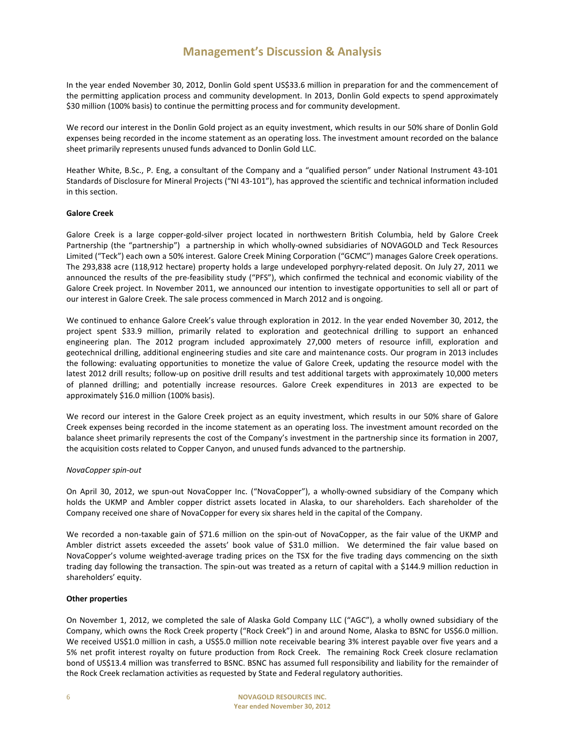# Management's Discussion & Analysis

In the year ended November 30, 2012, Donlin Gold spent US$33.6 million in preparation for and the commencement of the permitting application process and community development. In 2013, Donlin Gold expects to spend approximately $30 million (100% basis) to continue the permitting process and for community development.

We record our interest in the Donlin Gold project as an equity investment, which results in our 50% share of Donlin Gold expenses being recorded in the income statement as an operating loss. The investment amount recorded on the balance sheet primarily represents unused funds advanced to Donlin Gold LLC.

Heather White, B.Sc., P. Eng, a consultant of the Company and a "qualified person" under National Instrument 43-101 Standards of Disclosure for Mineral Projects ("NI 43-101"), has approved the scientific and technical information included in this section.

**Galore Creek**

Galore Creek is a large copper-gold-silver project located in northwestern British Columbia, held by Galore Creek Partnership (the "partnership") a partnership in which wholly-owned subsidiaries of NOVAGOLD and Teck Resources Limited ("Teck") each own a 50% interest. Galore Creek Mining Corporation ("GCMC") manages Galore Creek operations. The 293,838 acre (118,912 hectare) property holds a large undeveloped porphyry-related deposit. On July 27, 2011 we announced the results of the pre-feasibility study ("PFS"), which confirmed the technical and economic viability of the Galore Creek project. In November 2011, we announced our intention to investigate opportunities to sell all or part of our interest in Galore Creek. The sale process commenced in March 2012 and is ongoing.

We continued to enhance Galore Creek's value through exploration in 2012. In the year ended November 30, 2012, the project spent $33.9 million, primarily related to exploration and geotechnical drilling to support an enhanced engineering plan. The 2012 program included approximately 27,000 meters of resource infill, exploration and geotechnical drilling, additional engineering studies and site care and maintenance costs. Our program in 2013 includes the following: evaluating opportunities to monetize the value of Galore Creek, updating the resource model with the latest 2012 drill results; follow-up on positive drill results and test additional targets with approximately 10,000 meters of planned drilling; and potentially increase resources. Galore Creek expenditures in 2013 are expected to be approximately $16.0 million (100% basis).

We record our interest in the Galore Creek project as an equity investment, which results in our 50% share of Galore Creek expenses being recorded in the income statement as an operating loss. The investment amount recorded on the balance sheet primarily represents the cost of the Company's investment in the partnership since its formation in 2007, the acquisition costs related to Copper Canyon, and unused funds advanced to the partnership.

*NovaCopper spin-out*

On April 30, 2012, we spun-out NovaCopper Inc. ("NovaCopper"), a wholly-owned subsidiary of the Company which holds the UKMP and Ambler copper district assets located in Alaska, to our shareholders. Each shareholder of the Company received one share of NovaCopper for every six shares held in the capital of the Company.

We recorded a non-taxable gain of $71.6 million on the spin-out of NovaCopper, as the fair value of the UKMP and Ambler district assets exceeded the assets' book value of $31.0 million. We determined the fair value based on NovaCopper's volume weighted-average trading prices on the TSX for the five trading days commencing on the sixth trading day following the transaction. The spin-out was treated as a return of capital with a $144.9 million reduction in shareholders' equity.

**Other properties**

On November 1, 2012, we completed the sale of Alaska Gold Company LLC ("AGC"), a wholly owned subsidiary of the Company, which owns the Rock Creek property ("Rock Creek") in and around Nome, Alaska to BSNC for US$6.0 million. We received US$1.0 million in cash, a US$5.0 million note receivable bearing 3% interest payable over five years and a 5% net profit interest royalty on future production from Rock Creek. The remaining Rock Creek closure reclamation bond of US$13.4 million was transferred to BSNC. BSNC has assumed full responsibility and liability for the remainder of the Rock Creek reclamation activities as requested by State and Federal regulatory authorities.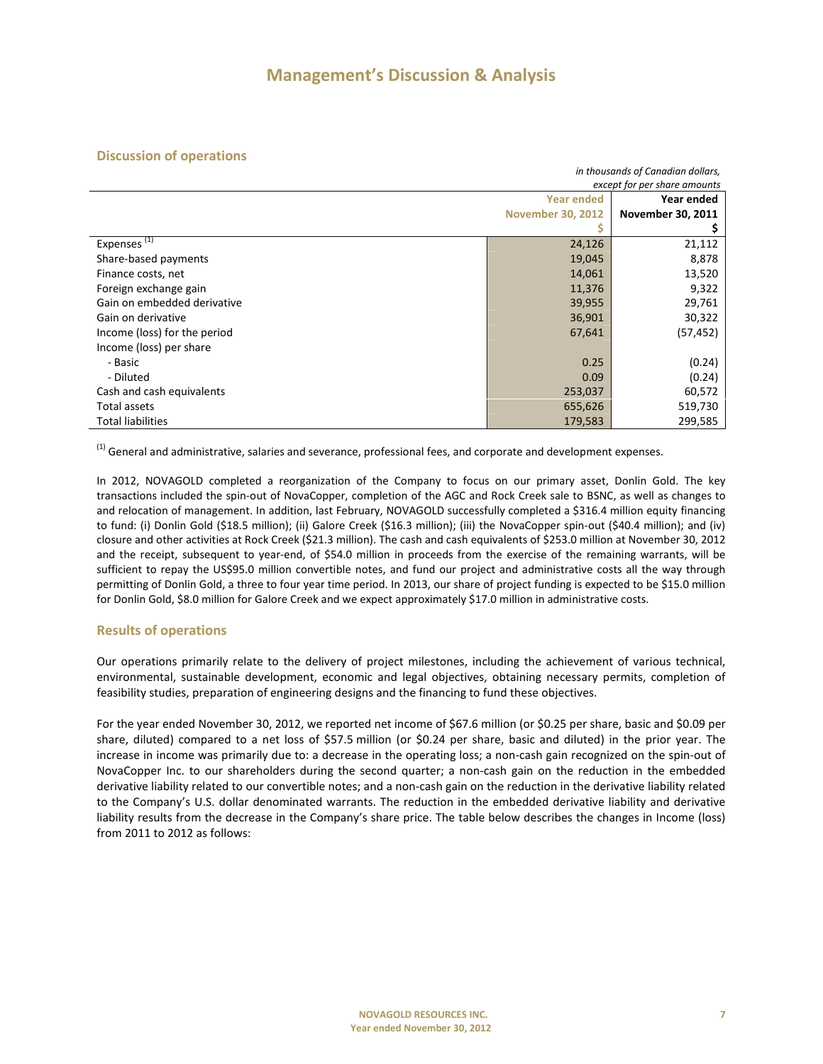# Management's Discussion & Analysis

## Discussion of operations

*in thousands of Canadian dollars, except for per share amounts*

| | Year ended November 30, 2012 $ | Year ended November 30, 2011 $ |
|---|---|---|
| Expenses [1] | 24,126 | 21,112 |
| Share-based payments | 19,045 | 8,878 |
| Finance costs, net | 14,061 | 13,520 |
| Foreign exchange gain | 11,376 | 9,322 |
| Gain on embedded derivative | 39,955 | 29,761 |
| Gain on derivative | 36,901 | 30,322 |
| Income (loss) for the period | 67,641 | (57,452) |
| Income (loss) per share | | |
| - Basic | 0.25 | (0.24) |
| - Diluted | 0.09 | (0.24) |
| Cash and cash equivalents | 253,037 | 60,572 |
| Total assets | 655,626 | 519,730 |
| Total liabilities | 179,583 | 299,585 |

[1] General and administrative, salaries and severance, professional fees, and corporate and development expenses.

In 2012, NOVAGOLD completed a reorganization of the Company to focus on our primary asset, Donlin Gold. The key transactions included the spin-out of NovaCopper, completion of the AGC and Rock Creek sale to BSNC, as well as changes to and relocation of management. In addition, last February, NOVAGOLD successfully completed a $316.4 million equity financing to fund: (i) Donlin Gold ($18.5 million); (ii) Galore Creek ($16.3 million); (iii) the NovaCopper spin-out ($40.4 million); and (iv) closure and other activities at Rock Creek ($21.3 million). The cash and cash equivalents of $253.0 million at November 30, 2012 and the receipt, subsequent to year-end, of $54.0 million in proceeds from the exercise of the remaining warrants, will be sufficient to repay the US$95.0 million convertible notes, and fund our project and administrative costs all the way through permitting of Donlin Gold, a three to four year time period. In 2013, our share of project funding is expected to be $15.0 million for Donlin Gold, $8.0 million for Galore Creek and we expect approximately $17.0 million in administrative costs.

## Results of operations

Our operations primarily relate to the delivery of project milestones, including the achievement of various technical, environmental, sustainable development, economic and legal objectives, obtaining necessary permits, completion of feasibility studies, preparation of engineering designs and the financing to fund these objectives.

For the year ended November 30, 2012, we reported net income of $67.6 million (or $0.25 per share, basic and $0.09 per share, diluted) compared to a net loss of $57.5 million (or $0.24 per share, basic and diluted) in the prior year. The increase in income was primarily due to: a decrease in the operating loss; a non-cash gain recognized on the spin-out of NovaCopper Inc. to our shareholders during the second quarter; a non-cash gain on the reduction in the embedded derivative liability related to our convertible notes; and a non-cash gain on the reduction in the derivative liability related to the Company's U.S. dollar denominated warrants. The reduction in the embedded derivative liability and derivative liability results from the decrease in the Company's share price. The table below describes the changes in Income (loss) from 2011 to 2012 as follows: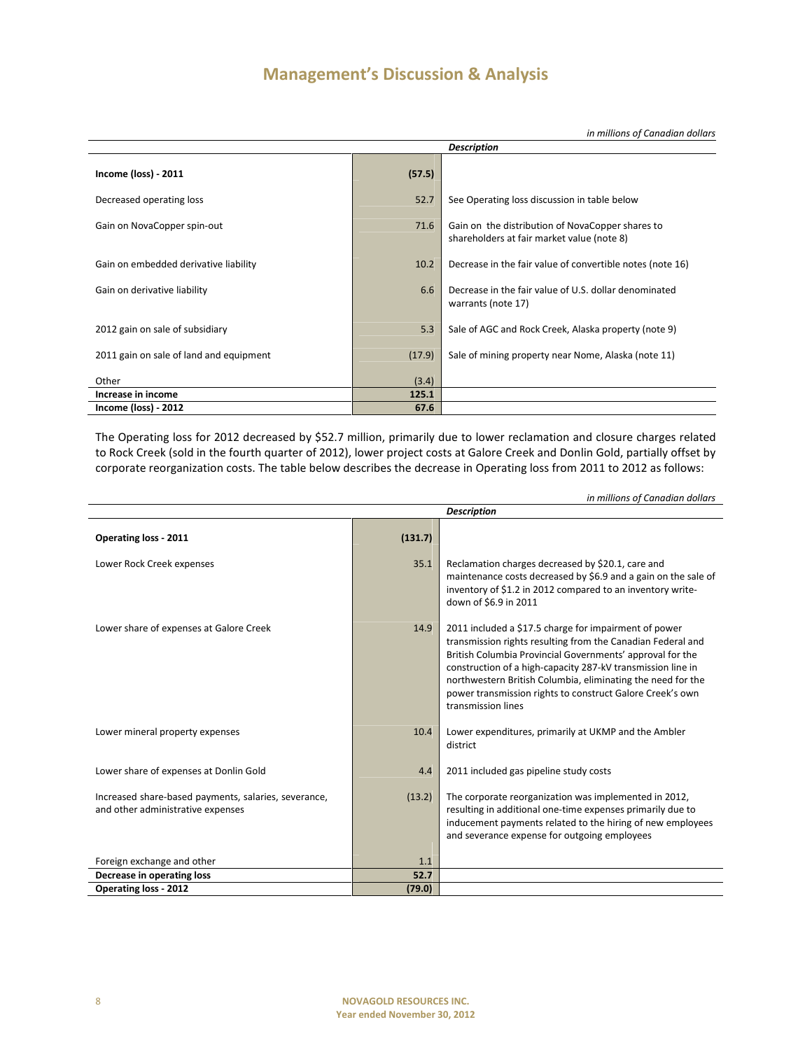# Management's Discussion & Analysis

*in millions of Canadian dollars*

| | | *Description* |
|---|---|---|
| **Income (loss) - 2011** | **(57.5)** | |
| Decreased operating loss | 52.7 | See Operating loss discussion in table below |
| Gain on NovaCopper spin-out | 71.6 | Gain on the distribution of NovaCopper shares to shareholders at fair market value (note 8) |
| Gain on embedded derivative liability | 10.2 | Decrease in the fair value of convertible notes (note 16) |
| Gain on derivative liability | 6.6 | Decrease in the fair value of U.S. dollar denominated warrants (note 17) |
| 2012 gain on sale of subsidiary | 5.3 | Sale of AGC and Rock Creek, Alaska property (note 9) |
| 2011 gain on sale of land and equipment | (17.9) | Sale of mining property near Nome, Alaska (note 11) |
| Other | (3.4) | |
| **Increase in income** | **125.1** | |
| **Income (loss) - 2012** | **67.6** | |

The Operating loss for 2012 decreased by $52.7 million, primarily due to lower reclamation and closure charges related to Rock Creek (sold in the fourth quarter of 2012), lower project costs at Galore Creek and Donlin Gold, partially offset by corporate reorganization costs. The table below describes the decrease in Operating loss from 2011 to 2012 as follows:

*in millions of Canadian dollars*

| | | *Description* |
|---|---|---|
| **Operating loss - 2011** | **(131.7)** | |
| Lower Rock Creek expenses | 35.1 | Reclamation charges decreased by $20.1, care and maintenance costs decreased by $6.9 and a gain on the sale of inventory of $1.2 in 2012 compared to an inventory write-down of $6.9 in 2011 |
| Lower share of expenses at Galore Creek | 14.9 | 2011 included a $17.5 charge for impairment of power transmission rights resulting from the Canadian Federal and British Columbia Provincial Governments' approval for the construction of a high-capacity 287-kV transmission line in northwestern British Columbia, eliminating the need for the power transmission rights to construct Galore Creek's own transmission lines |
| Lower mineral property expenses | 10.4 | Lower expenditures, primarily at UKMP and the Ambler district |
| Lower share of expenses at Donlin Gold | 4.4 | 2011 included gas pipeline study costs |
| Increased share-based payments, salaries, severance, and other administrative expenses | (13.2) | The corporate reorganization was implemented in 2012, resulting in additional one-time expenses primarily due to inducement payments related to the hiring of new employees and severance expense for outgoing employees |
| Foreign exchange and other | 1.1 | |
| **Decrease in operating loss** | **52.7** | |
| **Operating loss - 2012** | **(79.0)** | |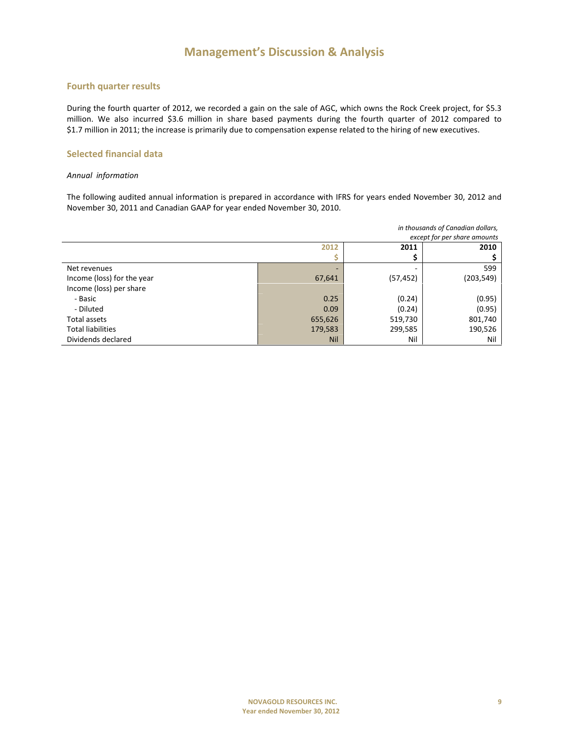# Management's Discussion & Analysis

## Fourth quarter results

During the fourth quarter of 2012, we recorded a gain on the sale of AGC, which owns the Rock Creek project, for $5.3 million. We also incurred $3.6 million in share based payments during the fourth quarter of 2012 compared to $1.7 million in 2011; the increase is primarily due to compensation expense related to the hiring of new executives.

## Selected financial data

*Annual information*

The following audited annual information is prepared in accordance with IFRS for years ended November 30, 2012 and November 30, 2011 and Canadian GAAP for year ended November 30, 2010.

*in thousands of Canadian dollars, except for per share amounts*

| | 2012 | 2011 | 2010 |
|---|---|---|---|
| | $ | $ | $ |
| Net revenues | - | - | 599 |
| Income (loss) for the year | 67,641 | (57,452) | (203,549) |
| Income (loss) per share | | | |
| - Basic | 0.25 | (0.24) | (0.95) |
| - Diluted | 0.09 | (0.24) | (0.95) |
| Total assets | 655,626 | 519,730 | 801,740 |
| Total liabilities | 179,583 | 299,585 | 190,526 |
| Dividends declared | Nil | Nil | Nil |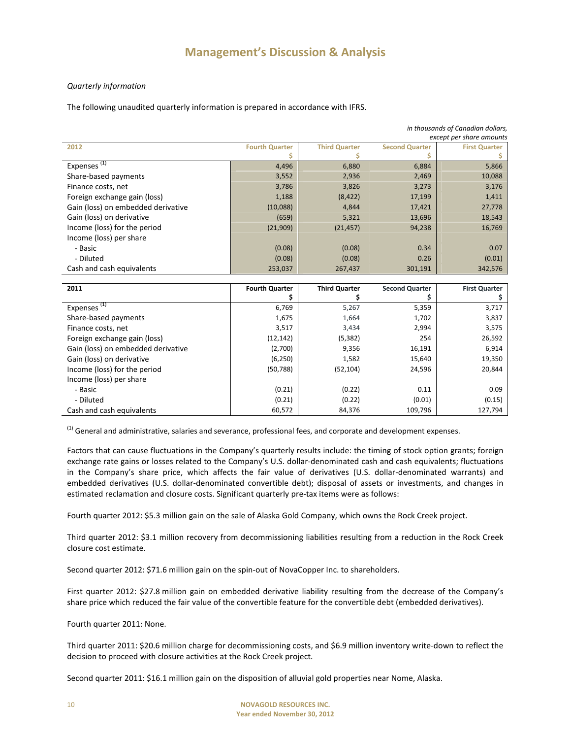# Management's Discussion & Analysis

*Quarterly information*

The following unaudited quarterly information is prepared in accordance with IFRS.

*in thousands of Canadian dollars, except per share amounts*

| 2012 | Fourth Quarter $ | Third Quarter $ | Second Quarter $ | First Quarter $ |
|---|---|---|---|---|
| Expenses [1] | 4,496 | 6,880 | 6,884 | 5,866 |
| Share-based payments | 3,552 | 2,936 | 2,469 | 10,088 |
| Finance costs, net | 3,786 | 3,826 | 3,273 | 3,176 |
| Foreign exchange gain (loss) | 1,188 | (8,422) | 17,199 | 1,411 |
| Gain (loss) on embedded derivative | (10,088) | 4,844 | 17,421 | 27,778 |
| Gain (loss) on derivative | (659) | 5,321 | 13,696 | 18,543 |
| Income (loss) for the period | (21,909) | (21,457) | 94,238 | 16,769 |
| Income (loss) per share | | | | |
| - Basic | (0.08) | (0.08) | 0.34 | 0.07 |
| - Diluted | (0.08) | (0.08) | 0.26 | (0.01) |
| Cash and cash equivalents | 253,037 | 267,437 | 301,191 | 342,576 |

| 2011 | Fourth Quarter $ | Third Quarter $ | Second Quarter $ | First Quarter $ |
|---|---|---|---|---|
| Expenses [1] | 6,769 | 5,267 | 5,359 | 3,717 |
| Share-based payments | 1,675 | 1,664 | 1,702 | 3,837 |
| Finance costs, net | 3,517 | 3,434 | 2,994 | 3,575 |
| Foreign exchange gain (loss) | (12,142) | (5,382) | 254 | 26,592 |
| Gain (loss) on embedded derivative | (2,700) | 9,356 | 16,191 | 6,914 |
| Gain (loss) on derivative | (6,250) | 1,582 | 15,640 | 19,350 |
| Income (loss) for the period | (50,788) | (52,104) | 24,596 | 20,844 |
| Income (loss) per share | | | | |
| - Basic | (0.21) | (0.22) | 0.11 | 0.09 |
| - Diluted | (0.21) | (0.22) | (0.01) | (0.15) |
| Cash and cash equivalents | 60,572 | 84,376 | 109,796 | 127,794 |

[1] General and administrative, salaries and severance, professional fees, and corporate and development expenses.

Factors that can cause fluctuations in the Company's quarterly results include: the timing of stock option grants; foreign exchange rate gains or losses related to the Company's U.S. dollar-denominated cash and cash equivalents; fluctuations in the Company's share price, which affects the fair value of derivatives (U.S. dollar-denominated warrants) and embedded derivatives (U.S. dollar-denominated convertible debt); disposal of assets or investments, and changes in estimated reclamation and closure costs. Significant quarterly pre-tax items were as follows:

Fourth quarter 2012: $5.3 million gain on the sale of Alaska Gold Company, which owns the Rock Creek project.

Third quarter 2012: $3.1 million recovery from decommissioning liabilities resulting from a reduction in the Rock Creek closure cost estimate.

Second quarter 2012: $71.6 million gain on the spin-out of NovaCopper Inc. to shareholders.

First quarter 2012: $27.8 million gain on embedded derivative liability resulting from the decrease of the Company's share price which reduced the fair value of the convertible feature for the convertible debt (embedded derivatives).

Fourth quarter 2011: None.

Third quarter 2011: $20.6 million charge for decommissioning costs, and $6.9 million inventory write-down to reflect the decision to proceed with closure activities at the Rock Creek project.

Second quarter 2011: $16.1 million gain on the disposition of alluvial gold properties near Nome, Alaska.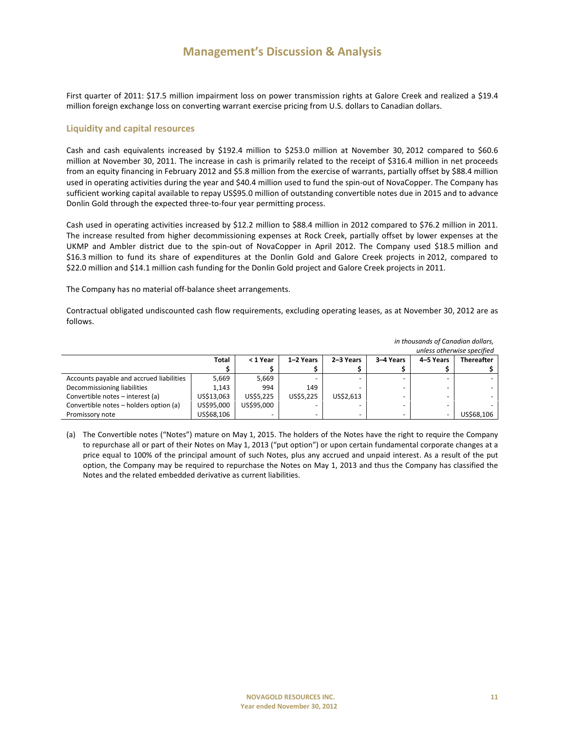First quarter of 2011: $17.5 million impairment loss on power transmission rights at Galore Creek and realized a $19.4 million foreign exchange loss on converting warrant exercise pricing from U.S. dollars to Canadian dollars.

## Liquidity and capital resources

Cash and cash equivalents increased by $192.4 million to $253.0 million at November 30, 2012 compared to $60.6 million at November 30, 2011. The increase in cash is primarily related to the receipt of $316.4 million in net proceeds from an equity financing in February 2012 and $5.8 million from the exercise of warrants, partially offset by $88.4 million used in operating activities during the year and $40.4 million used to fund the spin-out of NovaCopper. The Company has sufficient working capital available to repay US$95.0 million of outstanding convertible notes due in 2015 and to advance Donlin Gold through the expected three-to-four year permitting process.

Cash used in operating activities increased by $12.2 million to $88.4 million in 2012 compared to $76.2 million in 2011. The increase resulted from higher decommissioning expenses at Rock Creek, partially offset by lower expenses at the UKMP and Ambler district due to the spin-out of NovaCopper in April 2012. The Company used $18.5 million and $16.3 million to fund its share of expenditures at the Donlin Gold and Galore Creek projects in 2012, compared to $22.0 million and $14.1 million cash funding for the Donlin Gold project and Galore Creek projects in 2011.

The Company has no material off-balance sheet arrangements.

Contractual obligated undiscounted cash flow requirements, excluding operating leases, as at November 30, 2012 are as follows.

*in thousands of Canadian dollars, unless otherwise specified*

| | Total | < 1 Year | 1–2 Years | 2–3 Years | 3–4 Years | 4–5 Years | Thereafter |
|---|---|---|---|---|---|---|---|
| | $ | $ | $ | $ | $ | $ | $ |
| Accounts payable and accrued liabilities | 5,669 | 5,669 | - | - | - | - | - |
| Decommissioning liabilities | 1,143 | 994 | 149 | - | - | - | - |
| Convertible notes – interest (a) | US$13,063 | US$5,225 | US$5,225 | US$2,613 | - | - | - |
| Convertible notes – holders option (a) | US$95,000 | US$95,000 | - | - | - | - | - |
| Promissory note | US$68,106 | - | - | - | - | - | US$68,106 |

(a) The Convertible notes ("Notes") mature on May 1, 2015. The holders of the Notes have the right to require the Company to repurchase all or part of their Notes on May 1, 2013 ("put option") or upon certain fundamental corporate changes at a price equal to 100% of the principal amount of such Notes, plus any accrued and unpaid interest. As a result of the put option, the Company may be required to repurchase the Notes on May 1, 2013 and thus the Company has classified the Notes and the related embedded derivative as current liabilities.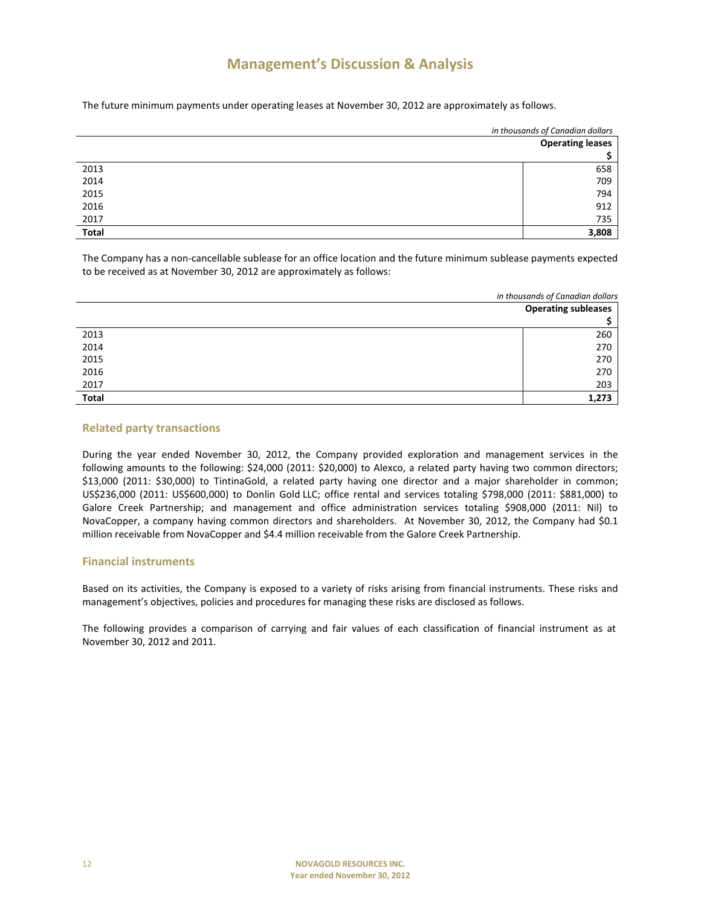# Management's Discussion & Analysis

The future minimum payments under operating leases at November 30, 2012 are approximately as follows.

*in thousands of Canadian dollars*

| | Operating leases |
|---|---:|
| | $ |
| 2013 | 658 |
| 2014 | 709 |
| 2015 | 794 |
| 2016 | 912 |
| 2017 | 735 |
| **Total** | **3,808** |

The Company has a non-cancellable sublease for an office location and the future minimum sublease payments expected to be received as at November 30, 2012 are approximately as follows:

*in thousands of Canadian dollars*

| | Operating subleases |
|---|---:|
| | $ |
| 2013 | 260 |
| 2014 | 270 |
| 2015 | 270 |
| 2016 | 270 |
| 2017 | 203 |
| **Total** | **1,273** |

## Related party transactions

During the year ended November 30, 2012, the Company provided exploration and management services in the following amounts to the following: $24,000 (2011: $20,000) to Alexco, a related party having two common directors; $13,000 (2011: $30,000) to TintinaGold, a related party having one director and a major shareholder in common; US$236,000 (2011: US$600,000) to Donlin Gold LLC; office rental and services totaling $798,000 (2011: $881,000) to Galore Creek Partnership; and management and office administration services totaling $908,000 (2011: Nil) to NovaCopper, a company having common directors and shareholders. At November 30, 2012, the Company had $0.1 million receivable from NovaCopper and $4.4 million receivable from the Galore Creek Partnership.

## Financial instruments

Based on its activities, the Company is exposed to a variety of risks arising from financial instruments. These risks and management's objectives, policies and procedures for managing these risks are disclosed as follows.

The following provides a comparison of carrying and fair values of each classification of financial instrument as at November 30, 2012 and 2011.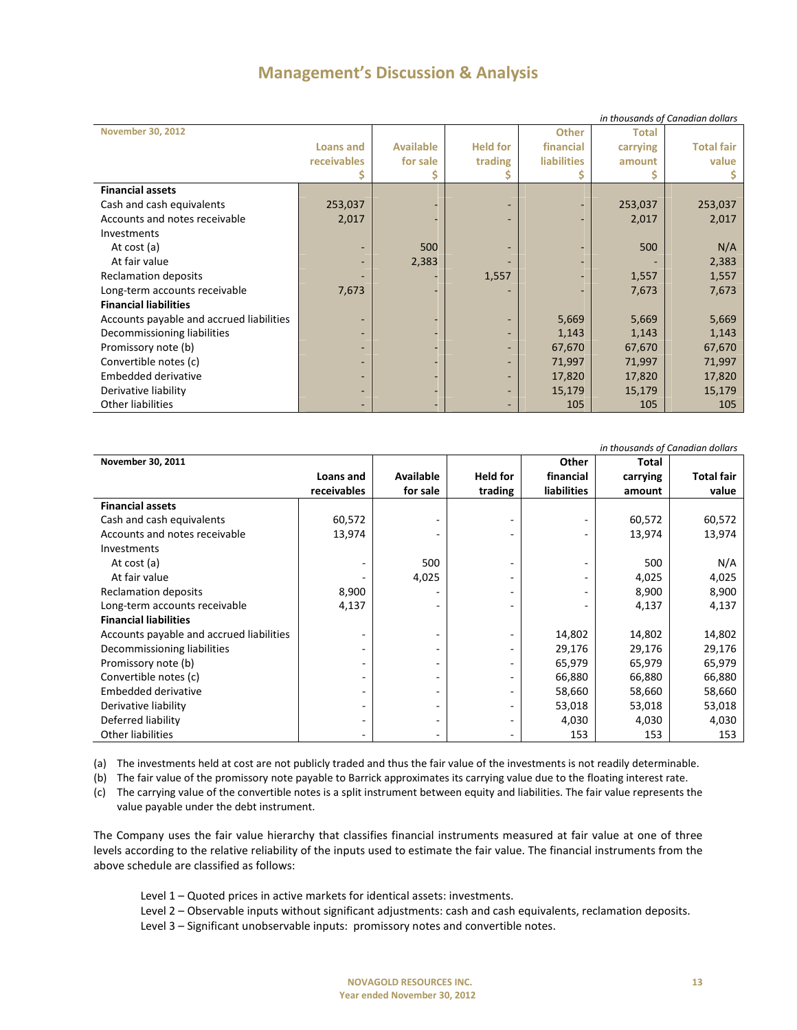*in thousands of Canadian dollars*

| November 30, 2012 | Loans and receivables $ | Available for sale $ | Held for trading $ | Other financial liabilities $ | Total carrying amount $ | Total fair value $ |
|---|---|---|---|---|---|---|
| **Financial assets** | | | | | | |
| Cash and cash equivalents | 253,037 | - | - | - | 253,037 | 253,037 |
| Accounts and notes receivable | 2,017 | - | - | - | 2,017 | 2,017 |
| Investments | | | | | | |
| At cost (a) | - | 500 | - | - | 500 | N/A |
| At fair value | - | 2,383 | - | - | - | 2,383 |
| Reclamation deposits | - | - | 1,557 | - | 1,557 | 1,557 |
| Long-term accounts receivable | 7,673 | - | - | - | 7,673 | 7,673 |
| **Financial liabilities** | | | | | | |
| Accounts payable and accrued liabilities | - | - | - | 5,669 | 5,669 | 5,669 |
| Decommissioning liabilities | - | - | - | 1,143 | 1,143 | 1,143 |
| Promissory note (b) | - | - | - | 67,670 | 67,670 | 67,670 |
| Convertible notes (c) | - | - | - | 71,997 | 71,997 | 71,997 |
| Embedded derivative | - | - | - | 17,820 | 17,820 | 17,820 |
| Derivative liability | - | - | - | 15,179 | 15,179 | 15,179 |
| Other liabilities | - | - | - | 105 | 105 | 105 |

*in thousands of Canadian dollars*

| November 30, 2011 | Loans and receivables | Available for sale | Held for trading | Other financial liabilities | Total carrying amount | Total fair value |
|---|---|---|---|---|---|---|
| **Financial assets** | | | | | | |
| Cash and cash equivalents | 60,572 | - | - | - | 60,572 | 60,572 |
| Accounts and notes receivable | 13,974 | - | - | - | 13,974 | 13,974 |
| Investments | | | | | | |
| At cost (a) | - | 500 | - | - | 500 | N/A |
| At fair value | - | 4,025 | - | - | 4,025 | 4,025 |
| Reclamation deposits | 8,900 | - | - | - | 8,900 | 8,900 |
| Long-term accounts receivable | 4,137 | - | - | - | 4,137 | 4,137 |
| **Financial liabilities** | | | | | | |
| Accounts payable and accrued liabilities | - | - | - | 14,802 | 14,802 | 14,802 |
| Decommissioning liabilities | - | - | - | 29,176 | 29,176 | 29,176 |
| Promissory note (b) | - | - | - | 65,979 | 65,979 | 65,979 |
| Convertible notes (c) | - | - | - | 66,880 | 66,880 | 66,880 |
| Embedded derivative | - | - | - | 58,660 | 58,660 | 58,660 |
| Derivative liability | - | - | - | 53,018 | 53,018 | 53,018 |
| Deferred liability | - | - | - | 4,030 | 4,030 | 4,030 |
| Other liabilities | - | - | - | 153 | 153 | 153 |

(a) The investments held at cost are not publicly traded and thus the fair value of the investments is not readily determinable.

(b) The fair value of the promissory note payable to Barrick approximates its carrying value due to the floating interest rate.

(c) The carrying value of the convertible notes is a split instrument between equity and liabilities. The fair value represents the value payable under the debt instrument.

The Company uses the fair value hierarchy that classifies financial instruments measured at fair value at one of three levels according to the relative reliability of the inputs used to estimate the fair value. The financial instruments from the above schedule are classified as follows:

- Level 1 – Quoted prices in active markets for identical assets: investments.
- Level 2 – Observable inputs without significant adjustments: cash and cash equivalents, reclamation deposits.
- Level 3 – Significant unobservable inputs: promissory notes and convertible notes.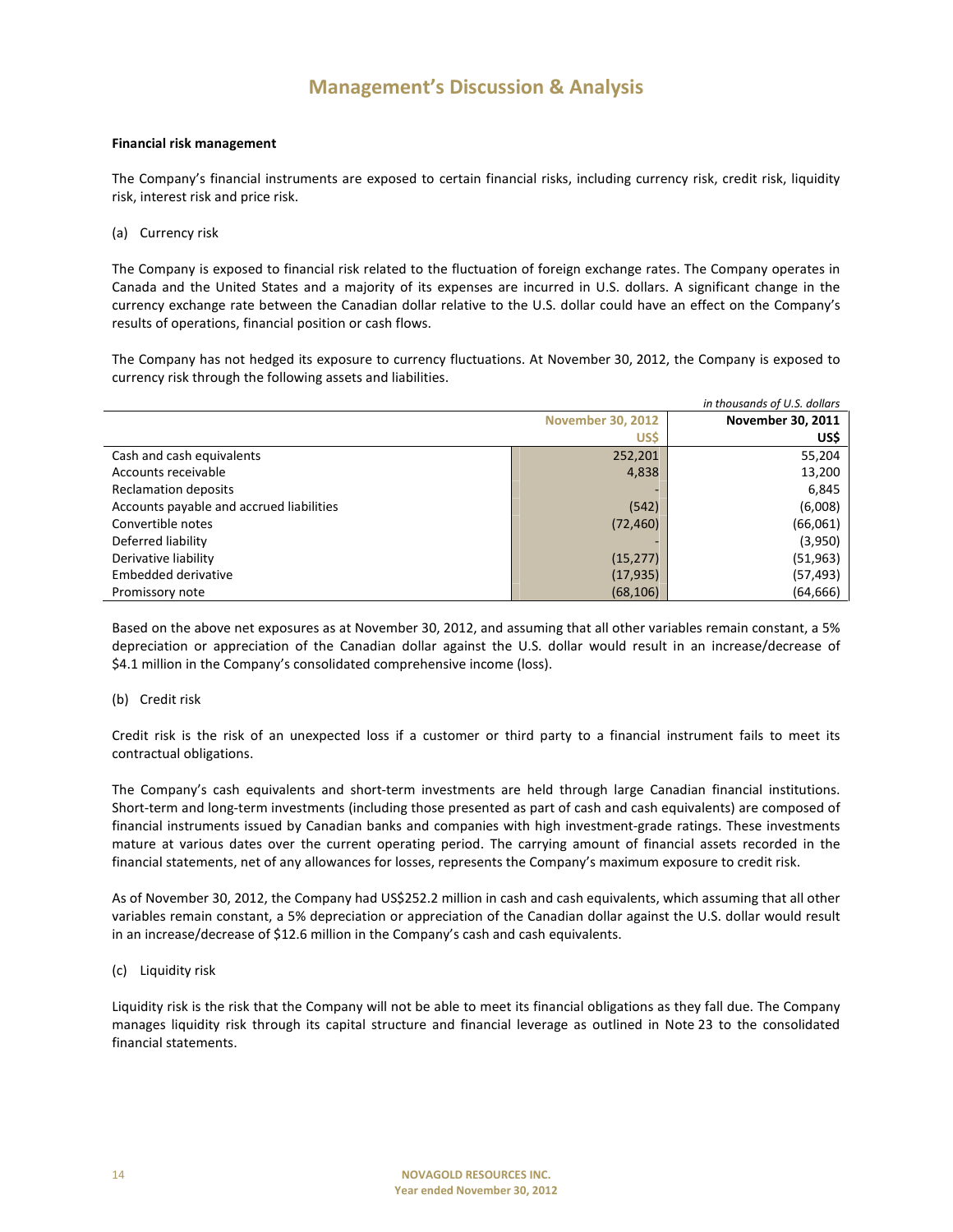# Management's Discussion & Analysis

**Financial risk management**

The Company's financial instruments are exposed to certain financial risks, including currency risk, credit risk, liquidity risk, interest risk and price risk.

(a) Currency risk

The Company is exposed to financial risk related to the fluctuation of foreign exchange rates. The Company operates in Canada and the United States and a majority of its expenses are incurred in U.S. dollars. A significant change in the currency exchange rate between the Canadian dollar relative to the U.S. dollar could have an effect on the Company's results of operations, financial position or cash flows.

The Company has not hedged its exposure to currency fluctuations. At November 30, 2012, the Company is exposed to currency risk through the following assets and liabilities.

*in thousands of U.S. dollars*

| | November 30, 2012 | November 30, 2011 |
|---|---|---|
| | US$ | US$ |
| Cash and cash equivalents | 252,201 | 55,204 |
| Accounts receivable | 4,838 | 13,200 |
| Reclamation deposits | - | 6,845 |
| Accounts payable and accrued liabilities | (542) | (6,008) |
| Convertible notes | (72,460) | (66,061) |
| Deferred liability | - | (3,950) |
| Derivative liability | (15,277) | (51,963) |
| Embedded derivative | (17,935) | (57,493) |
| Promissory note | (68,106) | (64,666) |

Based on the above net exposures as at November 30, 2012, and assuming that all other variables remain constant, a 5% depreciation or appreciation of the Canadian dollar against the U.S. dollar would result in an increase/decrease of $4.1 million in the Company's consolidated comprehensive income (loss).

(b) Credit risk

Credit risk is the risk of an unexpected loss if a customer or third party to a financial instrument fails to meet its contractual obligations.

The Company's cash equivalents and short-term investments are held through large Canadian financial institutions. Short-term and long-term investments (including those presented as part of cash and cash equivalents) are composed of financial instruments issued by Canadian banks and companies with high investment-grade ratings. These investments mature at various dates over the current operating period. The carrying amount of financial assets recorded in the financial statements, net of any allowances for losses, represents the Company's maximum exposure to credit risk.

As of November 30, 2012, the Company had US$252.2 million in cash and cash equivalents, which assuming that all other variables remain constant, a 5% depreciation or appreciation of the Canadian dollar against the U.S. dollar would result in an increase/decrease of $12.6 million in the Company's cash and cash equivalents.

(c) Liquidity risk

Liquidity risk is the risk that the Company will not be able to meet its financial obligations as they fall due. The Company manages liquidity risk through its capital structure and financial leverage as outlined in Note 23 to the consolidated financial statements.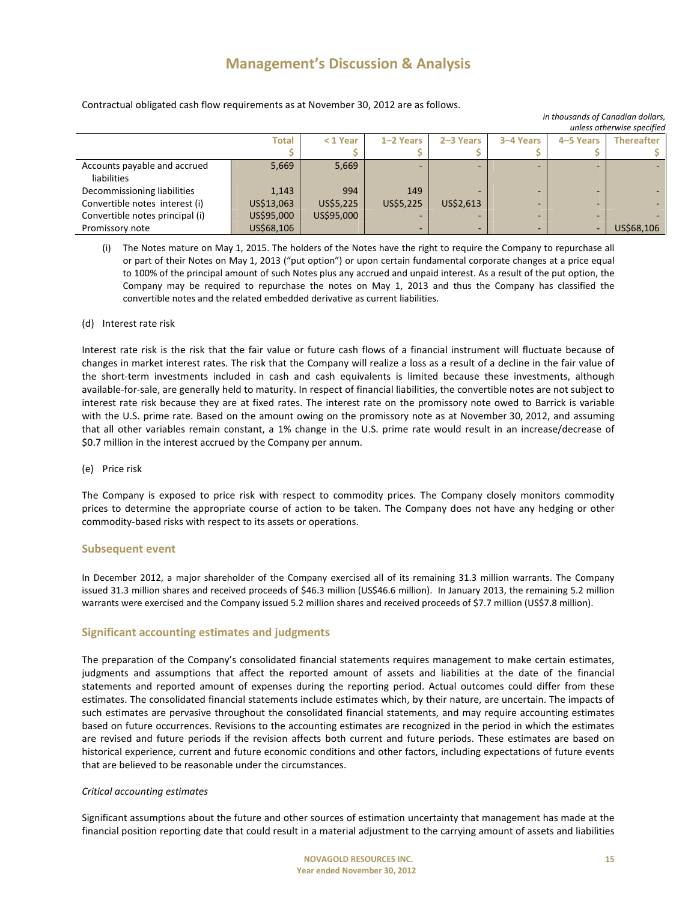Contractual obligated cash flow requirements as at November 30, 2012 are as follows.

*in thousands of Canadian dollars, unless otherwise specified*

| | Total | < 1 Year | 1–2 Years | 2–3 Years | 3–4 Years | 4–5 Years | Thereafter |
|---|---|---|---|---|---|---|---|
| | $ | $ | $ | $ | $ | $ | $ |
| Accounts payable and accrued liabilities | 5,669 | 5,669 | - | - | - | - | - |
| Decommissioning liabilities | 1,143 | 994 | 149 | - | - | - | - |
| Convertible notes interest (i) | US$13,063 | US$5,225 | US$5,225 | US$2,613 | - | - | - |
| Convertible notes principal (i) | US$95,000 | US$95,000 | - | - | - | - | - |
| Promissory note | US$68,106 | | - | - | - | - | US$68,106 |

(i) The Notes mature on May 1, 2015. The holders of the Notes have the right to require the Company to repurchase all or part of their Notes on May 1, 2013 ("put option") or upon certain fundamental corporate changes at a price equal to 100% of the principal amount of such Notes plus any accrued and unpaid interest. As a result of the put option, the Company may be required to repurchase the notes on May 1, 2013 and thus the Company has classified the convertible notes and the related embedded derivative as current liabilities.

(d) Interest rate risk

Interest rate risk is the risk that the fair value or future cash flows of a financial instrument will fluctuate because of changes in market interest rates. The risk that the Company will realize a loss as a result of a decline in the fair value of the short-term investments included in cash and cash equivalents is limited because these investments, although available-for-sale, are generally held to maturity. In respect of financial liabilities, the convertible notes are not subject to interest rate risk because they are at fixed rates. The interest rate on the promissory note owed to Barrick is variable with the U.S. prime rate. Based on the amount owing on the promissory note as at November 30, 2012, and assuming that all other variables remain constant, a 1% change in the U.S. prime rate would result in an increase/decrease of $0.7 million in the interest accrued by the Company per annum.

(e) Price risk

The Company is exposed to price risk with respect to commodity prices. The Company closely monitors commodity prices to determine the appropriate course of action to be taken. The Company does not have any hedging or other commodity-based risks with respect to its assets or operations.

## Subsequent event

In December 2012, a major shareholder of the Company exercised all of its remaining 31.3 million warrants. The Company issued 31.3 million shares and received proceeds of $46.3 million (US$46.6 million). In January 2013, the remaining 5.2 million warrants were exercised and the Company issued 5.2 million shares and received proceeds of $7.7 million (US$7.8 million).

## Significant accounting estimates and judgments

The preparation of the Company's consolidated financial statements requires management to make certain estimates, judgments and assumptions that affect the reported amount of assets and liabilities at the date of the financial statements and reported amount of expenses during the reporting period. Actual outcomes could differ from these estimates. The consolidated financial statements include estimates which, by their nature, are uncertain. The impacts of such estimates are pervasive throughout the consolidated financial statements, and may require accounting estimates based on future occurrences. Revisions to the accounting estimates are recognized in the period in which the estimates are revised and future periods if the revision affects both current and future periods. These estimates are based on historical experience, current and future economic conditions and other factors, including expectations of future events that are believed to be reasonable under the circumstances.

*Critical accounting estimates*

Significant assumptions about the future and other sources of estimation uncertainty that management has made at the financial position reporting date that could result in a material adjustment to the carrying amount of assets and liabilities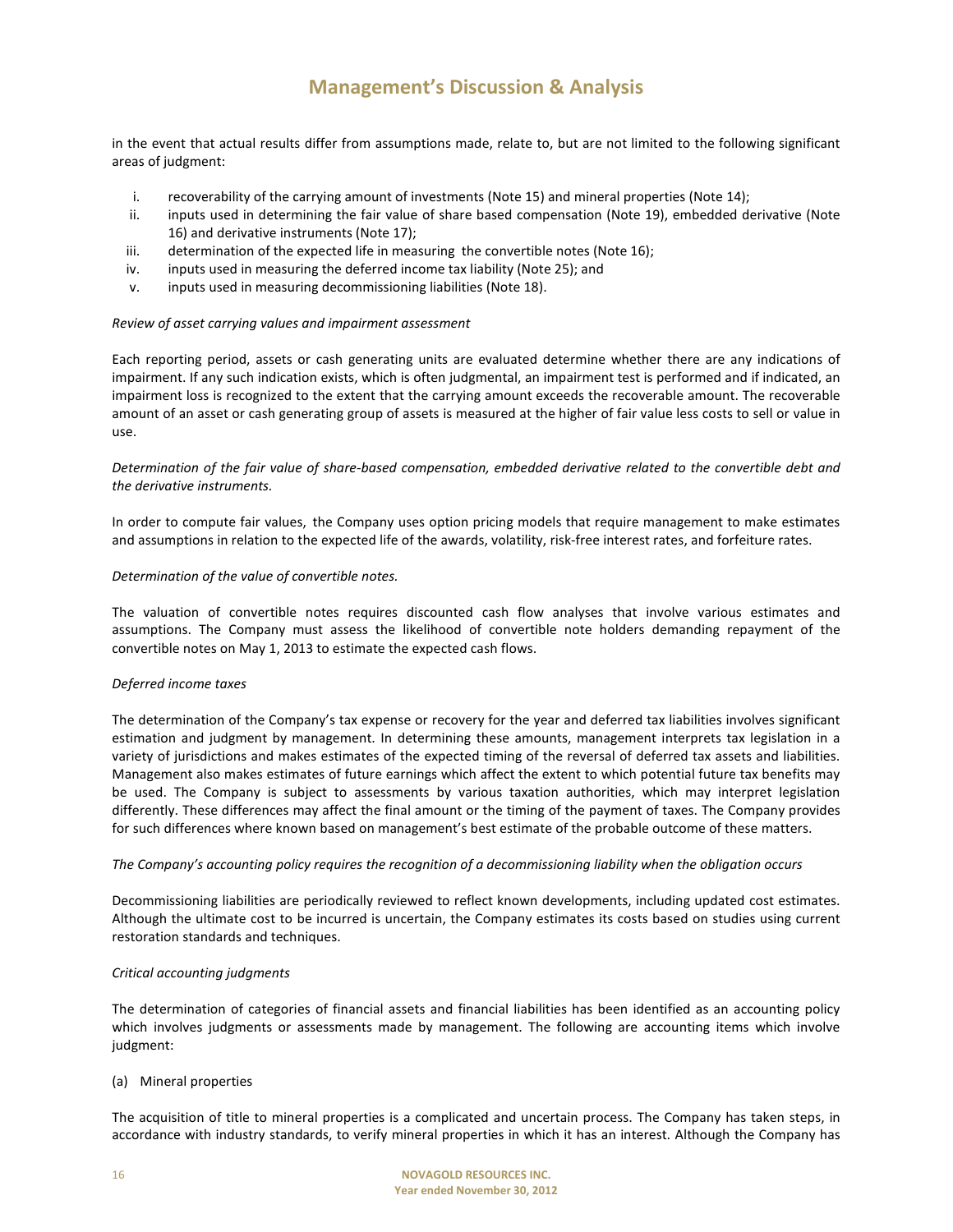in the event that actual results differ from assumptions made, relate to, but are not limited to the following significant areas of judgment:

i. recoverability of the carrying amount of investments (Note 15) and mineral properties (Note 14);
ii. inputs used in determining the fair value of share based compensation (Note 19), embedded derivative (Note 16) and derivative instruments (Note 17);
iii. determination of the expected life in measuring the convertible notes (Note 16);
iv. inputs used in measuring the deferred income tax liability (Note 25); and
v. inputs used in measuring decommissioning liabilities (Note 18).

*Review of asset carrying values and impairment assessment*

Each reporting period, assets or cash generating units are evaluated determine whether there are any indications of impairment. If any such indication exists, which is often judgmental, an impairment test is performed and if indicated, an impairment loss is recognized to the extent that the carrying amount exceeds the recoverable amount. The recoverable amount of an asset or cash generating group of assets is measured at the higher of fair value less costs to sell or value in use.

*Determination of the fair value of share-based compensation, embedded derivative related to the convertible debt and the derivative instruments.*

In order to compute fair values, the Company uses option pricing models that require management to make estimates and assumptions in relation to the expected life of the awards, volatility, risk-free interest rates, and forfeiture rates.

*Determination of the value of convertible notes.*

The valuation of convertible notes requires discounted cash flow analyses that involve various estimates and assumptions. The Company must assess the likelihood of convertible note holders demanding repayment of the convertible notes on May 1, 2013 to estimate the expected cash flows.

*Deferred income taxes*

The determination of the Company's tax expense or recovery for the year and deferred tax liabilities involves significant estimation and judgment by management. In determining these amounts, management interprets tax legislation in a variety of jurisdictions and makes estimates of the expected timing of the reversal of deferred tax assets and liabilities. Management also makes estimates of future earnings which affect the extent to which potential future tax benefits may be used. The Company is subject to assessments by various taxation authorities, which may interpret legislation differently. These differences may affect the final amount or the timing of the payment of taxes. The Company provides for such differences where known based on management's best estimate of the probable outcome of these matters.

*The Company's accounting policy requires the recognition of a decommissioning liability when the obligation occurs*

Decommissioning liabilities are periodically reviewed to reflect known developments, including updated cost estimates. Although the ultimate cost to be incurred is uncertain, the Company estimates its costs based on studies using current restoration standards and techniques.

*Critical accounting judgments*

The determination of categories of financial assets and financial liabilities has been identified as an accounting policy which involves judgments or assessments made by management. The following are accounting items which involve judgment:

(a) Mineral properties

The acquisition of title to mineral properties is a complicated and uncertain process. The Company has taken steps, in accordance with industry standards, to verify mineral properties in which it has an interest. Although the Company has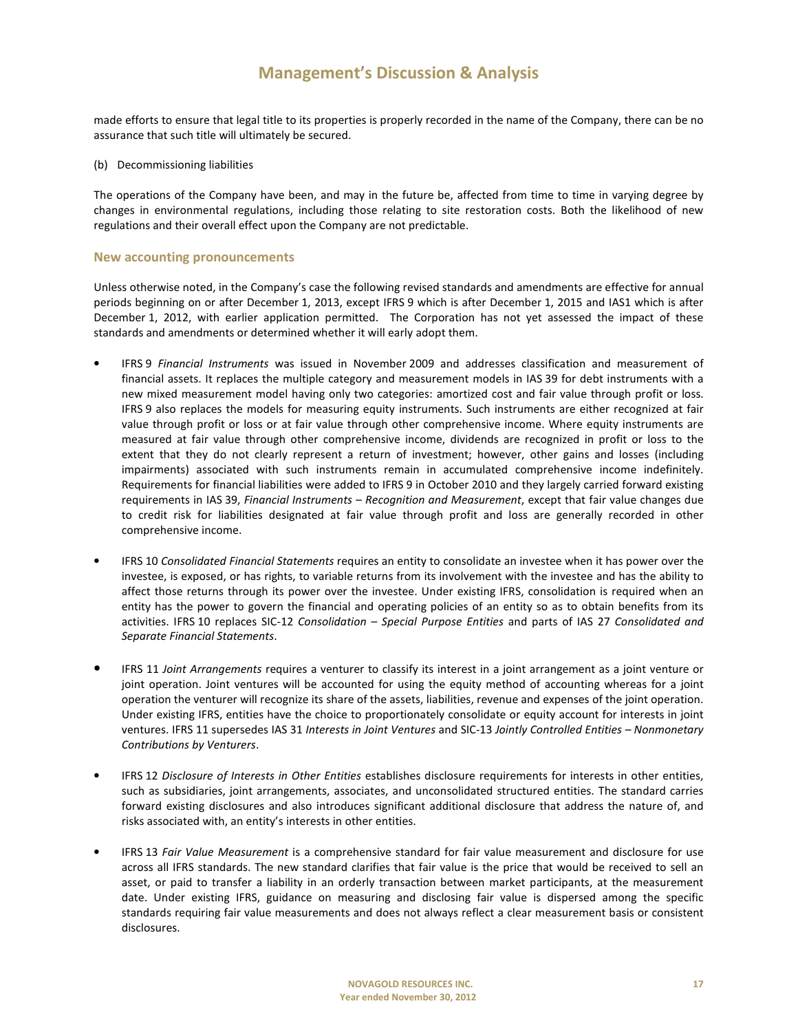made efforts to ensure that legal title to its properties is properly recorded in the name of the Company, there can be no assurance that such title will ultimately be secured.

(b) Decommissioning liabilities

The operations of the Company have been, and may in the future be, affected from time to time in varying degree by changes in environmental regulations, including those relating to site restoration costs. Both the likelihood of new regulations and their overall effect upon the Company are not predictable.

## New accounting pronouncements

Unless otherwise noted, in the Company's case the following revised standards and amendments are effective for annual periods beginning on or after December 1, 2013, except IFRS 9 which is after December 1, 2015 and IAS1 which is after December 1, 2012, with earlier application permitted. The Corporation has not yet assessed the impact of these standards and amendments or determined whether it will early adopt them.

- IFRS 9 *Financial Instruments* was issued in November 2009 and addresses classification and measurement of financial assets. It replaces the multiple category and measurement models in IAS 39 for debt instruments with a new mixed measurement model having only two categories: amortized cost and fair value through profit or loss. IFRS 9 also replaces the models for measuring equity instruments. Such instruments are either recognized at fair value through profit or loss or at fair value through other comprehensive income. Where equity instruments are measured at fair value through other comprehensive income, dividends are recognized in profit or loss to the extent that they do not clearly represent a return of investment; however, other gains and losses (including impairments) associated with such instruments remain in accumulated comprehensive income indefinitely. Requirements for financial liabilities were added to IFRS 9 in October 2010 and they largely carried forward existing requirements in IAS 39, *Financial Instruments – Recognition and Measurement*, except that fair value changes due to credit risk for liabilities designated at fair value through profit and loss are generally recorded in other comprehensive income.

- IFRS 10 *Consolidated Financial Statements* requires an entity to consolidate an investee when it has power over the investee, is exposed, or has rights, to variable returns from its involvement with the investee and has the ability to affect those returns through its power over the investee. Under existing IFRS, consolidation is required when an entity has the power to govern the financial and operating policies of an entity so as to obtain benefits from its activities. IFRS 10 replaces SIC-12 *Consolidation – Special Purpose Entities* and parts of IAS 27 *Consolidated and Separate Financial Statements*.

- IFRS 11 *Joint Arrangements* requires a venturer to classify its interest in a joint arrangement as a joint venture or joint operation. Joint ventures will be accounted for using the equity method of accounting whereas for a joint operation the venturer will recognize its share of the assets, liabilities, revenue and expenses of the joint operation. Under existing IFRS, entities have the choice to proportionately consolidate or equity account for interests in joint ventures. IFRS 11 supersedes IAS 31 *Interests in Joint Ventures* and SIC-13 *Jointly Controlled Entities – Nonmonetary Contributions by Venturers*.

- IFRS 12 *Disclosure of Interests in Other Entities* establishes disclosure requirements for interests in other entities, such as subsidiaries, joint arrangements, associates, and unconsolidated structured entities. The standard carries forward existing disclosures and also introduces significant additional disclosure that address the nature of, and risks associated with, an entity's interests in other entities.

- IFRS 13 *Fair Value Measurement* is a comprehensive standard for fair value measurement and disclosure for use across all IFRS standards. The new standard clarifies that fair value is the price that would be received to sell an asset, or paid to transfer a liability in an orderly transaction between market participants, at the measurement date. Under existing IFRS, guidance on measuring and disclosing fair value is dispersed among the specific standards requiring fair value measurements and does not always reflect a clear measurement basis or consistent disclosures.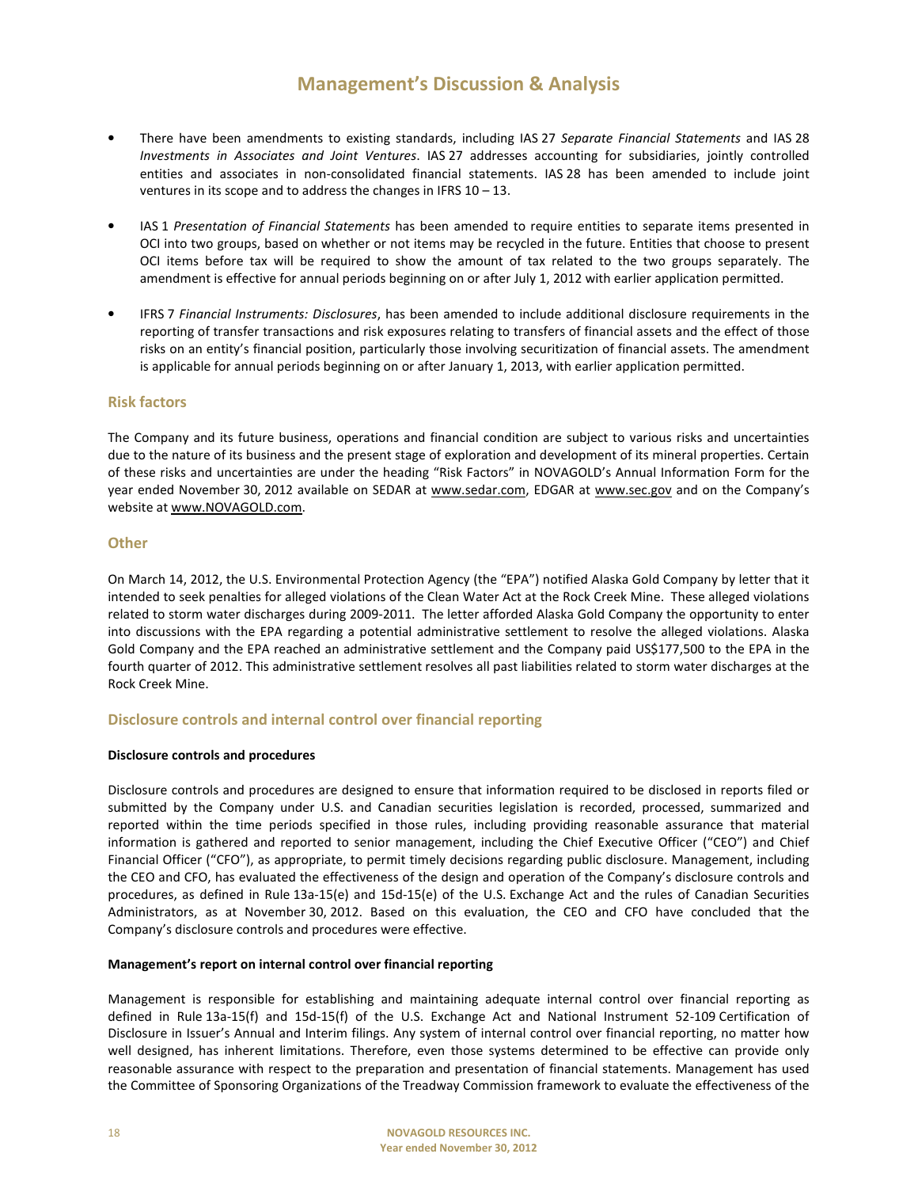- There have been amendments to existing standards, including IAS 27 *Separate Financial Statements* and IAS 28 *Investments in Associates and Joint Ventures*. IAS 27 addresses accounting for subsidiaries, jointly controlled entities and associates in non-consolidated financial statements. IAS 28 has been amended to include joint ventures in its scope and to address the changes in IFRS 10 – 13.

- IAS 1 *Presentation of Financial Statements* has been amended to require entities to separate items presented in OCI into two groups, based on whether or not items may be recycled in the future. Entities that choose to present OCI items before tax will be required to show the amount of tax related to the two groups separately. The amendment is effective for annual periods beginning on or after July 1, 2012 with earlier application permitted.

- IFRS 7 *Financial Instruments: Disclosures*, has been amended to include additional disclosure requirements in the reporting of transfer transactions and risk exposures relating to transfers of financial assets and the effect of those risks on an entity's financial position, particularly those involving securitization of financial assets. The amendment is applicable for annual periods beginning on or after January 1, 2013, with earlier application permitted.

## Risk factors

The Company and its future business, operations and financial condition are subject to various risks and uncertainties due to the nature of its business and the present stage of exploration and development of its mineral properties. Certain of these risks and uncertainties are under the heading "Risk Factors" in NOVAGOLD's Annual Information Form for the year ended November 30, 2012 available on SEDAR at www.sedar.com, EDGAR at www.sec.gov and on the Company's website at www.NOVAGOLD.com.

## Other

On March 14, 2012, the U.S. Environmental Protection Agency (the "EPA") notified Alaska Gold Company by letter that it intended to seek penalties for alleged violations of the Clean Water Act at the Rock Creek Mine. These alleged violations related to storm water discharges during 2009-2011. The letter afforded Alaska Gold Company the opportunity to enter into discussions with the EPA regarding a potential administrative settlement to resolve the alleged violations. Alaska Gold Company and the EPA reached an administrative settlement and the Company paid US$177,500 to the EPA in the fourth quarter of 2012. This administrative settlement resolves all past liabilities related to storm water discharges at the Rock Creek Mine.

## Disclosure controls and internal control over financial reporting

**Disclosure controls and procedures**

Disclosure controls and procedures are designed to ensure that information required to be disclosed in reports filed or submitted by the Company under U.S. and Canadian securities legislation is recorded, processed, summarized and reported within the time periods specified in those rules, including providing reasonable assurance that material information is gathered and reported to senior management, including the Chief Executive Officer ("CEO") and Chief Financial Officer ("CFO"), as appropriate, to permit timely decisions regarding public disclosure. Management, including the CEO and CFO, has evaluated the effectiveness of the design and operation of the Company's disclosure controls and procedures, as defined in Rule 13a-15(e) and 15d-15(e) of the U.S. Exchange Act and the rules of Canadian Securities Administrators, as at November 30, 2012. Based on this evaluation, the CEO and CFO have concluded that the Company's disclosure controls and procedures were effective.

**Management's report on internal control over financial reporting**

Management is responsible for establishing and maintaining adequate internal control over financial reporting as defined in Rule 13a-15(f) and 15d-15(f) of the U.S. Exchange Act and National Instrument 52-109 Certification of Disclosure in Issuer's Annual and Interim filings. Any system of internal control over financial reporting, no matter how well designed, has inherent limitations. Therefore, even those systems determined to be effective can provide only reasonable assurance with respect to the preparation and presentation of financial statements. Management has used the Committee of Sponsoring Organizations of the Treadway Commission framework to evaluate the effectiveness of the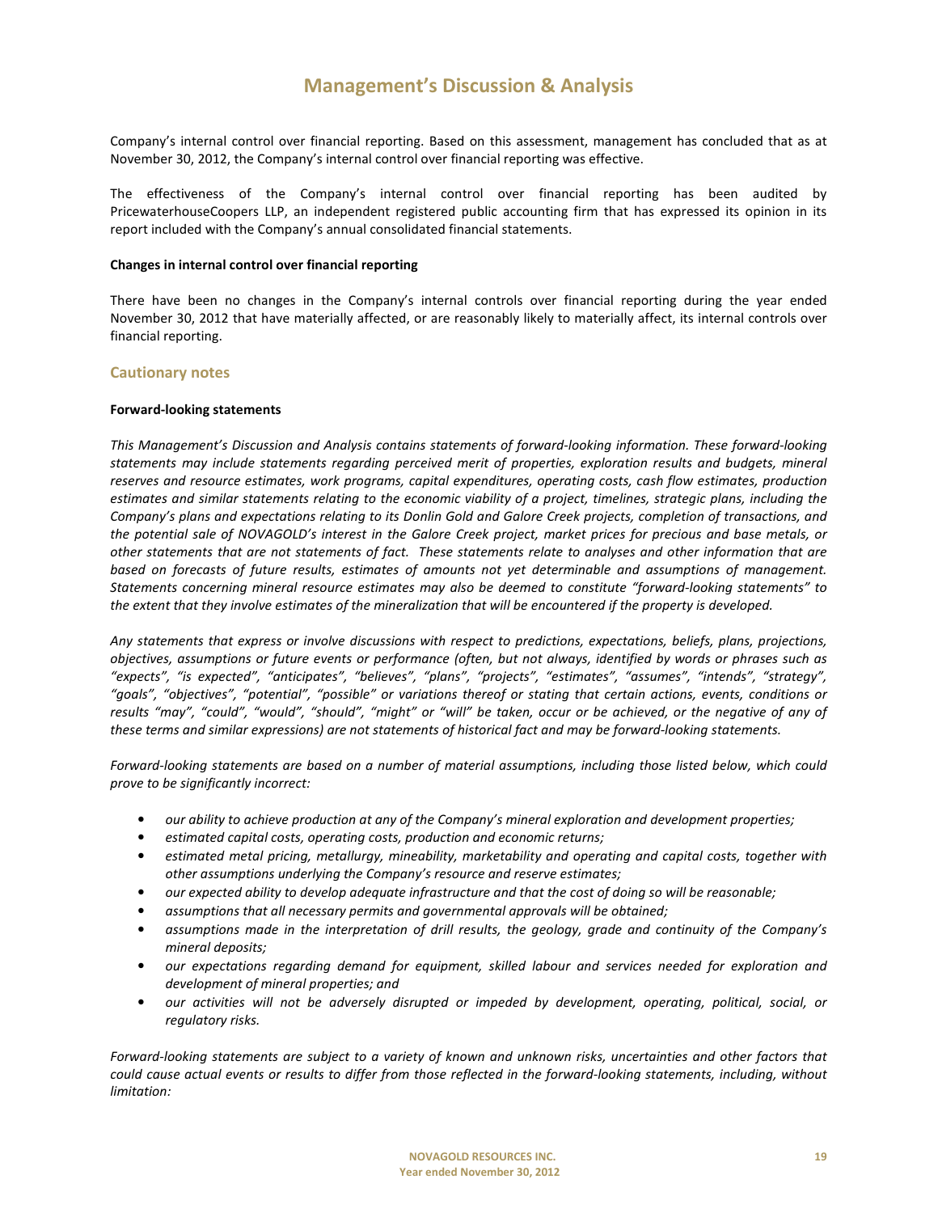Company's internal control over financial reporting. Based on this assessment, management has concluded that as at November 30, 2012, the Company's internal control over financial reporting was effective.

The effectiveness of the Company's internal control over financial reporting has been audited by PricewaterhouseCoopers LLP, an independent registered public accounting firm that has expressed its opinion in its report included with the Company's annual consolidated financial statements.

**Changes in internal control over financial reporting**

There have been no changes in the Company's internal controls over financial reporting during the year ended November 30, 2012 that have materially affected, or are reasonably likely to materially affect, its internal controls over financial reporting.

## Cautionary notes

**Forward-looking statements**

*This Management's Discussion and Analysis contains statements of forward-looking information. These forward-looking statements may include statements regarding perceived merit of properties, exploration results and budgets, mineral reserves and resource estimates, work programs, capital expenditures, operating costs, cash flow estimates, production estimates and similar statements relating to the economic viability of a project, timelines, strategic plans, including the Company's plans and expectations relating to its Donlin Gold and Galore Creek projects, completion of transactions, and the potential sale of NOVAGOLD's interest in the Galore Creek project, market prices for precious and base metals, or other statements that are not statements of fact. These statements relate to analyses and other information that are based on forecasts of future results, estimates of amounts not yet determinable and assumptions of management. Statements concerning mineral resource estimates may also be deemed to constitute "forward-looking statements" to the extent that they involve estimates of the mineralization that will be encountered if the property is developed.*

*Any statements that express or involve discussions with respect to predictions, expectations, beliefs, plans, projections, objectives, assumptions or future events or performance (often, but not always, identified by words or phrases such as "expects", "is expected", "anticipates", "believes", "plans", "projects", "estimates", "assumes", "intends", "strategy", "goals", "objectives", "potential", "possible" or variations thereof or stating that certain actions, events, conditions or results "may", "could", "would", "should", "might" or "will" be taken, occur or be achieved, or the negative of any of these terms and similar expressions) are not statements of historical fact and may be forward-looking statements.*

*Forward-looking statements are based on a number of material assumptions, including those listed below, which could prove to be significantly incorrect:*

- *our ability to achieve production at any of the Company's mineral exploration and development properties;*
- *estimated capital costs, operating costs, production and economic returns;*
- *estimated metal pricing, metallurgy, mineability, marketability and operating and capital costs, together with other assumptions underlying the Company's resource and reserve estimates;*
- *our expected ability to develop adequate infrastructure and that the cost of doing so will be reasonable;*
- *assumptions that all necessary permits and governmental approvals will be obtained;*
- *assumptions made in the interpretation of drill results, the geology, grade and continuity of the Company's mineral deposits;*
- *our expectations regarding demand for equipment, skilled labour and services needed for exploration and development of mineral properties; and*
- *our activities will not be adversely disrupted or impeded by development, operating, political, social, or regulatory risks.*

*Forward-looking statements are subject to a variety of known and unknown risks, uncertainties and other factors that could cause actual events or results to differ from those reflected in the forward-looking statements, including, without limitation:*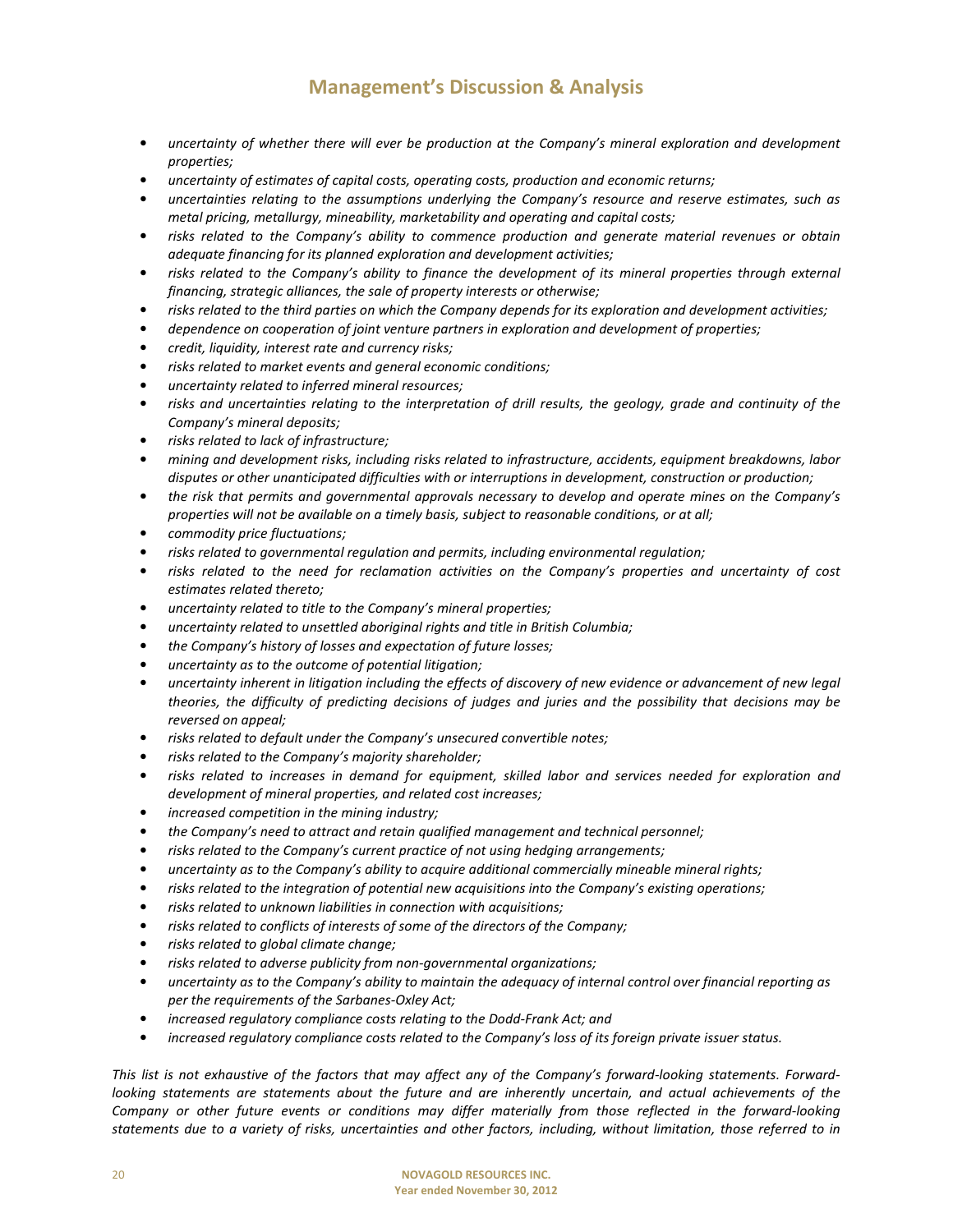- *uncertainty of whether there will ever be production at the Company's mineral exploration and development properties;*
- *uncertainty of estimates of capital costs, operating costs, production and economic returns;*
- *uncertainties relating to the assumptions underlying the Company's resource and reserve estimates, such as metal pricing, metallurgy, mineability, marketability and operating and capital costs;*
- *risks related to the Company's ability to commence production and generate material revenues or obtain adequate financing for its planned exploration and development activities;*
- *risks related to the Company's ability to finance the development of its mineral properties through external financing, strategic alliances, the sale of property interests or otherwise;*
- *risks related to the third parties on which the Company depends for its exploration and development activities;*
- *dependence on cooperation of joint venture partners in exploration and development of properties;*
- *credit, liquidity, interest rate and currency risks;*
- *risks related to market events and general economic conditions;*
- *uncertainty related to inferred mineral resources;*
- *risks and uncertainties relating to the interpretation of drill results, the geology, grade and continuity of the Company's mineral deposits;*
- *risks related to lack of infrastructure;*
- *mining and development risks, including risks related to infrastructure, accidents, equipment breakdowns, labor disputes or other unanticipated difficulties with or interruptions in development, construction or production;*
- *the risk that permits and governmental approvals necessary to develop and operate mines on the Company's properties will not be available on a timely basis, subject to reasonable conditions, or at all;*
- *commodity price fluctuations;*
- *risks related to governmental regulation and permits, including environmental regulation;*
- *risks related to the need for reclamation activities on the Company's properties and uncertainty of cost estimates related thereto;*
- *uncertainty related to title to the Company's mineral properties;*
- *uncertainty related to unsettled aboriginal rights and title in British Columbia;*
- *the Company's history of losses and expectation of future losses;*
- *uncertainty as to the outcome of potential litigation;*
- *uncertainty inherent in litigation including the effects of discovery of new evidence or advancement of new legal theories, the difficulty of predicting decisions of judges and juries and the possibility that decisions may be reversed on appeal;*
- *risks related to default under the Company's unsecured convertible notes;*
- *risks related to the Company's majority shareholder;*
- *risks related to increases in demand for equipment, skilled labor and services needed for exploration and development of mineral properties, and related cost increases;*
- *increased competition in the mining industry;*
- *the Company's need to attract and retain qualified management and technical personnel;*
- *risks related to the Company's current practice of not using hedging arrangements;*
- *uncertainty as to the Company's ability to acquire additional commercially mineable mineral rights;*
- *risks related to the integration of potential new acquisitions into the Company's existing operations;*
- *risks related to unknown liabilities in connection with acquisitions;*
- *risks related to conflicts of interests of some of the directors of the Company;*
- *risks related to global climate change;*
- *risks related to adverse publicity from non-governmental organizations;*
- *uncertainty as to the Company's ability to maintain the adequacy of internal control over financial reporting as per the requirements of the Sarbanes-Oxley Act;*
- *increased regulatory compliance costs relating to the Dodd-Frank Act; and*
- *increased regulatory compliance costs related to the Company's loss of its foreign private issuer status.*

*This list is not exhaustive of the factors that may affect any of the Company's forward-looking statements. Forward-looking statements are statements about the future and are inherently uncertain, and actual achievements of the Company or other future events or conditions may differ materially from those reflected in the forward-looking statements due to a variety of risks, uncertainties and other factors, including, without limitation, those referred to in*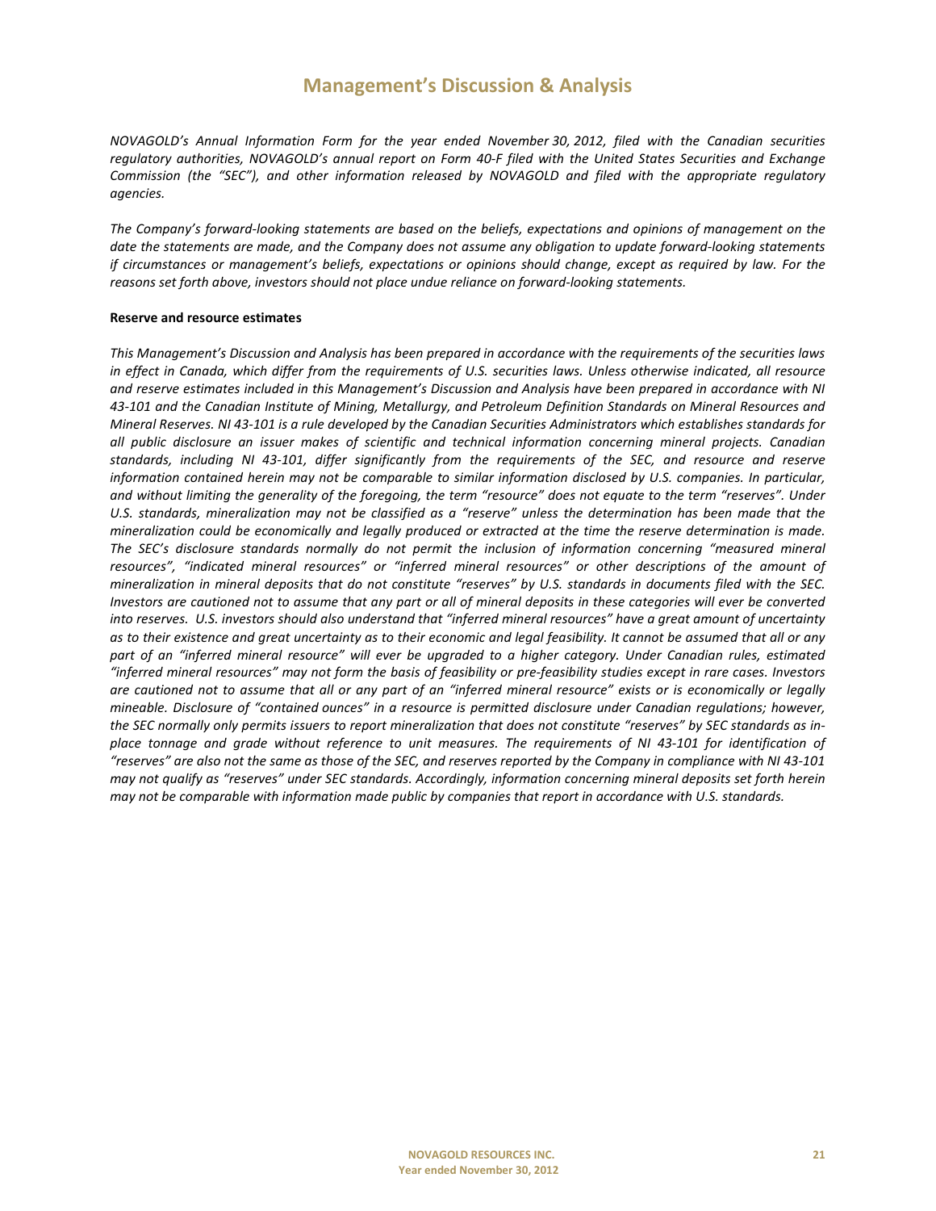*NOVAGOLD's Annual Information Form for the year ended November 30, 2012, filed with the Canadian securities regulatory authorities, NOVAGOLD's annual report on Form 40-F filed with the United States Securities and Exchange Commission (the "SEC"), and other information released by NOVAGOLD and filed with the appropriate regulatory agencies.*

*The Company's forward-looking statements are based on the beliefs, expectations and opinions of management on the date the statements are made, and the Company does not assume any obligation to update forward-looking statements if circumstances or management's beliefs, expectations or opinions should change, except as required by law. For the reasons set forth above, investors should not place undue reliance on forward-looking statements.*

**Reserve and resource estimates**

*This Management's Discussion and Analysis has been prepared in accordance with the requirements of the securities laws in effect in Canada, which differ from the requirements of U.S. securities laws. Unless otherwise indicated, all resource and reserve estimates included in this Management's Discussion and Analysis have been prepared in accordance with NI 43-101 and the Canadian Institute of Mining, Metallurgy, and Petroleum Definition Standards on Mineral Resources and Mineral Reserves. NI 43-101 is a rule developed by the Canadian Securities Administrators which establishes standards for all public disclosure an issuer makes of scientific and technical information concerning mineral projects. Canadian standards, including NI 43-101, differ significantly from the requirements of the SEC, and resource and reserve information contained herein may not be comparable to similar information disclosed by U.S. companies. In particular, and without limiting the generality of the foregoing, the term "resource" does not equate to the term "reserves". Under U.S. standards, mineralization may not be classified as a "reserve" unless the determination has been made that the mineralization could be economically and legally produced or extracted at the time the reserve determination is made. The SEC's disclosure standards normally do not permit the inclusion of information concerning "measured mineral resources", "indicated mineral resources" or "inferred mineral resources" or other descriptions of the amount of mineralization in mineral deposits that do not constitute "reserves" by U.S. standards in documents filed with the SEC. Investors are cautioned not to assume that any part or all of mineral deposits in these categories will ever be converted into reserves. U.S. investors should also understand that "inferred mineral resources" have a great amount of uncertainty as to their existence and great uncertainty as to their economic and legal feasibility. It cannot be assumed that all or any part of an "inferred mineral resource" will ever be upgraded to a higher category. Under Canadian rules, estimated "inferred mineral resources" may not form the basis of feasibility or pre-feasibility studies except in rare cases. Investors are cautioned not to assume that all or any part of an "inferred mineral resource" exists or is economically or legally mineable. Disclosure of "contained ounces" in a resource is permitted disclosure under Canadian regulations; however, the SEC normally only permits issuers to report mineralization that does not constitute "reserves" by SEC standards as in-place tonnage and grade without reference to unit measures. The requirements of NI 43-101 for identification of "reserves" are also not the same as those of the SEC, and reserves reported by the Company in compliance with NI 43-101 may not qualify as "reserves" under SEC standards. Accordingly, information concerning mineral deposits set forth herein may not be comparable with information made public by companies that report in accordance with U.S. standards.*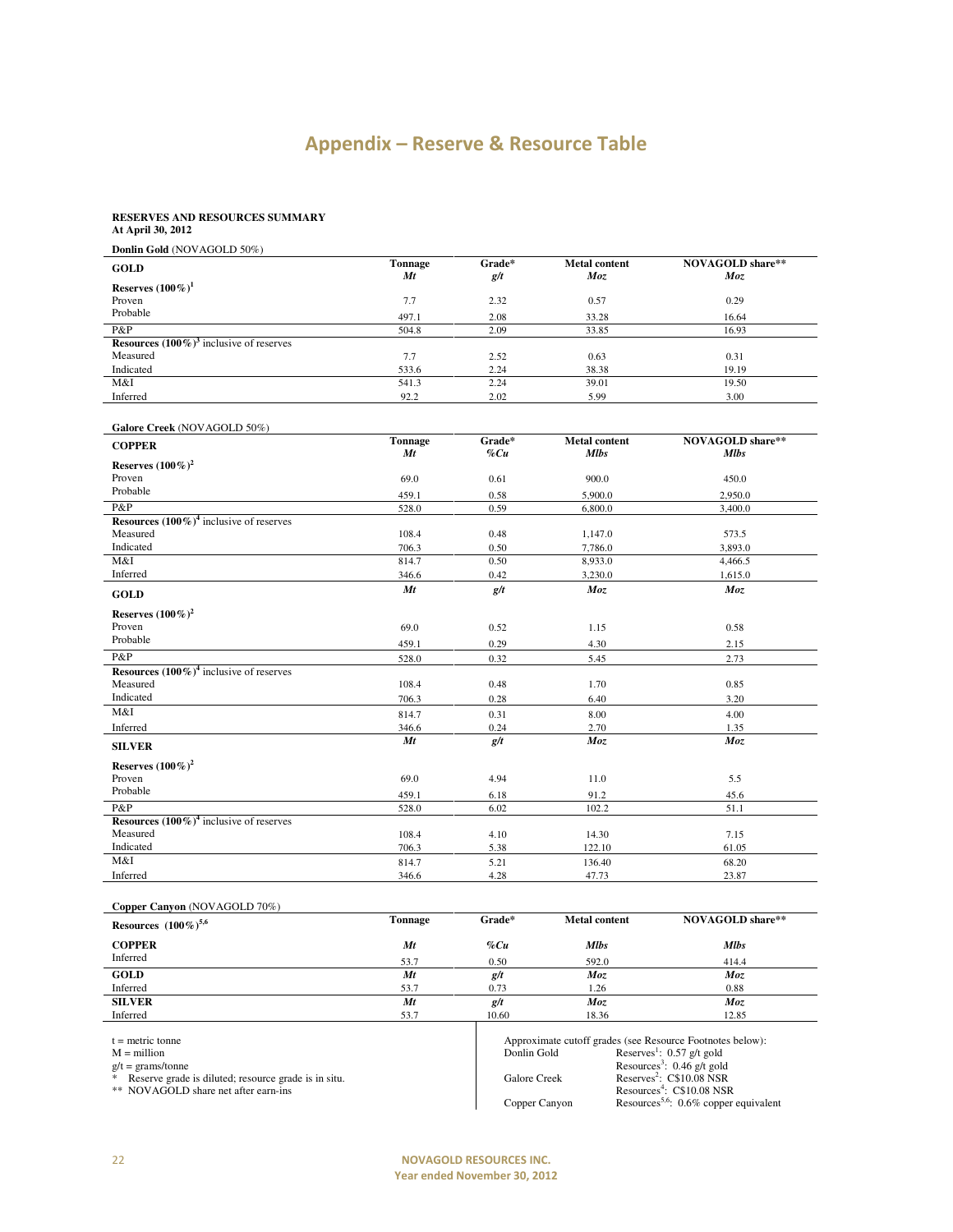# Appendix – Reserve & Resource Table

**RESERVES AND RESOURCES SUMMARY**
**At April 30, 2012**

**Donlin Gold** (NOVAGOLD 50%)

| **GOLD** | **Tonnage** *Mt* | **Grade*** *g/t* | **Metal content** *Moz* | **NOVAGOLD share**** *Moz* |
|---|---|---|---|---|
| **Reserves (100%)**[1] | | | | |
| Proven | 7.7 | 2.32 | 0.57 | 0.29 |
| Probable | 497.1 | 2.08 | 33.28 | 16.64 |
| P&P | 504.8 | 2.09 | 33.85 | 16.93 |
| **Resources (100%)**[3] inclusive of reserves | | | | |
| Measured | 7.7 | 2.52 | 0.63 | 0.31 |
| Indicated | 533.6 | 2.24 | 38.38 | 19.19 |
| M&I | 541.3 | 2.24 | 39.01 | 19.50 |
| Inferred | 92.2 | 2.02 | 5.99 | 3.00 |

**Galore Creek** (NOVAGOLD 50%)

| **COPPER** | **Tonnage** *Mt* | **Grade*** *%Cu* | **Metal content** *Mlbs* | **NOVAGOLD share**** *Mlbs* |
|---|---|---|---|---|
| **Reserves (100%)**[2] | | | | |
| Proven | 69.0 | 0.61 | 900.0 | 450.0 |
| Probable | 459.1 | 0.58 | 5,900.0 | 2,950.0 |
| P&P | 528.0 | 0.59 | 6,800.0 | 3,400.0 |
| **Resources (100%)**[4] inclusive of reserves | | | | |
| Measured | 108.4 | 0.48 | 1,147.0 | 573.5 |
| Indicated | 706.3 | 0.50 | 7,786.0 | 3,893.0 |
| M&I | 814.7 | 0.50 | 8,933.0 | 4,466.5 |
| Inferred | 346.6 | 0.42 | 3,230.0 | 1,615.0 |
| **GOLD** | *Mt* | *g/t* | *Moz* | *Moz* |
| **Reserves (100%)**[2] | | | | |
| Proven | 69.0 | 0.52 | 1.15 | 0.58 |
| Probable | 459.1 | 0.29 | 4.30 | 2.15 |
| P&P | 528.0 | 0.32 | 5.45 | 2.73 |
| **Resources (100%)**[4] inclusive of reserves | | | | |
| Measured | 108.4 | 0.48 | 1.70 | 0.85 |
| Indicated | 706.3 | 0.28 | 6.40 | 3.20 |
| M&I | 814.7 | 0.31 | 8.00 | 4.00 |
| Inferred | 346.6 | 0.24 | 2.70 | 1.35 |
| **SILVER** | *Mt* | *g/t* | *Moz* | *Moz* |
| **Reserves (100%)**[2] | | | | |
| Proven | 69.0 | 4.94 | 11.0 | 5.5 |
| Probable | 459.1 | 6.18 | 91.2 | 45.6 |
| P&P | 528.0 | 6.02 | 102.2 | 51.1 |
| **Resources (100%)**[4] inclusive of reserves | | | | |
| Measured | 108.4 | 4.10 | 14.30 | 7.15 |
| Indicated | 706.3 | 5.38 | 122.10 | 61.05 |
| M&I | 814.7 | 5.21 | 136.40 | 68.20 |
| Inferred | 346.6 | 4.28 | 47.73 | 23.87 |

**Copper Canyon** (NOVAGOLD 70%)

| **Resources (100%)**[5,6] | **Tonnage** | **Grade*** | **Metal content** | **NOVAGOLD share**** |
|---|---|---|---|---|
| **COPPER** | *Mt* | *%Cu* | *Mlbs* | *Mlbs* |
| Inferred | 53.7 | 0.50 | 592.0 | 414.4 |
| **GOLD** | *Mt* | *g/t* | *Moz* | *Moz* |
| Inferred | 53.7 | 0.73 | 1.26 | 0.88 |
| **SILVER** | *Mt* | *g/t* | *Moz* | *Moz* |
| Inferred | 53.7 | 10.60 | 18.36 | 12.85 |

t = metric tonne
M = million
g/t = grams/tonne
\* Reserve grade is diluted; resource grade is in situ.
\** NOVAGOLD share net after earn-ins

Approximate cutoff grades (see Resource Footnotes below):

| | |
|---|---|
| Donlin Gold | Reserves[1]: 0.57 g/t gold |
| | Resources[3]: 0.46 g/t gold |
| Galore Creek | Reserves[2]: C$10.08 NSR |
| | Resources[4]: C$10.08 NSR |
| Copper Canyon | Resources[5,6]: 0.6% copper equivalent |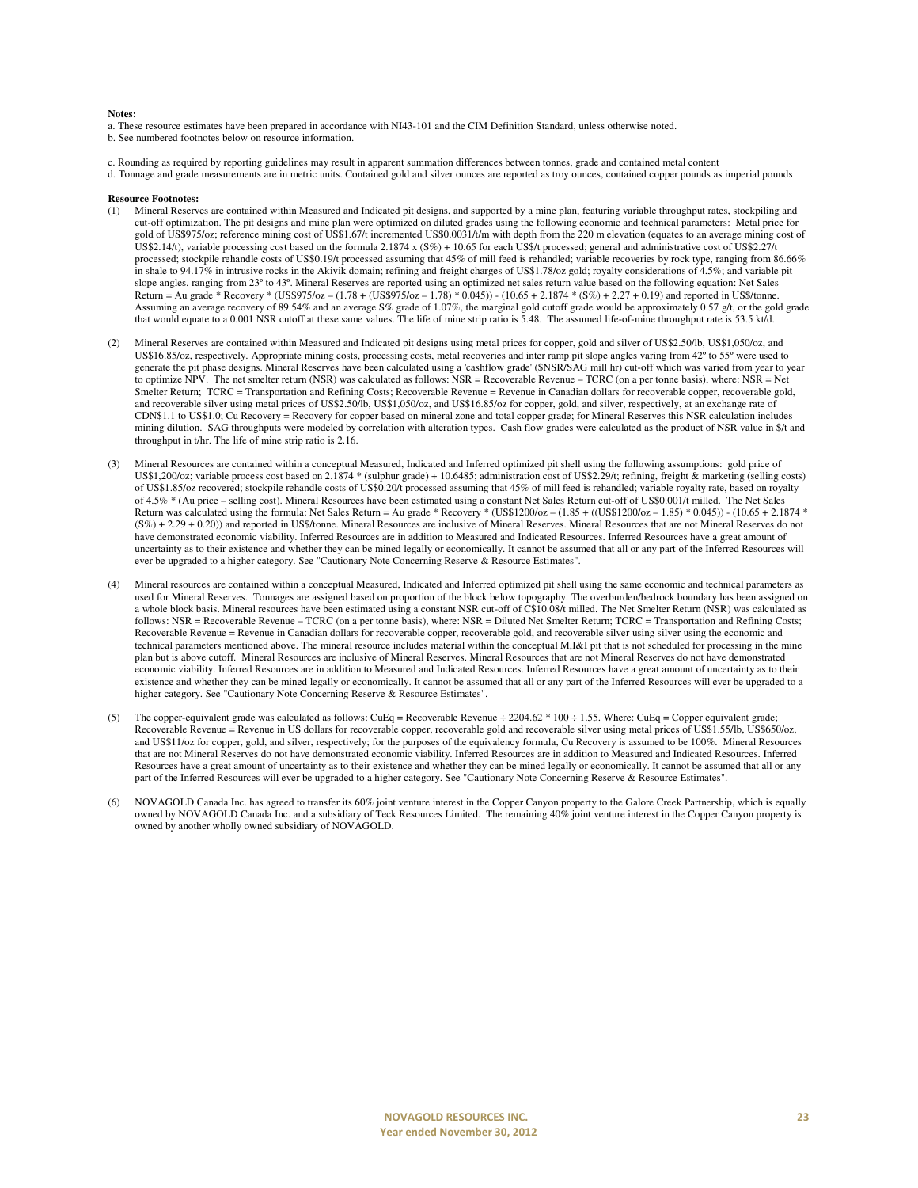**Notes:**

a. These resource estimates have been prepared in accordance with NI43-101 and the CIM Definition Standard, unless otherwise noted.
b. See numbered footnotes below on resource information.

c. Rounding as required by reporting guidelines may result in apparent summation differences between tonnes, grade and contained metal content
d. Tonnage and grade measurements are in metric units. Contained gold and silver ounces are reported as troy ounces, contained copper pounds as imperial pounds

**Resource Footnotes:**

(1) Mineral Reserves are contained within Measured and Indicated pit designs, and supported by a mine plan, featuring variable throughput rates, stockpiling and cut-off optimization. The pit designs and mine plan were optimized on diluted grades using the following economic and technical parameters: Metal price for gold of US$975/oz; reference mining cost of US$1.67/t incremented US$0.0031/t/m with depth from the 220 m elevation (equates to an average mining cost of US$2.14/t), variable processing cost based on the formula 2.1874 x (S%) + 10.65 for each US$/t processed; general and administrative cost of US$2.27/t processed; stockpile rehandle costs of US$0.19/t processed assuming that 45% of mill feed is rehandled; variable recoveries by rock type, ranging from 86.66% in shale to 94.17% in intrusive rocks in the Akivik domain; refining and freight charges of US$1.78/oz gold; royalty considerations of 4.5%; and variable pit slope angles, ranging from 23º to 43º. Mineral Reserves are reported using an optimized net sales return value based on the following equation: Net Sales Return = Au grade * Recovery * (US$975/oz – (1.78 + (US$975/oz – 1.78) * 0.045)) - (10.65 + 2.1874 * (S%) + 2.27 + 0.19) and reported in US$/tonne. Assuming an average recovery of 89.54% and an average S% grade of 1.07%, the marginal gold cutoff grade would be approximately 0.57 g/t, or the gold grade that would equate to a 0.001 NSR cutoff at these same values. The life of mine strip ratio is 5.48. The assumed life-of-mine throughput rate is 53.5 kt/d.

(2) Mineral Reserves are contained within Measured and Indicated pit designs using metal prices for copper, gold and silver of US$2.50/lb, US$1,050/oz, and US$16.85/oz, respectively. Appropriate mining costs, processing costs, metal recoveries and inter ramp pit slope angles varing from 42º to 55º were used to generate the pit phase designs. Mineral Reserves have been calculated using a 'cashflow grade' ($NSR/SAG mill hr) cut-off which was varied from year to year to optimize NPV. The net smelter return (NSR) was calculated as follows: NSR = Recoverable Revenue – TCRC (on a per tonne basis), where: NSR = Net Smelter Return; TCRC = Transportation and Refining Costs; Recoverable Revenue = Revenue in Canadian dollars for recoverable copper, recoverable gold, and recoverable silver using metal prices of US$2.50/lb, US$1,050/oz, and US$16.85/oz for copper, gold, and silver, respectively, at an exchange rate of CDN$1.1 to US$1.0; Cu Recovery = Recovery for copper based on mineral zone and total copper grade; for Mineral Reserves this NSR calculation includes mining dilution. SAG throughputs were modeled by correlation with alteration types. Cash flow grades were calculated as the product of NSR value in $/t and throughput in t/hr. The life of mine strip ratio is 2.16.

(3) Mineral Resources are contained within a conceptual Measured, Indicated and Inferred optimized pit shell using the following assumptions: gold price of US$1,200/oz; variable process cost based on 2.1874 * (sulphur grade) + 10.6485; administration cost of US$2.29/t; refining, freight & marketing (selling costs) of US$1.85/oz recovered; stockpile rehandle costs of US$0.20/t processed assuming that 45% of mill feed is rehandled; variable royalty rate, based on royalty of 4.5% * (Au price – selling cost). Mineral Resources have been estimated using a constant Net Sales Return cut-off of US$0.001/t milled. The Net Sales Return was calculated using the formula: Net Sales Return = Au grade * Recovery * (US$1200/oz – (1.85 + ((US$1200/oz – 1.85) * 0.045)) - (10.65 + 2.1874 * (S%) + 2.29 + 0.20)) and reported in US$/tonne. Mineral Resources are inclusive of Mineral Reserves. Mineral Resources that are not Mineral Reserves do not have demonstrated economic viability. Inferred Resources are in addition to Measured and Indicated Resources. Inferred Resources have a great amount of uncertainty as to their existence and whether they can be mined legally or economically. It cannot be assumed that all or any part of the Inferred Resources will ever be upgraded to a higher category. See "Cautionary Note Concerning Reserve & Resource Estimates".

(4) Mineral resources are contained within a conceptual Measured, Indicated and Inferred optimized pit shell using the same economic and technical parameters as used for Mineral Reserves. Tonnages are assigned based on proportion of the block below topography. The overburden/bedrock boundary has been assigned on a whole block basis. Mineral resources have been estimated using a constant NSR cut-off of C$10.08/t milled. The Net Smelter Return (NSR) was calculated as follows: NSR = Recoverable Revenue – TCRC (on a per tonne basis), where: NSR = Diluted Net Smelter Return; TCRC = Transportation and Refining Costs; Recoverable Revenue = Revenue in Canadian dollars for recoverable copper, recoverable gold, and recoverable silver using silver using the economic and technical parameters mentioned above. The mineral resource includes material within the conceptual M,I&I pit that is not scheduled for processing in the mine plan but is above cutoff. Mineral Resources are inclusive of Mineral Reserves. Mineral Resources that are not Mineral Reserves do not have demonstrated economic viability. Inferred Resources are in addition to Measured and Indicated Resources. Inferred Resources have a great amount of uncertainty as to their existence and whether they can be mined legally or economically. It cannot be assumed that all or any part of the Inferred Resources will ever be upgraded to a higher category. See "Cautionary Note Concerning Reserve & Resource Estimates".

(5) The copper-equivalent grade was calculated as follows: CuEq = Recoverable Revenue ÷ 2204.62 * 100 ÷ 1.55. Where: CuEq = Copper equivalent grade; Recoverable Revenue = Revenue in US dollars for recoverable copper, recoverable gold and recoverable silver using metal prices of US$1.55/lb, US$650/oz, and US$11/oz for copper, gold, and silver, respectively; for the purposes of the equivalency formula, Cu Recovery is assumed to be 100%. Mineral Resources that are not Mineral Reserves do not have demonstrated economic viability. Inferred Resources are in addition to Measured and Indicated Resources. Inferred Resources have a great amount of uncertainty as to their existence and whether they can be mined legally or economically. It cannot be assumed that all or any part of the Inferred Resources will ever be upgraded to a higher category. See "Cautionary Note Concerning Reserve & Resource Estimates".

(6) NOVAGOLD Canada Inc. has agreed to transfer its 60% joint venture interest in the Copper Canyon property to the Galore Creek Partnership, which is equally owned by NOVAGOLD Canada Inc. and a subsidiary of Teck Resources Limited. The remaining 40% joint venture interest in the Copper Canyon property is owned by another wholly owned subsidiary of NOVAGOLD.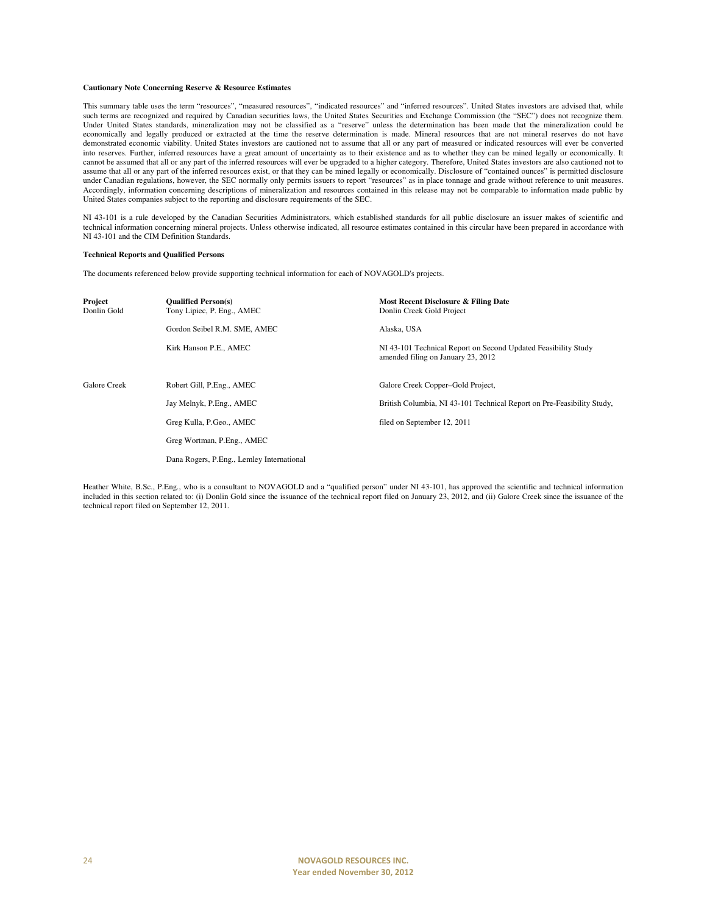**Cautionary Note Concerning Reserve & Resource Estimates**

This summary table uses the term "resources", "measured resources", "indicated resources" and "inferred resources". United States investors are advised that, while such terms are recognized and required by Canadian securities laws, the United States Securities and Exchange Commission (the "SEC") does not recognize them. Under United States standards, mineralization may not be classified as a "reserve" unless the determination has been made that the mineralization could be economically and legally produced or extracted at the time the reserve determination is made. Mineral resources that are not mineral reserves do not have demonstrated economic viability. United States investors are cautioned not to assume that all or any part of measured or indicated resources will ever be converted into reserves. Further, inferred resources have a great amount of uncertainty as to their existence and as to whether they can be mined legally or economically. It cannot be assumed that all or any part of the inferred resources will ever be upgraded to a higher category. Therefore, United States investors are also cautioned not to assume that all or any part of the inferred resources exist, or that they can be mined legally or economically. Disclosure of "contained ounces" is permitted disclosure under Canadian regulations, however, the SEC normally only permits issuers to report "resources" as in place tonnage and grade without reference to unit measures. Accordingly, information concerning descriptions of mineralization and resources contained in this release may not be comparable to information made public by United States companies subject to the reporting and disclosure requirements of the SEC.

NI 43-101 is a rule developed by the Canadian Securities Administrators, which established standards for all public disclosure an issuer makes of scientific and technical information concerning mineral projects. Unless otherwise indicated, all resource estimates contained in this circular have been prepared in accordance with NI 43-101 and the CIM Definition Standards.

**Technical Reports and Qualified Persons**

The documents referenced below provide supporting technical information for each of NOVAGOLD's projects.

| **Project** | **Qualified Person(s)** | **Most Recent Disclosure & Filing Date** |
|---|---|---|
| Donlin Gold | Tony Lipiec, P. Eng., AMEC | Donlin Creek Gold Project |
| | Gordon Seibel R.M. SME, AMEC | Alaska, USA |
| | Kirk Hanson P.E., AMEC | NI 43-101 Technical Report on Second Updated Feasibility Study amended filing on January 23, 2012 |
| Galore Creek | Robert Gill, P.Eng., AMEC | Galore Creek Copper–Gold Project, |
| | Jay Melnyk, P.Eng., AMEC | British Columbia, NI 43-101 Technical Report on Pre-Feasibility Study, |
| | Greg Kulla, P.Geo., AMEC | filed on September 12, 2011 |
| | Greg Wortman, P.Eng., AMEC | |
| | Dana Rogers, P.Eng., Lemley International | |

Heather White, B.Sc., P.Eng., who is a consultant to NOVAGOLD and a "qualified person" under NI 43-101, has approved the scientific and technical information included in this section related to: (i) Donlin Gold since the issuance of the technical report filed on January 23, 2012, and (ii) Galore Creek since the issuance of the technical report filed on September 12, 2011.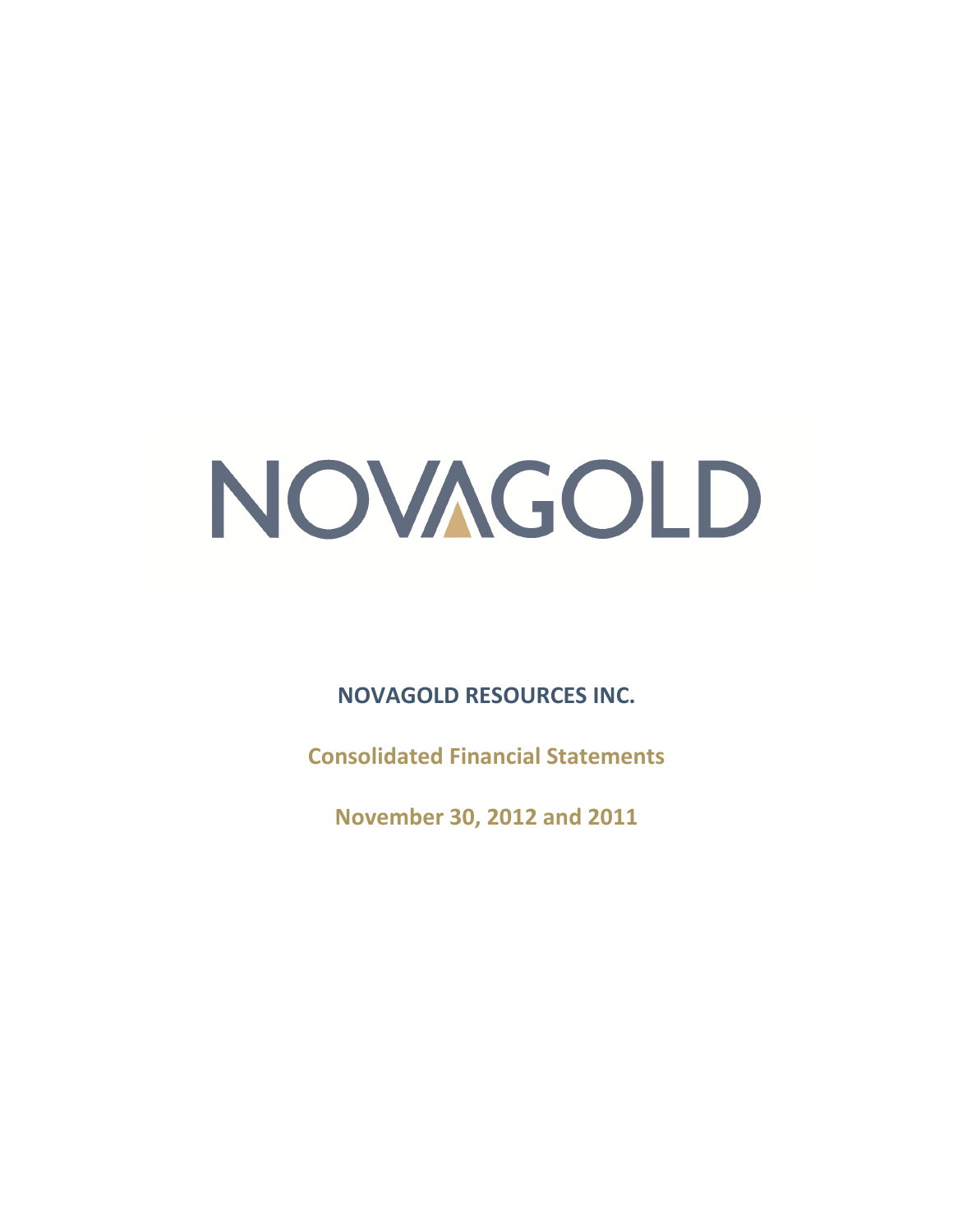NOVAGOLD

**NOVAGOLD RESOURCES INC.**

**Consolidated Financial Statements**

**November 30, 2012 and 2011**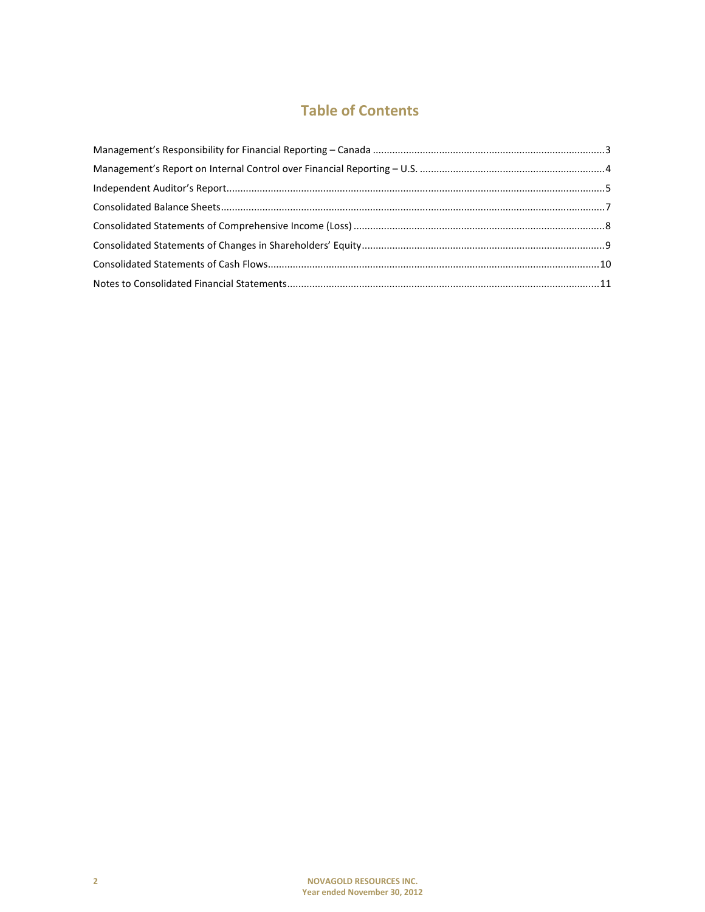# Table of Contents

Management's Responsibility for Financial Reporting – Canada ....................................................................................3

Management's Report on Internal Control over Financial Reporting – U.S. ..................................................................4

Independent Auditor's Report........................................................................................................................................5

Consolidated Balance Sheets..........................................................................................................................................7

Consolidated Statements of Comprehensive Income (Loss) ..........................................................................................8

Consolidated Statements of Changes in Shareholders' Equity.......................................................................................9

Consolidated Statements of Cash Flows.......................................................................................................................10

Notes to Consolidated Financial Statements................................................................................................................11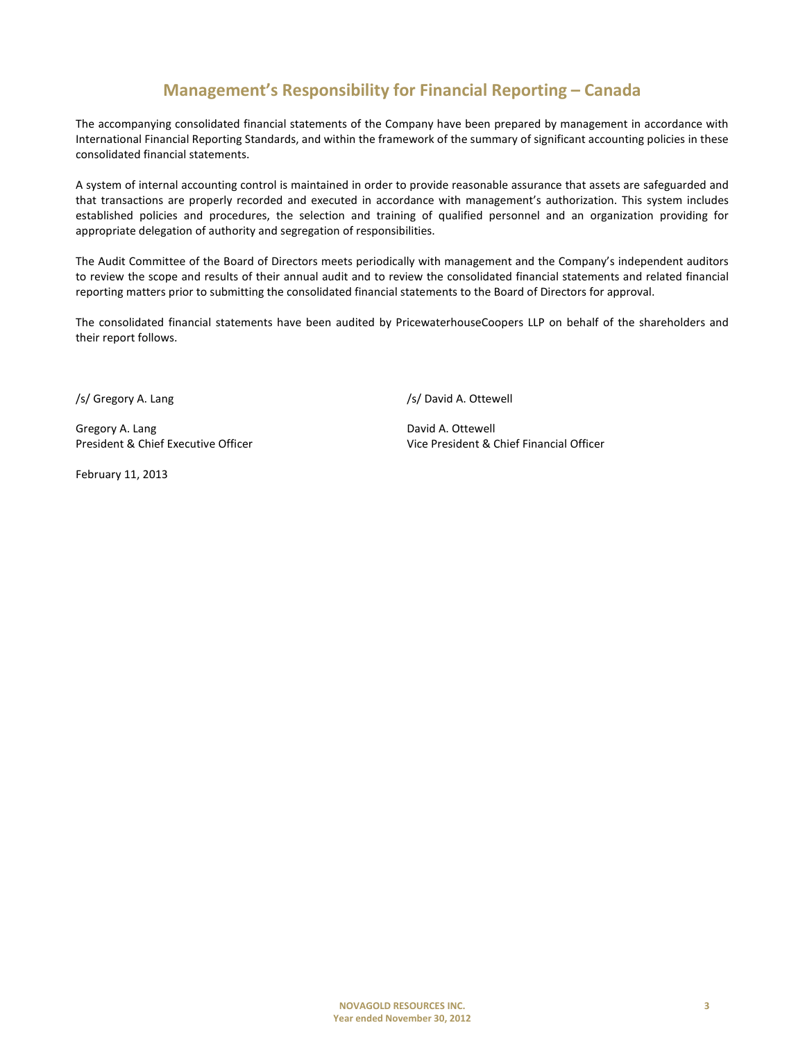# Management's Responsibility for Financial Reporting – Canada

The accompanying consolidated financial statements of the Company have been prepared by management in accordance with International Financial Reporting Standards, and within the framework of the summary of significant accounting policies in these consolidated financial statements.

A system of internal accounting control is maintained in order to provide reasonable assurance that assets are safeguarded and that transactions are properly recorded and executed in accordance with management's authorization. This system includes established policies and procedures, the selection and training of qualified personnel and an organization providing for appropriate delegation of authority and segregation of responsibilities.

The Audit Committee of the Board of Directors meets periodically with management and the Company's independent auditors to review the scope and results of their annual audit and to review the consolidated financial statements and related financial reporting matters prior to submitting the consolidated financial statements to the Board of Directors for approval.

The consolidated financial statements have been audited by PricewaterhouseCoopers LLP on behalf of the shareholders and their report follows.

/s/ Gregory A. Lang

Gregory A. Lang
President & Chief Executive Officer

/s/ David A. Ottewell

David A. Ottewell
Vice President & Chief Financial Officer

February 11, 2013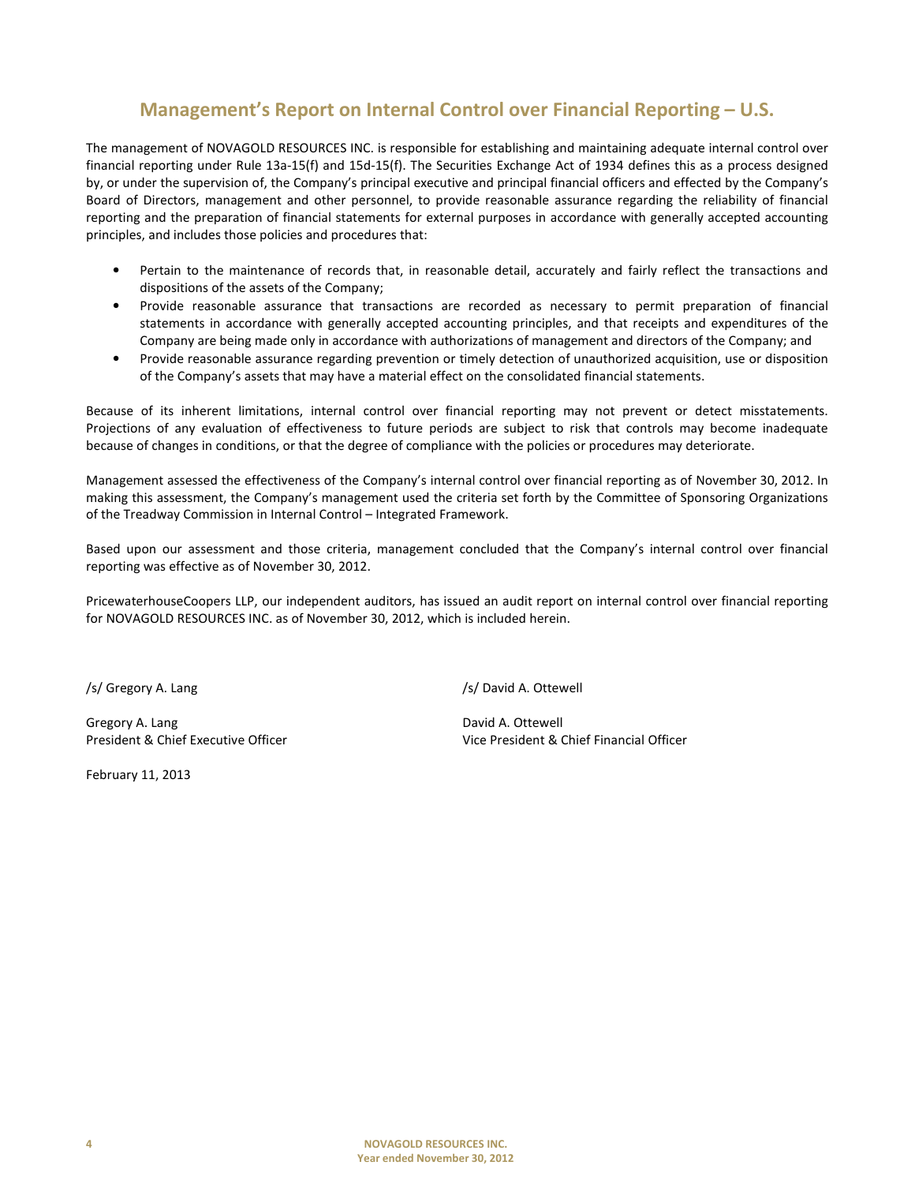# Management's Report on Internal Control over Financial Reporting – U.S.

The management of NOVAGOLD RESOURCES INC. is responsible for establishing and maintaining adequate internal control over financial reporting under Rule 13a-15(f) and 15d-15(f). The Securities Exchange Act of 1934 defines this as a process designed by, or under the supervision of, the Company's principal executive and principal financial officers and effected by the Company's Board of Directors, management and other personnel, to provide reasonable assurance regarding the reliability of financial reporting and the preparation of financial statements for external purposes in accordance with generally accepted accounting principles, and includes those policies and procedures that:

- Pertain to the maintenance of records that, in reasonable detail, accurately and fairly reflect the transactions and dispositions of the assets of the Company;
- Provide reasonable assurance that transactions are recorded as necessary to permit preparation of financial statements in accordance with generally accepted accounting principles, and that receipts and expenditures of the Company are being made only in accordance with authorizations of management and directors of the Company; and
- Provide reasonable assurance regarding prevention or timely detection of unauthorized acquisition, use or disposition of the Company's assets that may have a material effect on the consolidated financial statements.

Because of its inherent limitations, internal control over financial reporting may not prevent or detect misstatements. Projections of any evaluation of effectiveness to future periods are subject to risk that controls may become inadequate because of changes in conditions, or that the degree of compliance with the policies or procedures may deteriorate.

Management assessed the effectiveness of the Company's internal control over financial reporting as of November 30, 2012. In making this assessment, the Company's management used the criteria set forth by the Committee of Sponsoring Organizations of the Treadway Commission in Internal Control – Integrated Framework.

Based upon our assessment and those criteria, management concluded that the Company's internal control over financial reporting was effective as of November 30, 2012.

PricewaterhouseCoopers LLP, our independent auditors, has issued an audit report on internal control over financial reporting for NOVAGOLD RESOURCES INC. as of November 30, 2012, which is included herein.

/s/ Gregory A. Lang

Gregory A. Lang
President & Chief Executive Officer

/s/ David A. Ottewell

David A. Ottewell
Vice President & Chief Financial Officer

February 11, 2013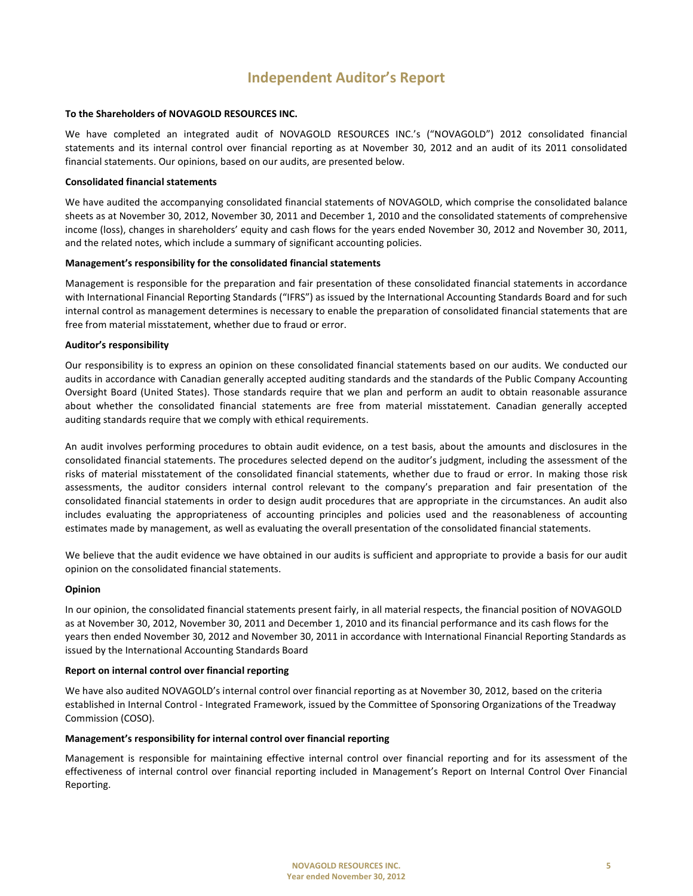# Independent Auditor's Report

**To the Shareholders of NOVAGOLD RESOURCES INC.**

We have completed an integrated audit of NOVAGOLD RESOURCES INC.'s ("NOVAGOLD") 2012 consolidated financial statements and its internal control over financial reporting as at November 30, 2012 and an audit of its 2011 consolidated financial statements. Our opinions, based on our audits, are presented below.

**Consolidated financial statements**

We have audited the accompanying consolidated financial statements of NOVAGOLD, which comprise the consolidated balance sheets as at November 30, 2012, November 30, 2011 and December 1, 2010 and the consolidated statements of comprehensive income (loss), changes in shareholders' equity and cash flows for the years ended November 30, 2012 and November 30, 2011, and the related notes, which include a summary of significant accounting policies.

**Management's responsibility for the consolidated financial statements**

Management is responsible for the preparation and fair presentation of these consolidated financial statements in accordance with International Financial Reporting Standards ("IFRS") as issued by the International Accounting Standards Board and for such internal control as management determines is necessary to enable the preparation of consolidated financial statements that are free from material misstatement, whether due to fraud or error.

**Auditor's responsibility**

Our responsibility is to express an opinion on these consolidated financial statements based on our audits. We conducted our audits in accordance with Canadian generally accepted auditing standards and the standards of the Public Company Accounting Oversight Board (United States). Those standards require that we plan and perform an audit to obtain reasonable assurance about whether the consolidated financial statements are free from material misstatement. Canadian generally accepted auditing standards require that we comply with ethical requirements.

An audit involves performing procedures to obtain audit evidence, on a test basis, about the amounts and disclosures in the consolidated financial statements. The procedures selected depend on the auditor's judgment, including the assessment of the risks of material misstatement of the consolidated financial statements, whether due to fraud or error. In making those risk assessments, the auditor considers internal control relevant to the company's preparation and fair presentation of the consolidated financial statements in order to design audit procedures that are appropriate in the circumstances. An audit also includes evaluating the appropriateness of accounting principles and policies used and the reasonableness of accounting estimates made by management, as well as evaluating the overall presentation of the consolidated financial statements.

We believe that the audit evidence we have obtained in our audits is sufficient and appropriate to provide a basis for our audit opinion on the consolidated financial statements.

**Opinion**

In our opinion, the consolidated financial statements present fairly, in all material respects, the financial position of NOVAGOLD as at November 30, 2012, November 30, 2011 and December 1, 2010 and its financial performance and its cash flows for the years then ended November 30, 2012 and November 30, 2011 in accordance with International Financial Reporting Standards as issued by the International Accounting Standards Board

**Report on internal control over financial reporting**

We have also audited NOVAGOLD's internal control over financial reporting as at November 30, 2012, based on the criteria established in Internal Control - Integrated Framework, issued by the Committee of Sponsoring Organizations of the Treadway Commission (COSO).

**Management's responsibility for internal control over financial reporting**

Management is responsible for maintaining effective internal control over financial reporting and for its assessment of the effectiveness of internal control over financial reporting included in Management's Report on Internal Control Over Financial Reporting.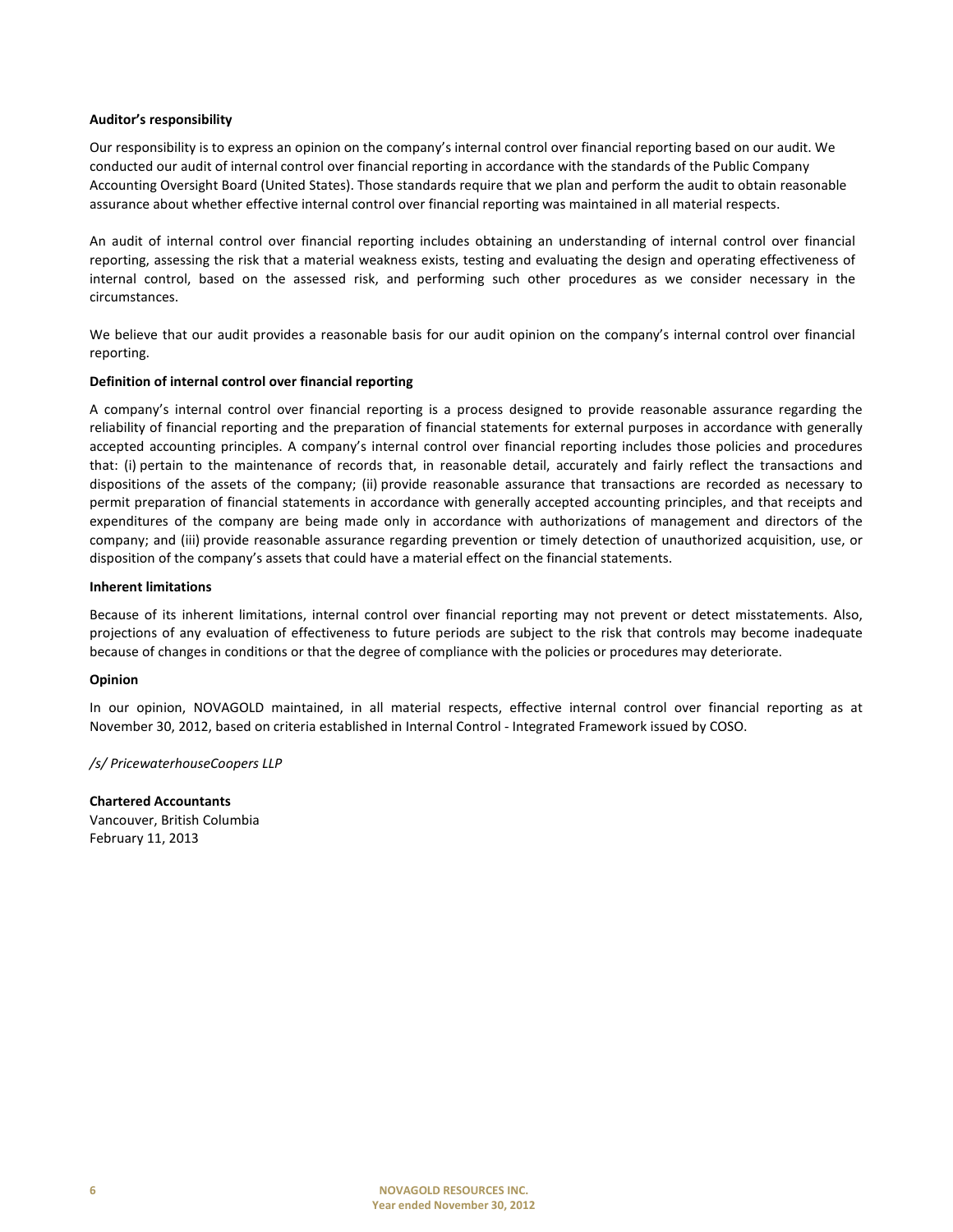**Auditor's responsibility**

Our responsibility is to express an opinion on the company's internal control over financial reporting based on our audit. We conducted our audit of internal control over financial reporting in accordance with the standards of the Public Company Accounting Oversight Board (United States). Those standards require that we plan and perform the audit to obtain reasonable assurance about whether effective internal control over financial reporting was maintained in all material respects.

An audit of internal control over financial reporting includes obtaining an understanding of internal control over financial reporting, assessing the risk that a material weakness exists, testing and evaluating the design and operating effectiveness of internal control, based on the assessed risk, and performing such other procedures as we consider necessary in the circumstances.

We believe that our audit provides a reasonable basis for our audit opinion on the company's internal control over financial reporting.

**Definition of internal control over financial reporting**

A company's internal control over financial reporting is a process designed to provide reasonable assurance regarding the reliability of financial reporting and the preparation of financial statements for external purposes in accordance with generally accepted accounting principles. A company's internal control over financial reporting includes those policies and procedures that: (i) pertain to the maintenance of records that, in reasonable detail, accurately and fairly reflect the transactions and dispositions of the assets of the company; (ii) provide reasonable assurance that transactions are recorded as necessary to permit preparation of financial statements in accordance with generally accepted accounting principles, and that receipts and expenditures of the company are being made only in accordance with authorizations of management and directors of the company; and (iii) provide reasonable assurance regarding prevention or timely detection of unauthorized acquisition, use, or disposition of the company's assets that could have a material effect on the financial statements.

**Inherent limitations**

Because of its inherent limitations, internal control over financial reporting may not prevent or detect misstatements. Also, projections of any evaluation of effectiveness to future periods are subject to the risk that controls may become inadequate because of changes in conditions or that the degree of compliance with the policies or procedures may deteriorate.

**Opinion**

In our opinion, NOVAGOLD maintained, in all material respects, effective internal control over financial reporting as at November 30, 2012, based on criteria established in Internal Control - Integrated Framework issued by COSO.

*/s/ PricewaterhouseCoopers LLP*

**Chartered Accountants**
Vancouver, British Columbia
February 11, 2013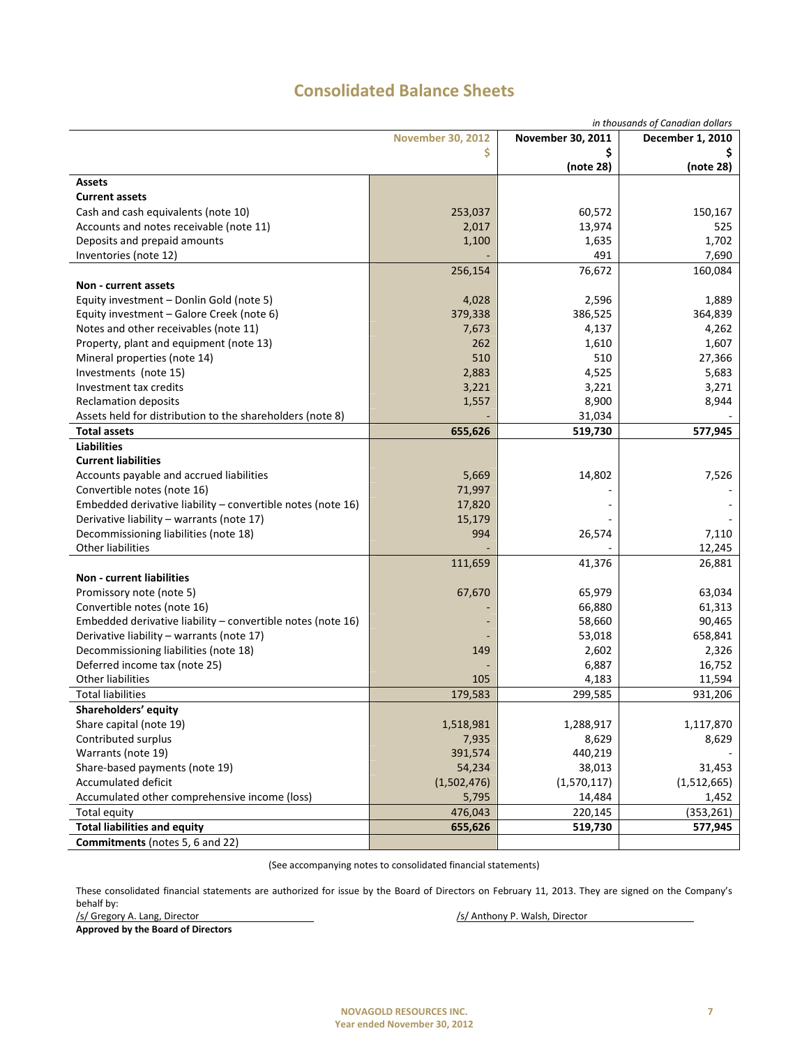# Consolidated Balance Sheets

*in thousands of Canadian dollars*

| | November 30, 2012<br>$ | November 30, 2011<br>$<br>(note 28) | December 1, 2010<br>$<br>(note 28) |
|---|---|---|---|
| **Assets** | | | |
| **Current assets** | | | |
| Cash and cash equivalents (note 10) | 253,037 | 60,572 | 150,167 |
| Accounts and notes receivable (note 11) | 2,017 | 13,974 | 525 |
| Deposits and prepaid amounts | 1,100 | 1,635 | 1,702 |
| Inventories (note 12) | - | 491 | 7,690 |
| | 256,154 | 76,672 | 160,084 |
| **Non - current assets** | | | |
| Equity investment – Donlin Gold (note 5) | 4,028 | 2,596 | 1,889 |
| Equity investment – Galore Creek (note 6) | 379,338 | 386,525 | 364,839 |
| Notes and other receivables (note 11) | 7,673 | 4,137 | 4,262 |
| Property, plant and equipment (note 13) | 262 | 1,610 | 1,607 |
| Mineral properties (note 14) | 510 | 510 | 27,366 |
| Investments (note 15) | 2,883 | 4,525 | 5,683 |
| Investment tax credits | 3,221 | 3,221 | 3,271 |
| Reclamation deposits | 1,557 | 8,900 | 8,944 |
| Assets held for distribution to the shareholders (note 8) | - | 31,034 | - |
| **Total assets** | **655,626** | **519,730** | **577,945** |
| **Liabilities** | | | |
| **Current liabilities** | | | |
| Accounts payable and accrued liabilities | 5,669 | 14,802 | 7,526 |
| Convertible notes (note 16) | 71,997 | - | - |
| Embedded derivative liability – convertible notes (note 16) | 17,820 | - | - |
| Derivative liability – warrants (note 17) | 15,179 | - | - |
| Decommissioning liabilities (note 18) | 994 | 26,574 | 7,110 |
| Other liabilities | - | - | 12,245 |
| | 111,659 | 41,376 | 26,881 |
| **Non - current liabilities** | | | |
| Promissory note (note 5) | 67,670 | 65,979 | 63,034 |
| Convertible notes (note 16) | - | 66,880 | 61,313 |
| Embedded derivative liability – convertible notes (note 16) | - | 58,660 | 90,465 |
| Derivative liability – warrants (note 17) | - | 53,018 | 658,841 |
| Decommissioning liabilities (note 18) | 149 | 2,602 | 2,326 |
| Deferred income tax (note 25) | - | 6,887 | 16,752 |
| Other liabilities | 105 | 4,183 | 11,594 |
| Total liabilities | 179,583 | 299,585 | 931,206 |
| **Shareholders' equity** | | | |
| Share capital (note 19) | 1,518,981 | 1,288,917 | 1,117,870 |
| Contributed surplus | 7,935 | 8,629 | 8,629 |
| Warrants (note 19) | 391,574 | 440,219 | - |
| Share-based payments (note 19) | 54,234 | 38,013 | 31,453 |
| Accumulated deficit | (1,502,476) | (1,570,117) | (1,512,665) |
| Accumulated other comprehensive income (loss) | 5,795 | 14,484 | 1,452 |
| Total equity | 476,043 | 220,145 | (353,261) |
| **Total liabilities and equity** | **655,626** | **519,730** | **577,945** |
| **Commitments** (notes 5, 6 and 22) | | | |

(See accompanying notes to consolidated financial statements)

These consolidated financial statements are authorized for issue by the Board of Directors on February 11, 2013. They are signed on the Company's behalf by:

/s/ Gregory A. Lang, Director

/s/ Anthony P. Walsh, Director

**Approved by the Board of Directors**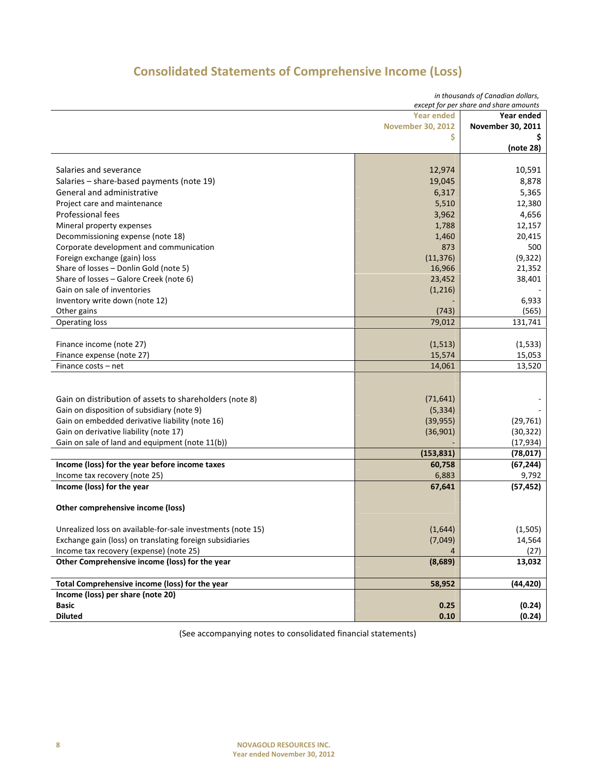# Consolidated Statements of Comprehensive Income (Loss)

*in thousands of Canadian dollars, except for per share and share amounts*

| | Year ended November 30, 2012 $ | Year ended November 30, 2011 $ (note 28) |
|---|---|---|
| Salaries and severance | 12,974 | 10,591 |
| Salaries – share-based payments (note 19) | 19,045 | 8,878 |
| General and administrative | 6,317 | 5,365 |
| Project care and maintenance | 5,510 | 12,380 |
| Professional fees | 3,962 | 4,656 |
| Mineral property expenses | 1,788 | 12,157 |
| Decommissioning expense (note 18) | 1,460 | 20,415 |
| Corporate development and communication | 873 | 500 |
| Foreign exchange (gain) loss | (11,376) | (9,322) |
| Share of losses – Donlin Gold (note 5) | 16,966 | 21,352 |
| Share of losses – Galore Creek (note 6) | 23,452 | 38,401 |
| Gain on sale of inventories | (1,216) | - |
| Inventory write down (note 12) | - | 6,933 |
| Other gains | (743) | (565) |
| Operating loss | 79,012 | 131,741 |
| | | |
| Finance income (note 27) | (1,513) | (1,533) |
| Finance expense (note 27) | 15,574 | 15,053 |
| Finance costs – net | 14,061 | 13,520 |
| | | |
| Gain on distribution of assets to shareholders (note 8) | (71,641) | - |
| Gain on disposition of subsidiary (note 9) | (5,334) | - |
| Gain on embedded derivative liability (note 16) | (39,955) | (29,761) |
| Gain on derivative liability (note 17) | (36,901) | (30,322) |
| Gain on sale of land and equipment (note 11(b)) | - | (17,934) |
| | **(153,831)** | **(78,017)** |
| **Income (loss) for the year before income taxes** | **60,758** | **(67,244)** |
| Income tax recovery (note 25) | 6,883 | 9,792 |
| **Income (loss) for the year** | **67,641** | **(57,452)** |
| | | |
| **Other comprehensive income (loss)** | | |
| | | |
| Unrealized loss on available-for-sale investments (note 15) | (1,644) | (1,505) |
| Exchange gain (loss) on translating foreign subsidiaries | (7,049) | 14,564 |
| Income tax recovery (expense) (note 25) | 4 | (27) |
| **Other Comprehensive income (loss) for the year** | **(8,689)** | **13,032** |
| | | |
| **Total Comprehensive income (loss) for the year** | **58,952** | **(44,420)** |
| **Income (loss) per share (note 20)** | | |
| **Basic** | **0.25** | **(0.24)** |
| **Diluted** | **0.10** | **(0.24)** |

(See accompanying notes to consolidated financial statements)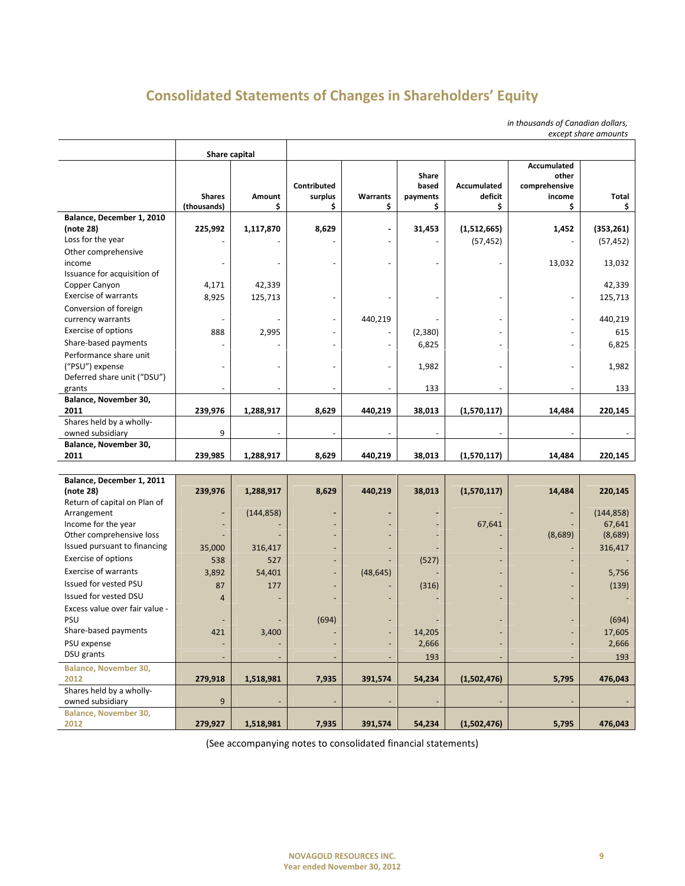# Consolidated Statements of Changes in Shareholders' Equity

*in thousands of Canadian dollars, except share amounts*

| | Share capital | | | | | | | |
|---|---|---|---|---|---|---|---|---|
| | Shares (thousands) | Amount $ | Contributed surplus $ | Warrants $ | Share based payments $ | Accumulated deficit $ | Accumulated other comprehensive income $ | Total $ |
| **Balance, December 1, 2010 (note 28)** | **225,992** | **1,117,870** | **8,629** | **-** | **31,453** | **(1,512,665)** | **1,452** | **(353,261)** |
| Loss for the year | - | - | - | - | - | (57,452) | - | (57,452) |
| Other comprehensive income | - | - | - | - | - | - | 13,032 | 13,032 |
| Issuance for acquisition of Copper Canyon | 4,171 | 42,339 | | | | | | 42,339 |
| Exercise of warrants | 8,925 | 125,713 | - | - | - | - | - | 125,713 |
| Conversion of foreign currency warrants | - | - | - | 440,219 | - | - | - | 440,219 |
| Exercise of options | 888 | 2,995 | - | - | (2,380) | - | - | 615 |
| Share-based payments | - | - | - | - | 6,825 | - | - | 6,825 |
| Performance share unit ("PSU") expense | - | - | - | - | 1,982 | - | - | 1,982 |
| Deferred share unit ("DSU") grants | - | - | - | - | 133 | - | - | 133 |
| **Balance, November 30, 2011** | **239,976** | **1,288,917** | **8,629** | **440,219** | **38,013** | **(1,570,117)** | **14,484** | **220,145** |
| Shares held by a wholly-owned subsidiary | 9 | - | - | - | - | - | - | - |
| **Balance, November 30, 2011** | **239,985** | **1,288,917** | **8,629** | **440,219** | **38,013** | **(1,570,117)** | **14,484** | **220,145** |
| | | | | | | | | |
| **Balance, December 1, 2011 (note 28)** | **239,976** | **1,288,917** | **8,629** | **440,219** | **38,013** | **(1,570,117)** | **14,484** | **220,145** |
| Return of capital on Plan of Arrangement | - | (144,858) | - | - | - | - | - | (144,858) |
| Income for the year | - | - | - | - | - | 67,641 | - | 67,641 |
| Other comprehensive loss | - | - | - | - | - | - | (8,689) | (8,689) |
| Issued pursuant to financing | 35,000 | 316,417 | - | - | - | - | - | 316,417 |
| Exercise of options | 538 | 527 | - | - | (527) | - | - | - |
| Exercise of warrants | 3,892 | 54,401 | - | (48,645) | - | - | - | 5,756 |
| Issued for vested PSU | 87 | 177 | - | - | (316) | - | - | (139) |
| Issued for vested DSU | 4 | - | - | - | - | - | - | - |
| Excess value over fair value - PSU | - | - | (694) | - | - | - | - | (694) |
| Share-based payments | 421 | 3,400 | - | - | 14,205 | - | - | 17,605 |
| PSU expense | - | - | - | - | 2,666 | - | - | 2,666 |
| DSU grants | - | - | - | - | 193 | - | - | 193 |
| **Balance, November 30, 2012** | **279,918** | **1,518,981** | **7,935** | **391,574** | **54,234** | **(1,502,476)** | **5,795** | **476,043** |
| Shares held by a wholly-owned subsidiary | 9 | - | - | - | - | - | - | - |
| **Balance, November 30, 2012** | **279,927** | **1,518,981** | **7,935** | **391,574** | **54,234** | **(1,502,476)** | **5,795** | **476,043** |

(See accompanying notes to consolidated financial statements)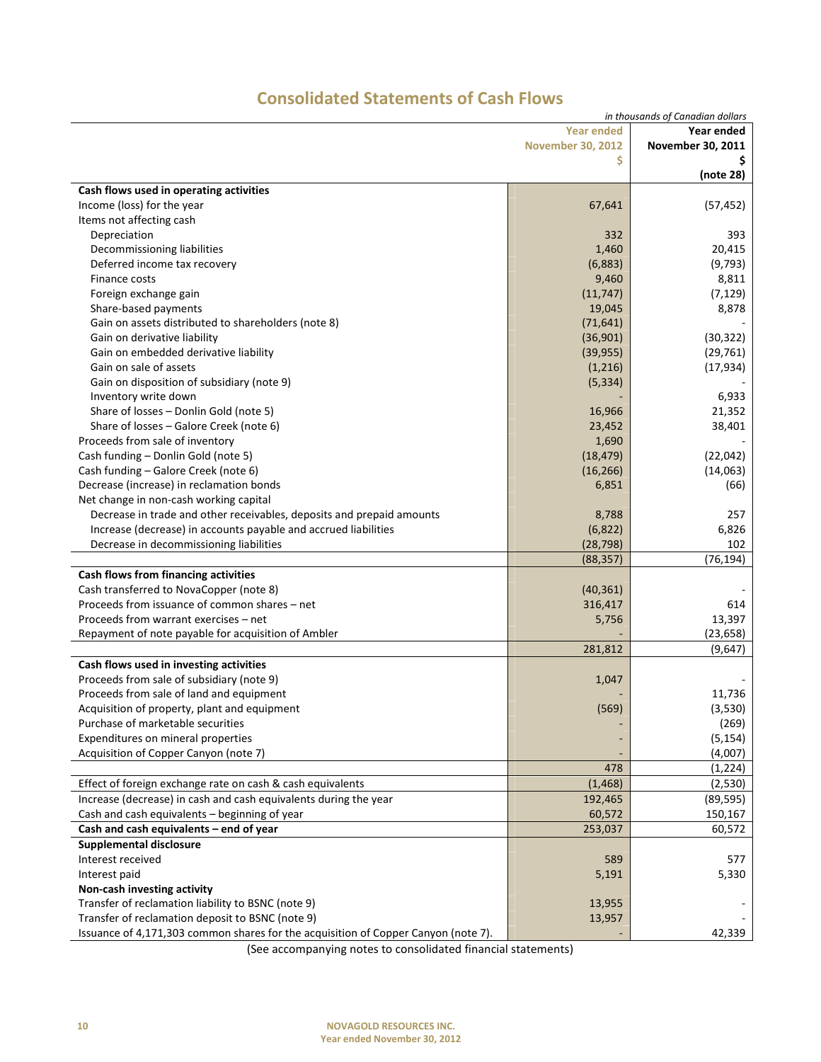# Consolidated Statements of Cash Flows

*in thousands of Canadian dollars*

| | Year ended November 30, 2012 $ | Year ended November 30, 2011 $ (note 28) |
|---|---|---|
| **Cash flows used in operating activities** | | |
| Income (loss) for the year | 67,641 | (57,452) |
| Items not affecting cash | | |
| Depreciation | 332 | 393 |
| Decommissioning liabilities | 1,460 | 20,415 |
| Deferred income tax recovery | (6,883) | (9,793) |
| Finance costs | 9,460 | 8,811 |
| Foreign exchange gain | (11,747) | (7,129) |
| Share-based payments | 19,045 | 8,878 |
| Gain on assets distributed to shareholders (note 8) | (71,641) | - |
| Gain on derivative liability | (36,901) | (30,322) |
| Gain on embedded derivative liability | (39,955) | (29,761) |
| Gain on sale of assets | (1,216) | (17,934) |
| Gain on disposition of subsidiary (note 9) | (5,334) | - |
| Inventory write down | - | 6,933 |
| Share of losses – Donlin Gold (note 5) | 16,966 | 21,352 |
| Share of losses – Galore Creek (note 6) | 23,452 | 38,401 |
| Proceeds from sale of inventory | 1,690 | - |
| Cash funding – Donlin Gold (note 5) | (18,479) | (22,042) |
| Cash funding – Galore Creek (note 6) | (16,266) | (14,063) |
| Decrease (increase) in reclamation bonds | 6,851 | (66) |
| Net change in non-cash working capital | | |
| Decrease in trade and other receivables, deposits and prepaid amounts | 8,788 | 257 |
| Increase (decrease) in accounts payable and accrued liabilities | (6,822) | 6,826 |
| Decrease in decommissioning liabilities | (28,798) | 102 |
| | (88,357) | (76,194) |
| **Cash flows from financing activities** | | |
| Cash transferred to NovaCopper (note 8) | (40,361) | - |
| Proceeds from issuance of common shares – net | 316,417 | 614 |
| Proceeds from warrant exercises – net | 5,756 | 13,397 |
| Repayment of note payable for acquisition of Ambler | - | (23,658) |
| | 281,812 | (9,647) |
| **Cash flows used in investing activities** | | |
| Proceeds from sale of subsidiary (note 9) | 1,047 | - |
| Proceeds from sale of land and equipment | - | 11,736 |
| Acquisition of property, plant and equipment | (569) | (3,530) |
| Purchase of marketable securities | - | (269) |
| Expenditures on mineral properties | - | (5,154) |
| Acquisition of Copper Canyon (note 7) | - | (4,007) |
| | 478 | (1,224) |
| Effect of foreign exchange rate on cash & cash equivalents | (1,468) | (2,530) |
| Increase (decrease) in cash and cash equivalents during the year | 192,465 | (89,595) |
| Cash and cash equivalents – beginning of year | 60,572 | 150,167 |
| **Cash and cash equivalents – end of year** | 253,037 | 60,572 |
| **Supplemental disclosure** | | |
| Interest received | 589 | 577 |
| Interest paid | 5,191 | 5,330 |
| **Non-cash investing activity** | | |
| Transfer of reclamation liability to BSNC (note 9) | 13,955 | - |
| Transfer of reclamation deposit to BSNC (note 9) | 13,957 | - |
| Issuance of 4,171,303 common shares for the acquisition of Copper Canyon (note 7). | - | 42,339 |

(See accompanying notes to consolidated financial statements)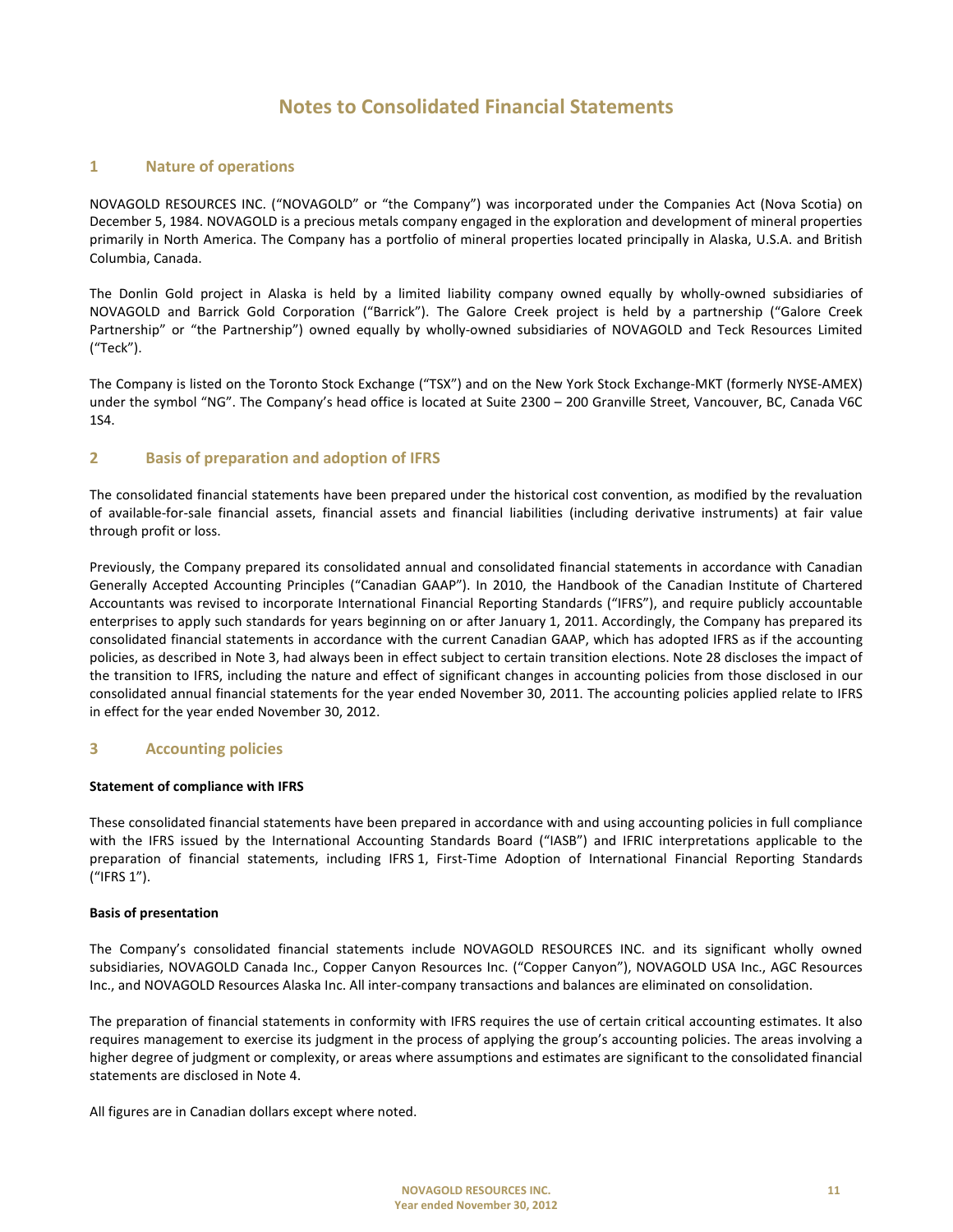# Notes to Consolidated Financial Statements

## 1 Nature of operations

NOVAGOLD RESOURCES INC. ("NOVAGOLD" or "the Company") was incorporated under the Companies Act (Nova Scotia) on December 5, 1984. NOVAGOLD is a precious metals company engaged in the exploration and development of mineral properties primarily in North America. The Company has a portfolio of mineral properties located principally in Alaska, U.S.A. and British Columbia, Canada.

The Donlin Gold project in Alaska is held by a limited liability company owned equally by wholly-owned subsidiaries of NOVAGOLD and Barrick Gold Corporation ("Barrick"). The Galore Creek project is held by a partnership ("Galore Creek Partnership" or "the Partnership") owned equally by wholly-owned subsidiaries of NOVAGOLD and Teck Resources Limited ("Teck").

The Company is listed on the Toronto Stock Exchange ("TSX") and on the New York Stock Exchange-MKT (formerly NYSE-AMEX) under the symbol "NG". The Company's head office is located at Suite 2300 – 200 Granville Street, Vancouver, BC, Canada V6C 1S4.

## 2 Basis of preparation and adoption of IFRS

The consolidated financial statements have been prepared under the historical cost convention, as modified by the revaluation of available-for-sale financial assets, financial assets and financial liabilities (including derivative instruments) at fair value through profit or loss.

Previously, the Company prepared its consolidated annual and consolidated financial statements in accordance with Canadian Generally Accepted Accounting Principles ("Canadian GAAP"). In 2010, the Handbook of the Canadian Institute of Chartered Accountants was revised to incorporate International Financial Reporting Standards ("IFRS"), and require publicly accountable enterprises to apply such standards for years beginning on or after January 1, 2011. Accordingly, the Company has prepared its consolidated financial statements in accordance with the current Canadian GAAP, which has adopted IFRS as if the accounting policies, as described in Note 3, had always been in effect subject to certain transition elections. Note 28 discloses the impact of the transition to IFRS, including the nature and effect of significant changes in accounting policies from those disclosed in our consolidated annual financial statements for the year ended November 30, 2011. The accounting policies applied relate to IFRS in effect for the year ended November 30, 2012.

## 3 Accounting policies

**Statement of compliance with IFRS**

These consolidated financial statements have been prepared in accordance with and using accounting policies in full compliance with the IFRS issued by the International Accounting Standards Board ("IASB") and IFRIC interpretations applicable to the preparation of financial statements, including IFRS 1, First-Time Adoption of International Financial Reporting Standards ("IFRS 1").

**Basis of presentation**

The Company's consolidated financial statements include NOVAGOLD RESOURCES INC. and its significant wholly owned subsidiaries, NOVAGOLD Canada Inc., Copper Canyon Resources Inc. ("Copper Canyon"), NOVAGOLD USA Inc., AGC Resources Inc., and NOVAGOLD Resources Alaska Inc. All inter-company transactions and balances are eliminated on consolidation.

The preparation of financial statements in conformity with IFRS requires the use of certain critical accounting estimates. It also requires management to exercise its judgment in the process of applying the group's accounting policies. The areas involving a higher degree of judgment or complexity, or areas where assumptions and estimates are significant to the consolidated financial statements are disclosed in Note 4.

All figures are in Canadian dollars except where noted.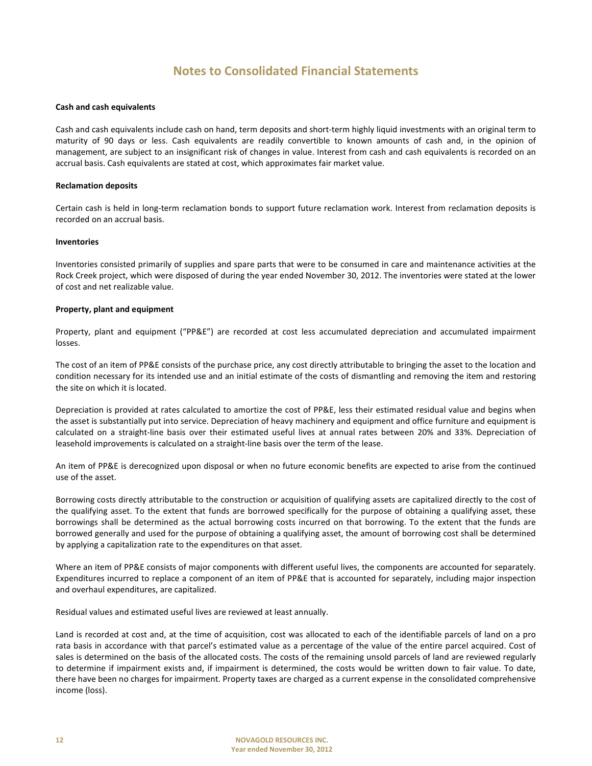# Notes to Consolidated Financial Statements

**Cash and cash equivalents**

Cash and cash equivalents include cash on hand, term deposits and short-term highly liquid investments with an original term to maturity of 90 days or less. Cash equivalents are readily convertible to known amounts of cash and, in the opinion of management, are subject to an insignificant risk of changes in value. Interest from cash and cash equivalents is recorded on an accrual basis. Cash equivalents are stated at cost, which approximates fair market value.

**Reclamation deposits**

Certain cash is held in long-term reclamation bonds to support future reclamation work. Interest from reclamation deposits is recorded on an accrual basis.

**Inventories**

Inventories consisted primarily of supplies and spare parts that were to be consumed in care and maintenance activities at the Rock Creek project, which were disposed of during the year ended November 30, 2012. The inventories were stated at the lower of cost and net realizable value.

**Property, plant and equipment**

Property, plant and equipment ("PP&E") are recorded at cost less accumulated depreciation and accumulated impairment losses.

The cost of an item of PP&E consists of the purchase price, any cost directly attributable to bringing the asset to the location and condition necessary for its intended use and an initial estimate of the costs of dismantling and removing the item and restoring the site on which it is located.

Depreciation is provided at rates calculated to amortize the cost of PP&E, less their estimated residual value and begins when the asset is substantially put into service. Depreciation of heavy machinery and equipment and office furniture and equipment is calculated on a straight-line basis over their estimated useful lives at annual rates between 20% and 33%. Depreciation of leasehold improvements is calculated on a straight-line basis over the term of the lease.

An item of PP&E is derecognized upon disposal or when no future economic benefits are expected to arise from the continued use of the asset.

Borrowing costs directly attributable to the construction or acquisition of qualifying assets are capitalized directly to the cost of the qualifying asset. To the extent that funds are borrowed specifically for the purpose of obtaining a qualifying asset, these borrowings shall be determined as the actual borrowing costs incurred on that borrowing. To the extent that the funds are borrowed generally and used for the purpose of obtaining a qualifying asset, the amount of borrowing cost shall be determined by applying a capitalization rate to the expenditures on that asset.

Where an item of PP&E consists of major components with different useful lives, the components are accounted for separately. Expenditures incurred to replace a component of an item of PP&E that is accounted for separately, including major inspection and overhaul expenditures, are capitalized.

Residual values and estimated useful lives are reviewed at least annually.

Land is recorded at cost and, at the time of acquisition, cost was allocated to each of the identifiable parcels of land on a pro rata basis in accordance with that parcel's estimated value as a percentage of the value of the entire parcel acquired. Cost of sales is determined on the basis of the allocated costs. The costs of the remaining unsold parcels of land are reviewed regularly to determine if impairment exists and, if impairment is determined, the costs would be written down to fair value. To date, there have been no charges for impairment. Property taxes are charged as a current expense in the consolidated comprehensive income (loss).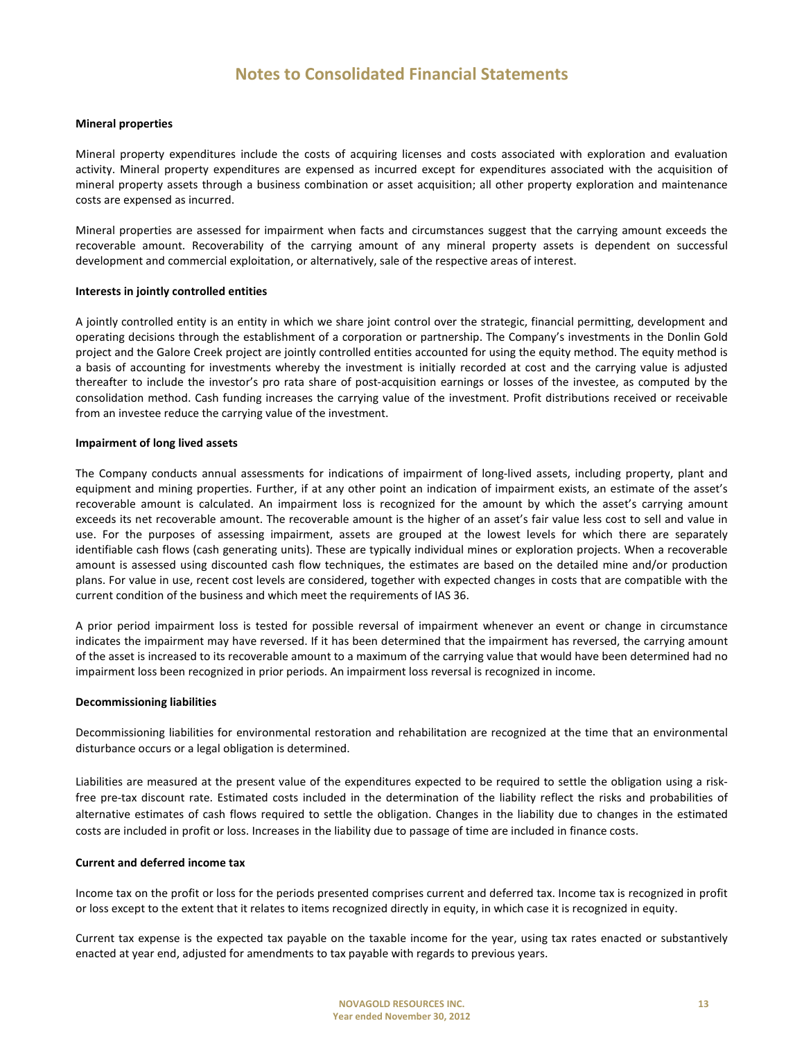## Notes to Consolidated Financial Statements

**Mineral properties**

Mineral property expenditures include the costs of acquiring licenses and costs associated with exploration and evaluation activity. Mineral property expenditures are expensed as incurred except for expenditures associated with the acquisition of mineral property assets through a business combination or asset acquisition; all other property exploration and maintenance costs are expensed as incurred.

Mineral properties are assessed for impairment when facts and circumstances suggest that the carrying amount exceeds the recoverable amount. Recoverability of the carrying amount of any mineral property assets is dependent on successful development and commercial exploitation, or alternatively, sale of the respective areas of interest.

**Interests in jointly controlled entities**

A jointly controlled entity is an entity in which we share joint control over the strategic, financial permitting, development and operating decisions through the establishment of a corporation or partnership. The Company's investments in the Donlin Gold project and the Galore Creek project are jointly controlled entities accounted for using the equity method. The equity method is a basis of accounting for investments whereby the investment is initially recorded at cost and the carrying value is adjusted thereafter to include the investor's pro rata share of post-acquisition earnings or losses of the investee, as computed by the consolidation method. Cash funding increases the carrying value of the investment. Profit distributions received or receivable from an investee reduce the carrying value of the investment.

**Impairment of long lived assets**

The Company conducts annual assessments for indications of impairment of long-lived assets, including property, plant and equipment and mining properties. Further, if at any other point an indication of impairment exists, an estimate of the asset's recoverable amount is calculated. An impairment loss is recognized for the amount by which the asset's carrying amount exceeds its net recoverable amount. The recoverable amount is the higher of an asset's fair value less cost to sell and value in use. For the purposes of assessing impairment, assets are grouped at the lowest levels for which there are separately identifiable cash flows (cash generating units). These are typically individual mines or exploration projects. When a recoverable amount is assessed using discounted cash flow techniques, the estimates are based on the detailed mine and/or production plans. For value in use, recent cost levels are considered, together with expected changes in costs that are compatible with the current condition of the business and which meet the requirements of IAS 36.

A prior period impairment loss is tested for possible reversal of impairment whenever an event or change in circumstance indicates the impairment may have reversed. If it has been determined that the impairment has reversed, the carrying amount of the asset is increased to its recoverable amount to a maximum of the carrying value that would have been determined had no impairment loss been recognized in prior periods. An impairment loss reversal is recognized in income.

**Decommissioning liabilities**

Decommissioning liabilities for environmental restoration and rehabilitation are recognized at the time that an environmental disturbance occurs or a legal obligation is determined.

Liabilities are measured at the present value of the expenditures expected to be required to settle the obligation using a risk-free pre-tax discount rate. Estimated costs included in the determination of the liability reflect the risks and probabilities of alternative estimates of cash flows required to settle the obligation. Changes in the liability due to changes in the estimated costs are included in profit or loss. Increases in the liability due to passage of time are included in finance costs.

**Current and deferred income tax**

Income tax on the profit or loss for the periods presented comprises current and deferred tax. Income tax is recognized in profit or loss except to the extent that it relates to items recognized directly in equity, in which case it is recognized in equity.

Current tax expense is the expected tax payable on the taxable income for the year, using tax rates enacted or substantively enacted at year end, adjusted for amendments to tax payable with regards to previous years.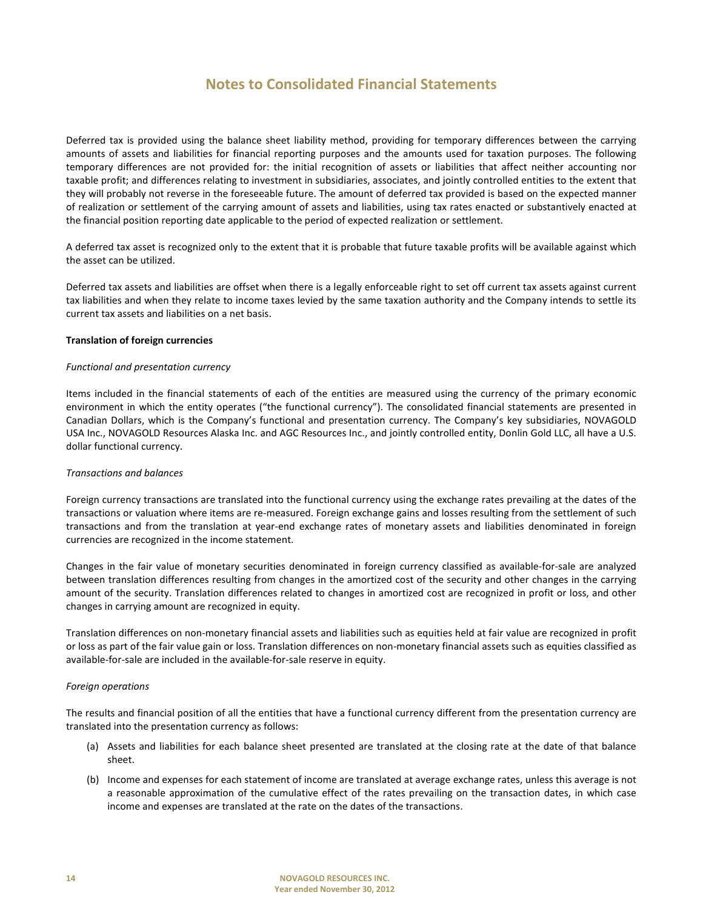Deferred tax is provided using the balance sheet liability method, providing for temporary differences between the carrying amounts of assets and liabilities for financial reporting purposes and the amounts used for taxation purposes. The following temporary differences are not provided for: the initial recognition of assets or liabilities that affect neither accounting nor taxable profit; and differences relating to investment in subsidiaries, associates, and jointly controlled entities to the extent that they will probably not reverse in the foreseeable future. The amount of deferred tax provided is based on the expected manner of realization or settlement of the carrying amount of assets and liabilities, using tax rates enacted or substantively enacted at the financial position reporting date applicable to the period of expected realization or settlement.

A deferred tax asset is recognized only to the extent that it is probable that future taxable profits will be available against which the asset can be utilized.

Deferred tax assets and liabilities are offset when there is a legally enforceable right to set off current tax assets against current tax liabilities and when they relate to income taxes levied by the same taxation authority and the Company intends to settle its current tax assets and liabilities on a net basis.

**Translation of foreign currencies**

*Functional and presentation currency*

Items included in the financial statements of each of the entities are measured using the currency of the primary economic environment in which the entity operates ("the functional currency"). The consolidated financial statements are presented in Canadian Dollars, which is the Company's functional and presentation currency. The Company's key subsidiaries, NOVAGOLD USA Inc., NOVAGOLD Resources Alaska Inc. and AGC Resources Inc., and jointly controlled entity, Donlin Gold LLC, all have a U.S. dollar functional currency.

*Transactions and balances*

Foreign currency transactions are translated into the functional currency using the exchange rates prevailing at the dates of the transactions or valuation where items are re-measured. Foreign exchange gains and losses resulting from the settlement of such transactions and from the translation at year-end exchange rates of monetary assets and liabilities denominated in foreign currencies are recognized in the income statement.

Changes in the fair value of monetary securities denominated in foreign currency classified as available-for-sale are analyzed between translation differences resulting from changes in the amortized cost of the security and other changes in the carrying amount of the security. Translation differences related to changes in amortized cost are recognized in profit or loss, and other changes in carrying amount are recognized in equity.

Translation differences on non-monetary financial assets and liabilities such as equities held at fair value are recognized in profit or loss as part of the fair value gain or loss. Translation differences on non-monetary financial assets such as equities classified as available-for-sale are included in the available-for-sale reserve in equity.

*Foreign operations*

The results and financial position of all the entities that have a functional currency different from the presentation currency are translated into the presentation currency as follows:

(a) Assets and liabilities for each balance sheet presented are translated at the closing rate at the date of that balance sheet.

(b) Income and expenses for each statement of income are translated at average exchange rates, unless this average is not a reasonable approximation of the cumulative effect of the rates prevailing on the transaction dates, in which case income and expenses are translated at the rate on the dates of the transactions.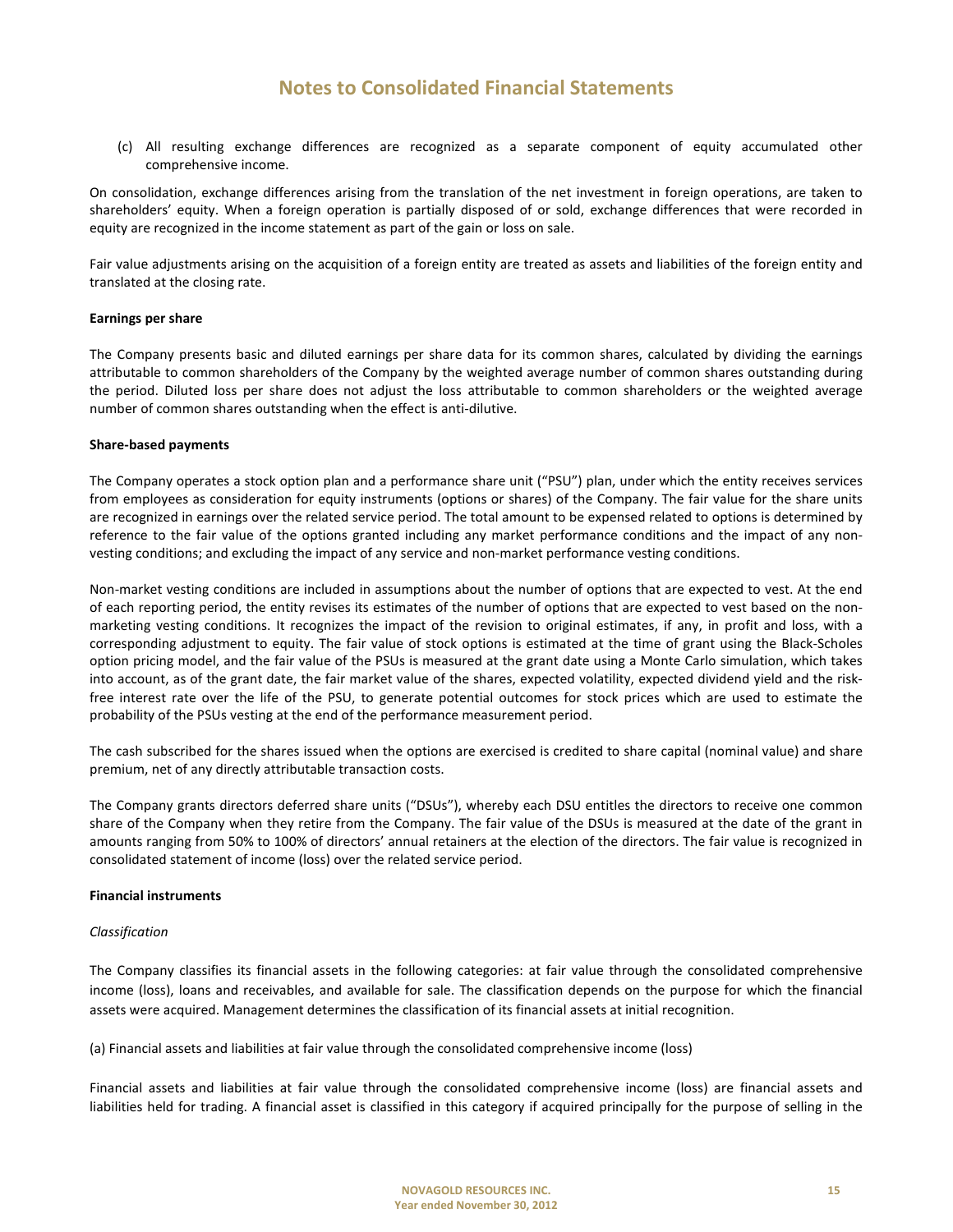(c) All resulting exchange differences are recognized as a separate component of equity accumulated other comprehensive income.

On consolidation, exchange differences arising from the translation of the net investment in foreign operations, are taken to shareholders' equity. When a foreign operation is partially disposed of or sold, exchange differences that were recorded in equity are recognized in the income statement as part of the gain or loss on sale.

Fair value adjustments arising on the acquisition of a foreign entity are treated as assets and liabilities of the foreign entity and translated at the closing rate.

**Earnings per share**

The Company presents basic and diluted earnings per share data for its common shares, calculated by dividing the earnings attributable to common shareholders of the Company by the weighted average number of common shares outstanding during the period. Diluted loss per share does not adjust the loss attributable to common shareholders or the weighted average number of common shares outstanding when the effect is anti-dilutive.

**Share-based payments**

The Company operates a stock option plan and a performance share unit ("PSU") plan, under which the entity receives services from employees as consideration for equity instruments (options or shares) of the Company. The fair value for the share units are recognized in earnings over the related service period. The total amount to be expensed related to options is determined by reference to the fair value of the options granted including any market performance conditions and the impact of any non-vesting conditions; and excluding the impact of any service and non-market performance vesting conditions.

Non-market vesting conditions are included in assumptions about the number of options that are expected to vest. At the end of each reporting period, the entity revises its estimates of the number of options that are expected to vest based on the non-marketing vesting conditions. It recognizes the impact of the revision to original estimates, if any, in profit and loss, with a corresponding adjustment to equity. The fair value of stock options is estimated at the time of grant using the Black-Scholes option pricing model, and the fair value of the PSUs is measured at the grant date using a Monte Carlo simulation, which takes into account, as of the grant date, the fair market value of the shares, expected volatility, expected dividend yield and the risk-free interest rate over the life of the PSU, to generate potential outcomes for stock prices which are used to estimate the probability of the PSUs vesting at the end of the performance measurement period.

The cash subscribed for the shares issued when the options are exercised is credited to share capital (nominal value) and share premium, net of any directly attributable transaction costs.

The Company grants directors deferred share units ("DSUs"), whereby each DSU entitles the directors to receive one common share of the Company when they retire from the Company. The fair value of the DSUs is measured at the date of the grant in amounts ranging from 50% to 100% of directors' annual retainers at the election of the directors. The fair value is recognized in consolidated statement of income (loss) over the related service period.

**Financial instruments**

*Classification*

The Company classifies its financial assets in the following categories: at fair value through the consolidated comprehensive income (loss), loans and receivables, and available for sale. The classification depends on the purpose for which the financial assets were acquired. Management determines the classification of its financial assets at initial recognition.

(a) Financial assets and liabilities at fair value through the consolidated comprehensive income (loss)

Financial assets and liabilities at fair value through the consolidated comprehensive income (loss) are financial assets and liabilities held for trading. A financial asset is classified in this category if acquired principally for the purpose of selling in the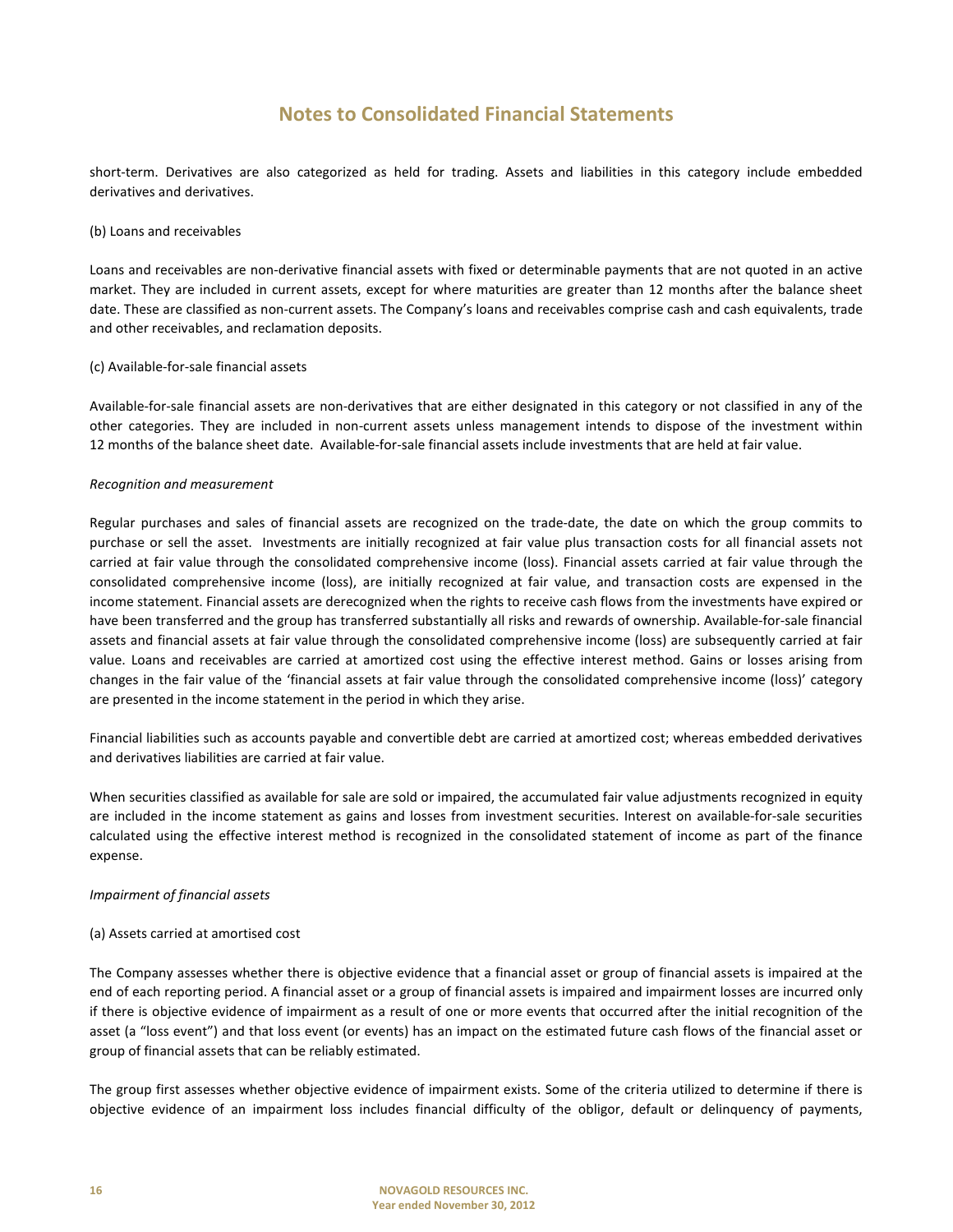short-term. Derivatives are also categorized as held for trading. Assets and liabilities in this category include embedded derivatives and derivatives.

(b) Loans and receivables

Loans and receivables are non-derivative financial assets with fixed or determinable payments that are not quoted in an active market. They are included in current assets, except for where maturities are greater than 12 months after the balance sheet date. These are classified as non-current assets. The Company's loans and receivables comprise cash and cash equivalents, trade and other receivables, and reclamation deposits.

(c) Available-for-sale financial assets

Available-for-sale financial assets are non-derivatives that are either designated in this category or not classified in any of the other categories. They are included in non-current assets unless management intends to dispose of the investment within 12 months of the balance sheet date. Available-for-sale financial assets include investments that are held at fair value.

*Recognition and measurement*

Regular purchases and sales of financial assets are recognized on the trade-date, the date on which the group commits to purchase or sell the asset. Investments are initially recognized at fair value plus transaction costs for all financial assets not carried at fair value through the consolidated comprehensive income (loss). Financial assets carried at fair value through the consolidated comprehensive income (loss), are initially recognized at fair value, and transaction costs are expensed in the income statement. Financial assets are derecognized when the rights to receive cash flows from the investments have expired or have been transferred and the group has transferred substantially all risks and rewards of ownership. Available-for-sale financial assets and financial assets at fair value through the consolidated comprehensive income (loss) are subsequently carried at fair value. Loans and receivables are carried at amortized cost using the effective interest method. Gains or losses arising from changes in the fair value of the 'financial assets at fair value through the consolidated comprehensive income (loss)' category are presented in the income statement in the period in which they arise.

Financial liabilities such as accounts payable and convertible debt are carried at amortized cost; whereas embedded derivatives and derivatives liabilities are carried at fair value.

When securities classified as available for sale are sold or impaired, the accumulated fair value adjustments recognized in equity are included in the income statement as gains and losses from investment securities. Interest on available-for-sale securities calculated using the effective interest method is recognized in the consolidated statement of income as part of the finance expense.

*Impairment of financial assets*

(a) Assets carried at amortised cost

The Company assesses whether there is objective evidence that a financial asset or group of financial assets is impaired at the end of each reporting period. A financial asset or a group of financial assets is impaired and impairment losses are incurred only if there is objective evidence of impairment as a result of one or more events that occurred after the initial recognition of the asset (a "loss event") and that loss event (or events) has an impact on the estimated future cash flows of the financial asset or group of financial assets that can be reliably estimated.

The group first assesses whether objective evidence of impairment exists. Some of the criteria utilized to determine if there is objective evidence of an impairment loss includes financial difficulty of the obligor, default or delinquency of payments,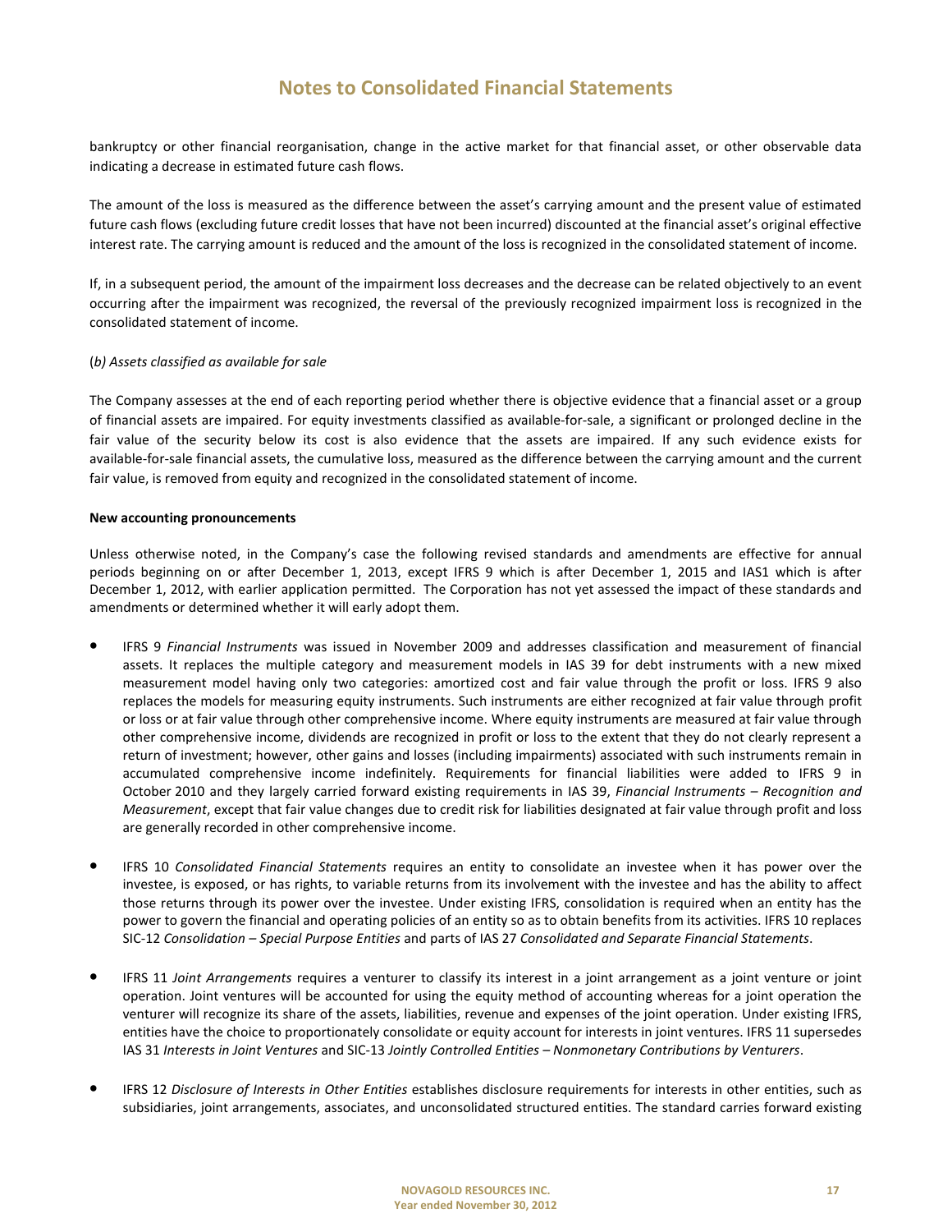bankruptcy or other financial reorganisation, change in the active market for that financial asset, or other observable data indicating a decrease in estimated future cash flows.

The amount of the loss is measured as the difference between the asset's carrying amount and the present value of estimated future cash flows (excluding future credit losses that have not been incurred) discounted at the financial asset's original effective interest rate. The carrying amount is reduced and the amount of the loss is recognized in the consolidated statement of income.

If, in a subsequent period, the amount of the impairment loss decreases and the decrease can be related objectively to an event occurring after the impairment was recognized, the reversal of the previously recognized impairment loss is recognized in the consolidated statement of income.

(*b) Assets classified as available for sale*

The Company assesses at the end of each reporting period whether there is objective evidence that a financial asset or a group of financial assets are impaired. For equity investments classified as available-for-sale, a significant or prolonged decline in the fair value of the security below its cost is also evidence that the assets are impaired. If any such evidence exists for available-for-sale financial assets, the cumulative loss, measured as the difference between the carrying amount and the current fair value, is removed from equity and recognized in the consolidated statement of income.

**New accounting pronouncements**

Unless otherwise noted, in the Company's case the following revised standards and amendments are effective for annual periods beginning on or after December 1, 2013, except IFRS 9 which is after December 1, 2015 and IAS1 which is after December 1, 2012, with earlier application permitted. The Corporation has not yet assessed the impact of these standards and amendments or determined whether it will early adopt them.

- IFRS 9 *Financial Instruments* was issued in November 2009 and addresses classification and measurement of financial assets. It replaces the multiple category and measurement models in IAS 39 for debt instruments with a new mixed measurement model having only two categories: amortized cost and fair value through the profit or loss. IFRS 9 also replaces the models for measuring equity instruments. Such instruments are either recognized at fair value through profit or loss or at fair value through other comprehensive income. Where equity instruments are measured at fair value through other comprehensive income, dividends are recognized in profit or loss to the extent that they do not clearly represent a return of investment; however, other gains and losses (including impairments) associated with such instruments remain in accumulated comprehensive income indefinitely. Requirements for financial liabilities were added to IFRS 9 in October 2010 and they largely carried forward existing requirements in IAS 39, *Financial Instruments – Recognition and Measurement*, except that fair value changes due to credit risk for liabilities designated at fair value through profit and loss are generally recorded in other comprehensive income.

- IFRS 10 *Consolidated Financial Statements* requires an entity to consolidate an investee when it has power over the investee, is exposed, or has rights, to variable returns from its involvement with the investee and has the ability to affect those returns through its power over the investee. Under existing IFRS, consolidation is required when an entity has the power to govern the financial and operating policies of an entity so as to obtain benefits from its activities. IFRS 10 replaces SIC-12 *Consolidation – Special Purpose Entities* and parts of IAS 27 *Consolidated and Separate Financial Statements*.

- IFRS 11 *Joint Arrangements* requires a venturer to classify its interest in a joint arrangement as a joint venture or joint operation. Joint ventures will be accounted for using the equity method of accounting whereas for a joint operation the venturer will recognize its share of the assets, liabilities, revenue and expenses of the joint operation. Under existing IFRS, entities have the choice to proportionately consolidate or equity account for interests in joint ventures. IFRS 11 supersedes IAS 31 *Interests in Joint Ventures* and SIC-13 *Jointly Controlled Entities – Nonmonetary Contributions by Venturers*.

- IFRS 12 *Disclosure of Interests in Other Entities* establishes disclosure requirements for interests in other entities, such as subsidiaries, joint arrangements, associates, and unconsolidated structured entities. The standard carries forward existing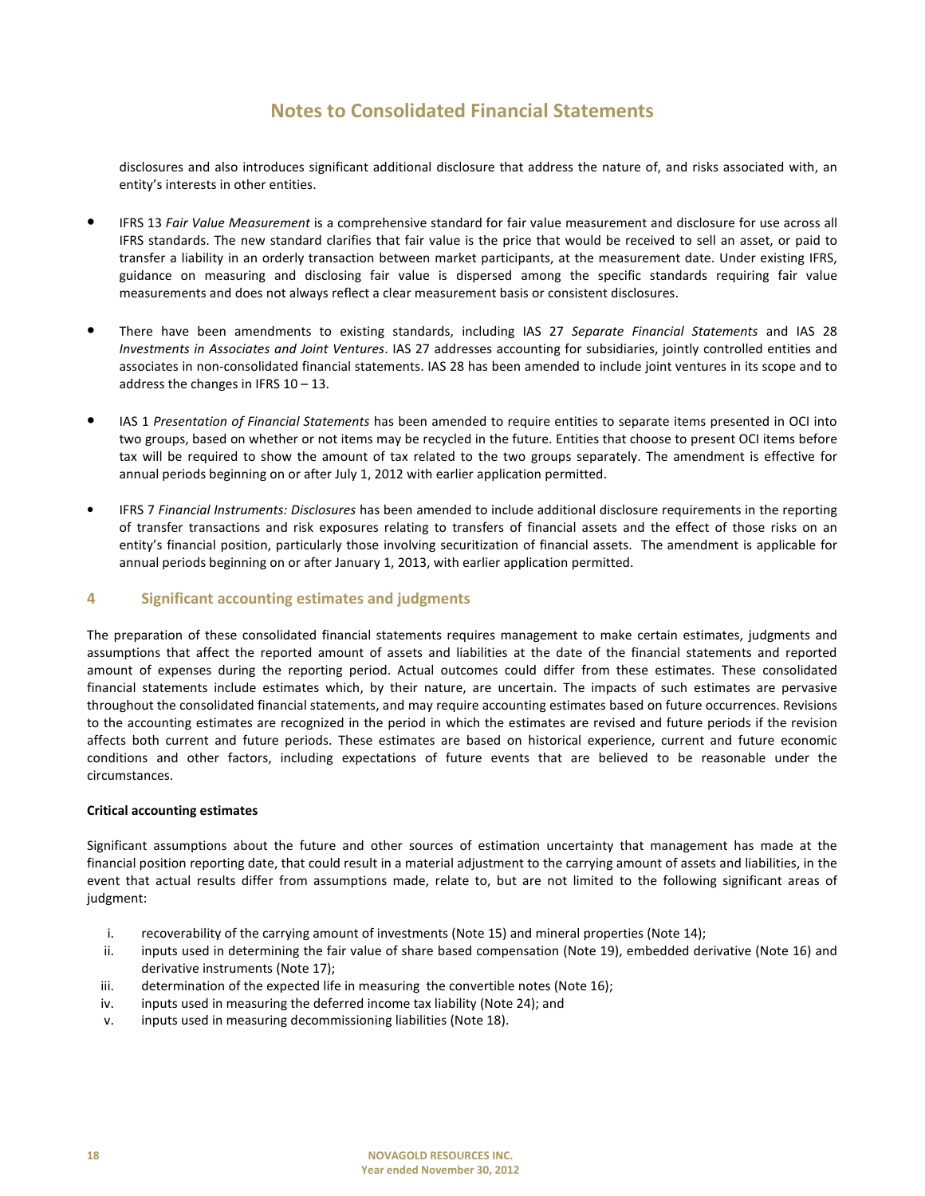disclosures and also introduces significant additional disclosure that address the nature of, and risks associated with, an entity's interests in other entities.

- IFRS 13 *Fair Value Measurement* is a comprehensive standard for fair value measurement and disclosure for use across all IFRS standards. The new standard clarifies that fair value is the price that would be received to sell an asset, or paid to transfer a liability in an orderly transaction between market participants, at the measurement date. Under existing IFRS, guidance on measuring and disclosing fair value is dispersed among the specific standards requiring fair value measurements and does not always reflect a clear measurement basis or consistent disclosures.

- There have been amendments to existing standards, including IAS 27 *Separate Financial Statements* and IAS 28 *Investments in Associates and Joint Ventures*. IAS 27 addresses accounting for subsidiaries, jointly controlled entities and associates in non-consolidated financial statements. IAS 28 has been amended to include joint ventures in its scope and to address the changes in IFRS 10 – 13.

- IAS 1 *Presentation of Financial Statements* has been amended to require entities to separate items presented in OCI into two groups, based on whether or not items may be recycled in the future. Entities that choose to present OCI items before tax will be required to show the amount of tax related to the two groups separately. The amendment is effective for annual periods beginning on or after July 1, 2012 with earlier application permitted.

- IFRS 7 *Financial Instruments: Disclosures* has been amended to include additional disclosure requirements in the reporting of transfer transactions and risk exposures relating to transfers of financial assets and the effect of those risks on an entity's financial position, particularly those involving securitization of financial assets. The amendment is applicable for annual periods beginning on or after January 1, 2013, with earlier application permitted.

## 4 Significant accounting estimates and judgments

The preparation of these consolidated financial statements requires management to make certain estimates, judgments and assumptions that affect the reported amount of assets and liabilities at the date of the financial statements and reported amount of expenses during the reporting period. Actual outcomes could differ from these estimates. These consolidated financial statements include estimates which, by their nature, are uncertain. The impacts of such estimates are pervasive throughout the consolidated financial statements, and may require accounting estimates based on future occurrences. Revisions to the accounting estimates are recognized in the period in which the estimates are revised and future periods if the revision affects both current and future periods. These estimates are based on historical experience, current and future economic conditions and other factors, including expectations of future events that are believed to be reasonable under the circumstances.

**Critical accounting estimates**

Significant assumptions about the future and other sources of estimation uncertainty that management has made at the financial position reporting date, that could result in a material adjustment to the carrying amount of assets and liabilities, in the event that actual results differ from assumptions made, relate to, but are not limited to the following significant areas of judgment:

i. recoverability of the carrying amount of investments (Note 15) and mineral properties (Note 14);
ii. inputs used in determining the fair value of share based compensation (Note 19), embedded derivative (Note 16) and derivative instruments (Note 17);
iii. determination of the expected life in measuring the convertible notes (Note 16);
iv. inputs used in measuring the deferred income tax liability (Note 24); and
v. inputs used in measuring decommissioning liabilities (Note 18).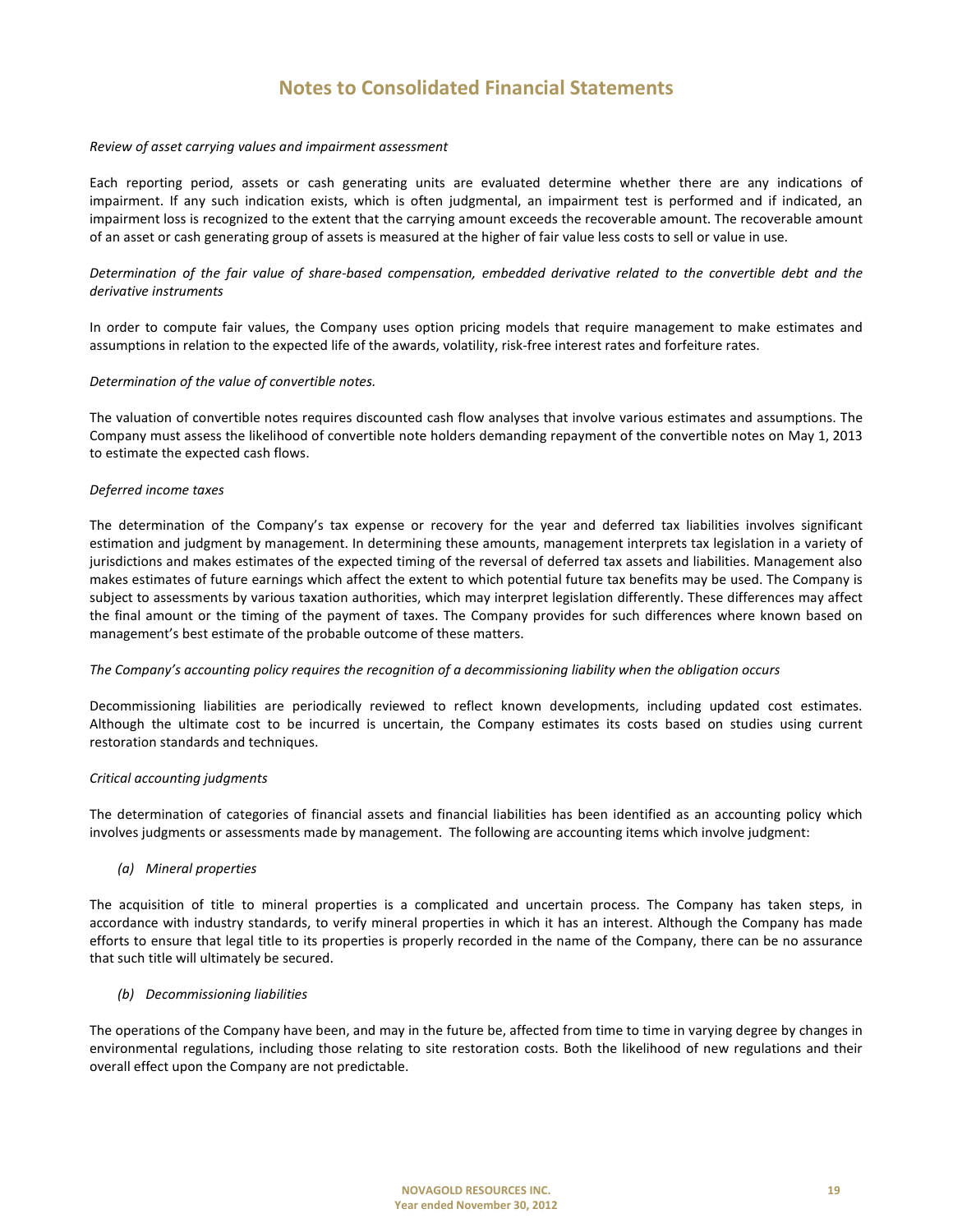# Notes to Consolidated Financial Statements

*Review of asset carrying values and impairment assessment*

Each reporting period, assets or cash generating units are evaluated determine whether there are any indications of impairment. If any such indication exists, which is often judgmental, an impairment test is performed and if indicated, an impairment loss is recognized to the extent that the carrying amount exceeds the recoverable amount. The recoverable amount of an asset or cash generating group of assets is measured at the higher of fair value less costs to sell or value in use.

*Determination of the fair value of share-based compensation, embedded derivative related to the convertible debt and the derivative instruments*

In order to compute fair values, the Company uses option pricing models that require management to make estimates and assumptions in relation to the expected life of the awards, volatility, risk-free interest rates and forfeiture rates.

*Determination of the value of convertible notes.*

The valuation of convertible notes requires discounted cash flow analyses that involve various estimates and assumptions. The Company must assess the likelihood of convertible note holders demanding repayment of the convertible notes on May 1, 2013 to estimate the expected cash flows.

*Deferred income taxes*

The determination of the Company's tax expense or recovery for the year and deferred tax liabilities involves significant estimation and judgment by management. In determining these amounts, management interprets tax legislation in a variety of jurisdictions and makes estimates of the expected timing of the reversal of deferred tax assets and liabilities. Management also makes estimates of future earnings which affect the extent to which potential future tax benefits may be used. The Company is subject to assessments by various taxation authorities, which may interpret legislation differently. These differences may affect the final amount or the timing of the payment of taxes. The Company provides for such differences where known based on management's best estimate of the probable outcome of these matters.

*The Company's accounting policy requires the recognition of a decommissioning liability when the obligation occurs*

Decommissioning liabilities are periodically reviewed to reflect known developments, including updated cost estimates. Although the ultimate cost to be incurred is uncertain, the Company estimates its costs based on studies using current restoration standards and techniques.

*Critical accounting judgments*

The determination of categories of financial assets and financial liabilities has been identified as an accounting policy which involves judgments or assessments made by management. The following are accounting items which involve judgment:

*(a) Mineral properties*

The acquisition of title to mineral properties is a complicated and uncertain process. The Company has taken steps, in accordance with industry standards, to verify mineral properties in which it has an interest. Although the Company has made efforts to ensure that legal title to its properties is properly recorded in the name of the Company, there can be no assurance that such title will ultimately be secured.

*(b) Decommissioning liabilities*

The operations of the Company have been, and may in the future be, affected from time to time in varying degree by changes in environmental regulations, including those relating to site restoration costs. Both the likelihood of new regulations and their overall effect upon the Company are not predictable.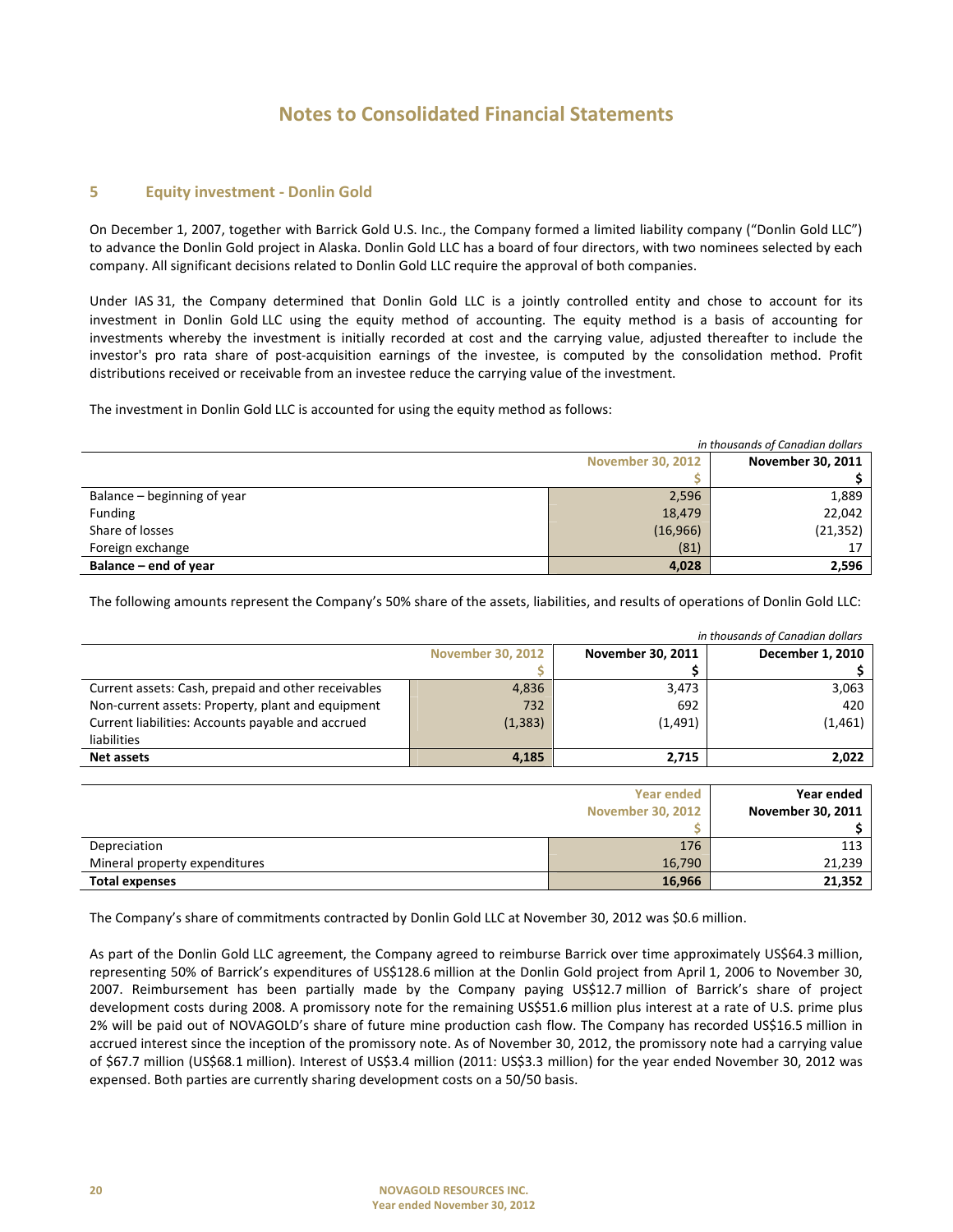# Notes to Consolidated Financial Statements

## 5 Equity investment - Donlin Gold

On December 1, 2007, together with Barrick Gold U.S. Inc., the Company formed a limited liability company ("Donlin Gold LLC") to advance the Donlin Gold project in Alaska. Donlin Gold LLC has a board of four directors, with two nominees selected by each company. All significant decisions related to Donlin Gold LLC require the approval of both companies.

Under IAS 31, the Company determined that Donlin Gold LLC is a jointly controlled entity and chose to account for its investment in Donlin Gold LLC using the equity method of accounting. The equity method is a basis of accounting for investments whereby the investment is initially recorded at cost and the carrying value, adjusted thereafter to include the investor's pro rata share of post-acquisition earnings of the investee, is computed by the consolidation method. Profit distributions received or receivable from an investee reduce the carrying value of the investment.

The investment in Donlin Gold LLC is accounted for using the equity method as follows:

*in thousands of Canadian dollars*

| | November 30, 2012 | November 30, 2011 |
|---|---|---|
| | $ | $ |
| Balance – beginning of year | 2,596 | 1,889 |
| Funding | 18,479 | 22,042 |
| Share of losses | (16,966) | (21,352) |
| Foreign exchange | (81) | 17 |
| **Balance – end of year** | **4,028** | **2,596** |

The following amounts represent the Company's 50% share of the assets, liabilities, and results of operations of Donlin Gold LLC:

*in thousands of Canadian dollars*

| | November 30, 2012 | November 30, 2011 | December 1, 2010 |
|---|---|---|---|
| | $ | $ | $ |
| Current assets: Cash, prepaid and other receivables | 4,836 | 3,473 | 3,063 |
| Non-current assets: Property, plant and equipment | 732 | 692 | 420 |
| Current liabilities: Accounts payable and accrued liabilities | (1,383) | (1,491) | (1,461) |
| **Net assets** | **4,185** | **2,715** | **2,022** |

| | Year ended November 30, 2012 | Year ended November 30, 2011 |
|---|---|---|
| | $ | $ |
| Depreciation | 176 | 113 |
| Mineral property expenditures | 16,790 | 21,239 |
| **Total expenses** | **16,966** | **21,352** |

The Company's share of commitments contracted by Donlin Gold LLC at November 30, 2012 was $0.6 million.

As part of the Donlin Gold LLC agreement, the Company agreed to reimburse Barrick over time approximately US$64.3 million, representing 50% of Barrick's expenditures of US$128.6 million at the Donlin Gold project from April 1, 2006 to November 30, 2007. Reimbursement has been partially made by the Company paying US$12.7 million of Barrick's share of project development costs during 2008. A promissory note for the remaining US$51.6 million plus interest at a rate of U.S. prime plus 2% will be paid out of NOVAGOLD's share of future mine production cash flow. The Company has recorded US$16.5 million in accrued interest since the inception of the promissory note. As of November 30, 2012, the promissory note had a carrying value of $67.7 million (US$68.1 million). Interest of US$3.4 million (2011: US$3.3 million) for the year ended November 30, 2012 was expensed. Both parties are currently sharing development costs on a 50/50 basis.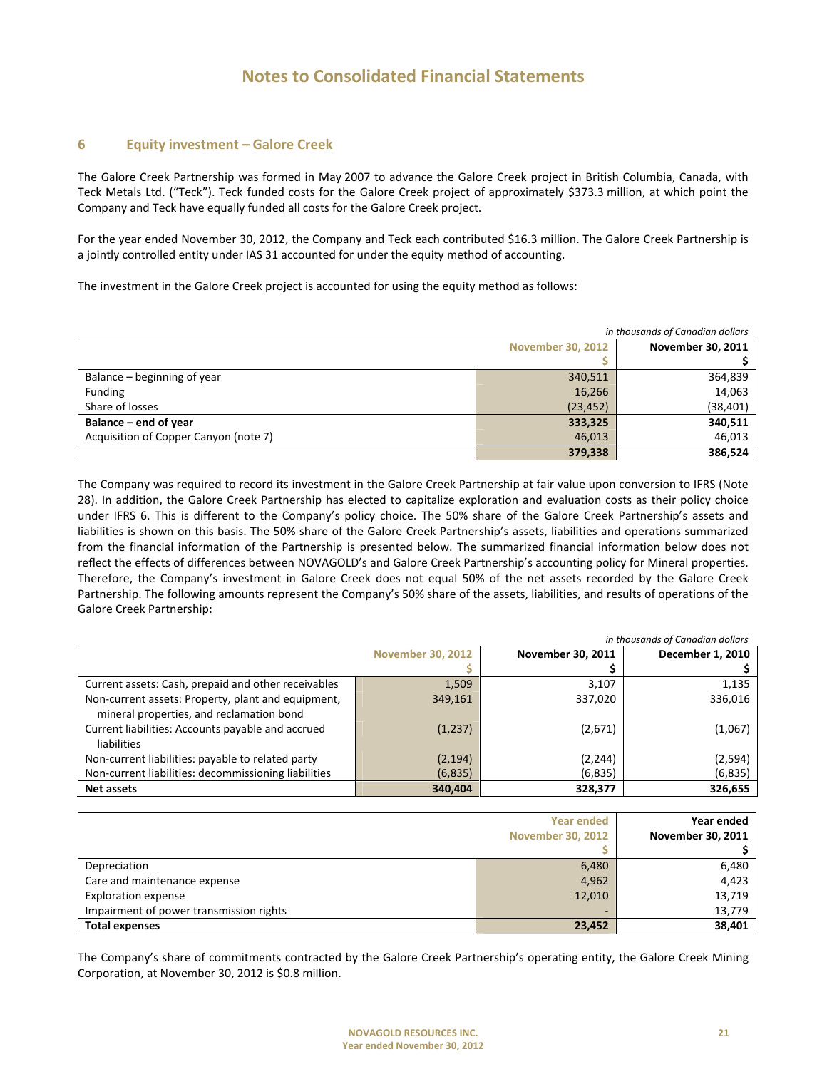## 6 Equity investment – Galore Creek

The Galore Creek Partnership was formed in May 2007 to advance the Galore Creek project in British Columbia, Canada, with Teck Metals Ltd. ("Teck"). Teck funded costs for the Galore Creek project of approximately $373.3 million, at which point the Company and Teck have equally funded all costs for the Galore Creek project.

For the year ended November 30, 2012, the Company and Teck each contributed $16.3 million. The Galore Creek Partnership is a jointly controlled entity under IAS 31 accounted for under the equity method of accounting.

The investment in the Galore Creek project is accounted for using the equity method as follows:

*in thousands of Canadian dollars*

| | November 30, 2012 | November 30, 2011 |
|---|---|---|
| | $ | $ |
| Balance – beginning of year | 340,511 | 364,839 |
| Funding | 16,266 | 14,063 |
| Share of losses | (23,452) | (38,401) |
| **Balance – end of year** | **333,325** | **340,511** |
| Acquisition of Copper Canyon (note 7) | 46,013 | 46,013 |
| | **379,338** | **386,524** |

The Company was required to record its investment in the Galore Creek Partnership at fair value upon conversion to IFRS (Note 28). In addition, the Galore Creek Partnership has elected to capitalize exploration and evaluation costs as their policy choice under IFRS 6. This is different to the Company's policy choice. The 50% share of the Galore Creek Partnership's assets and liabilities is shown on this basis. The 50% share of the Galore Creek Partnership's assets, liabilities and operations summarized from the financial information of the Partnership is presented below. The summarized financial information below does not reflect the effects of differences between NOVAGOLD's and Galore Creek Partnership's accounting policy for Mineral properties. Therefore, the Company's investment in Galore Creek does not equal 50% of the net assets recorded by the Galore Creek Partnership. The following amounts represent the Company's 50% share of the assets, liabilities, and results of operations of the Galore Creek Partnership:

*in thousands of Canadian dollars*

| | November 30, 2012 | November 30, 2011 | December 1, 2010 |
|---|---|---|---|
| | $ | $ | $ |
| Current assets: Cash, prepaid and other receivables | 1,509 | 3,107 | 1,135 |
| Non-current assets: Property, plant and equipment, mineral properties, and reclamation bond | 349,161 | 337,020 | 336,016 |
| Current liabilities: Accounts payable and accrued liabilities | (1,237) | (2,671) | (1,067) |
| Non-current liabilities: payable to related party | (2,194) | (2,244) | (2,594) |
| Non-current liabilities: decommissioning liabilities | (6,835) | (6,835) | (6,835) |
| **Net assets** | **340,404** | **328,377** | **326,655** |

| | Year ended November 30, 2012 | Year ended November 30, 2011 |
|---|---|---|
| | $ | $ |
| Depreciation | 6,480 | 6,480 |
| Care and maintenance expense | 4,962 | 4,423 |
| Exploration expense | 12,010 | 13,719 |
| Impairment of power transmission rights | - | 13,779 |
| **Total expenses** | **23,452** | **38,401** |

The Company's share of commitments contracted by the Galore Creek Partnership's operating entity, the Galore Creek Mining Corporation, at November 30, 2012 is $0.8 million.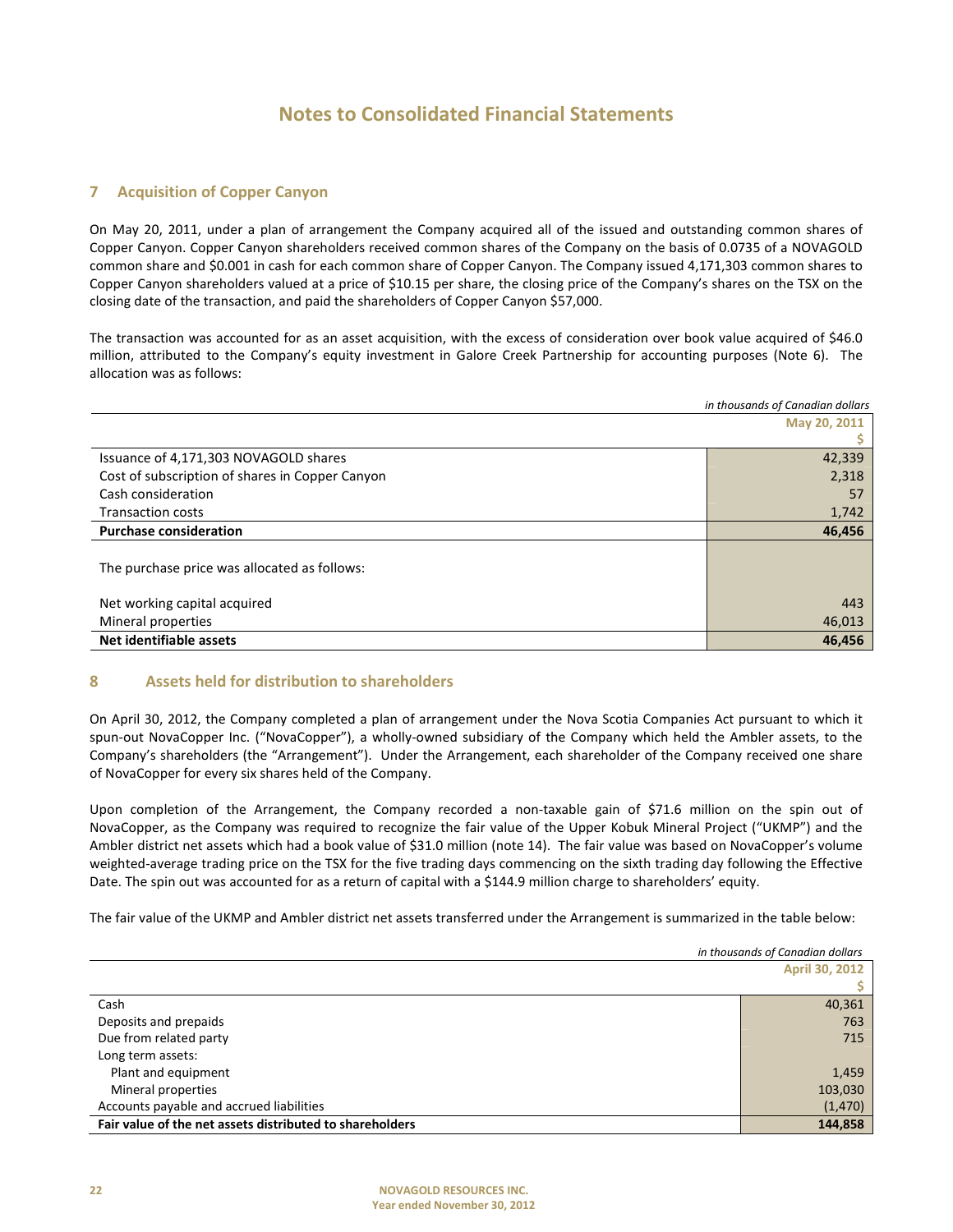# Notes to Consolidated Financial Statements

## 7 Acquisition of Copper Canyon

On May 20, 2011, under a plan of arrangement the Company acquired all of the issued and outstanding common shares of Copper Canyon. Copper Canyon shareholders received common shares of the Company on the basis of 0.0735 of a NOVAGOLD common share and $0.001 in cash for each common share of Copper Canyon. The Company issued 4,171,303 common shares to Copper Canyon shareholders valued at a price of $10.15 per share, the closing price of the Company's shares on the TSX on the closing date of the transaction, and paid the shareholders of Copper Canyon $57,000.

The transaction was accounted for as an asset acquisition, with the excess of consideration over book value acquired of $46.0 million, attributed to the Company's equity investment in Galore Creek Partnership for accounting purposes (Note 6). The allocation was as follows:

*in thousands of Canadian dollars*

| | May 20, 2011 |
|---|---|
| | $ |
| Issuance of 4,171,303 NOVAGOLD shares | 42,339 |
| Cost of subscription of shares in Copper Canyon | 2,318 |
| Cash consideration | 57 |
| Transaction costs | 1,742 |
| **Purchase consideration** | **46,456** |
| The purchase price was allocated as follows: | |
| Net working capital acquired | 443 |
| Mineral properties | 46,013 |
| **Net identifiable assets** | **46,456** |

## 8 Assets held for distribution to shareholders

On April 30, 2012, the Company completed a plan of arrangement under the Nova Scotia Companies Act pursuant to which it spun-out NovaCopper Inc. ("NovaCopper"), a wholly-owned subsidiary of the Company which held the Ambler assets, to the Company's shareholders (the "Arrangement"). Under the Arrangement, each shareholder of the Company received one share of NovaCopper for every six shares held of the Company.

Upon completion of the Arrangement, the Company recorded a non-taxable gain of $71.6 million on the spin out of NovaCopper, as the Company was required to recognize the fair value of the Upper Kobuk Mineral Project ("UKMP") and the Ambler district net assets which had a book value of $31.0 million (note 14). The fair value was based on NovaCopper's volume weighted-average trading price on the TSX for the five trading days commencing on the sixth trading day following the Effective Date. The spin out was accounted for as a return of capital with a $144.9 million charge to shareholders' equity.

The fair value of the UKMP and Ambler district net assets transferred under the Arrangement is summarized in the table below:

*in thousands of Canadian dollars*

| | April 30, 2012 |
|---|---|
| | $ |
| Cash | 40,361 |
| Deposits and prepaids | 763 |
| Due from related party | 715 |
| Long term assets: | |
| Plant and equipment | 1,459 |
| Mineral properties | 103,030 |
| Accounts payable and accrued liabilities | (1,470) |
| **Fair value of the net assets distributed to shareholders** | **144,858** |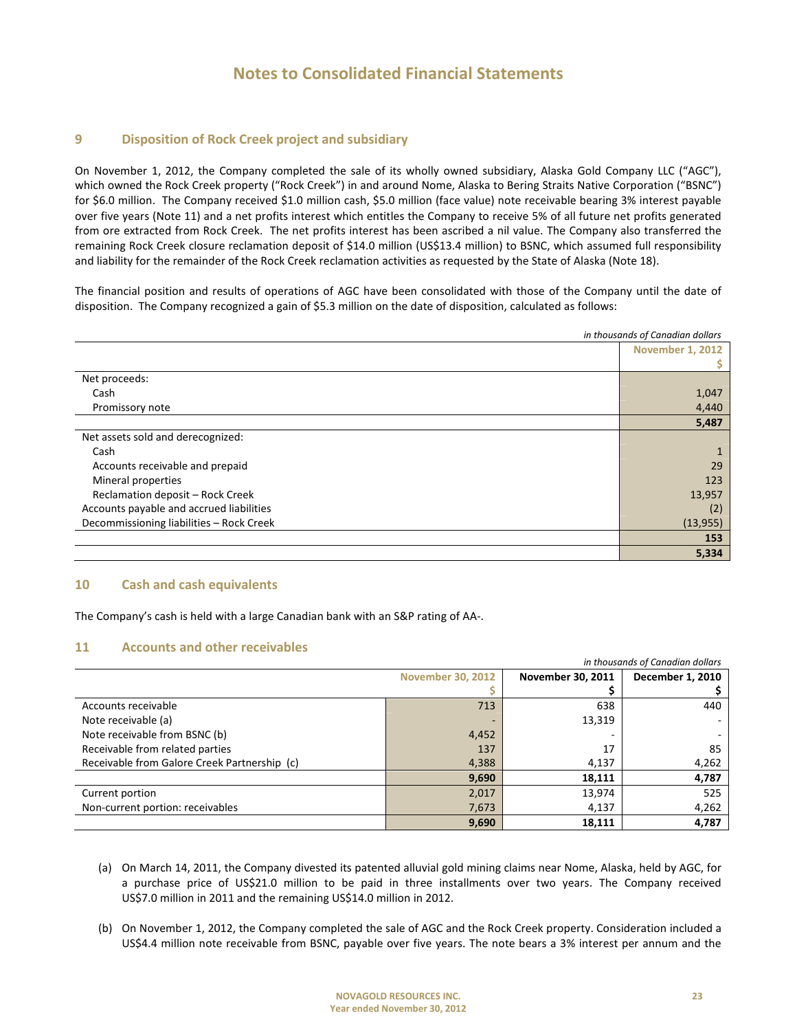# Notes to Consolidated Financial Statements

## 9 Disposition of Rock Creek project and subsidiary

On November 1, 2012, the Company completed the sale of its wholly owned subsidiary, Alaska Gold Company LLC ("AGC"), which owned the Rock Creek property ("Rock Creek") in and around Nome, Alaska to Bering Straits Native Corporation ("BSNC") for $6.0 million. The Company received $1.0 million cash, $5.0 million (face value) note receivable bearing 3% interest payable over five years (Note 11) and a net profits interest which entitles the Company to receive 5% of all future net profits generated from ore extracted from Rock Creek. The net profits interest has been ascribed a nil value. The Company also transferred the remaining Rock Creek closure reclamation deposit of $14.0 million (US$13.4 million) to BSNC, which assumed full responsibility and liability for the remainder of the Rock Creek reclamation activities as requested by the State of Alaska (Note 18).

The financial position and results of operations of AGC have been consolidated with those of the Company until the date of disposition. The Company recognized a gain of $5.3 million on the date of disposition, calculated as follows:

*in thousands of Canadian dollars*

| | November 1, 2012<br>$ |
|---|---|
| Net proceeds: | |
| Cash | 1,047 |
| Promissory note | 4,440 |
| | **5,487** |
| Net assets sold and derecognized: | |
| Cash | 1 |
| Accounts receivable and prepaid | 29 |
| Mineral properties | 123 |
| Reclamation deposit – Rock Creek | 13,957 |
| Accounts payable and accrued liabilities | (2) |
| Decommissioning liabilities – Rock Creek | (13,955) |
| | **153** |
| | **5,334** |

## 10 Cash and cash equivalents

The Company's cash is held with a large Canadian bank with an S&P rating of AA-.

## 11 Accounts and other receivables

*in thousands of Canadian dollars*

| | November 30, 2012<br>$ | November 30, 2011<br>$ | December 1, 2010<br>$ |
|---|---|---|---|
| Accounts receivable | 713 | 638 | 440 |
| Note receivable (a) | - | 13,319 | - |
| Note receivable from BSNC (b) | 4,452 | - | - |
| Receivable from related parties | 137 | 17 | 85 |
| Receivable from Galore Creek Partnership (c) | 4,388 | 4,137 | 4,262 |
| | **9,690** | **18,111** | **4,787** |
| Current portion | 2,017 | 13,974 | 525 |
| Non-current portion: receivables | 7,673 | 4,137 | 4,262 |
| | **9,690** | **18,111** | **4,787** |

(a) On March 14, 2011, the Company divested its patented alluvial gold mining claims near Nome, Alaska, held by AGC, for a purchase price of US$21.0 million to be paid in three installments over two years. The Company received US$7.0 million in 2011 and the remaining US$14.0 million in 2012.

(b) On November 1, 2012, the Company completed the sale of AGC and the Rock Creek property. Consideration included a US$4.4 million note receivable from BSNC, payable over five years. The note bears a 3% interest per annum and the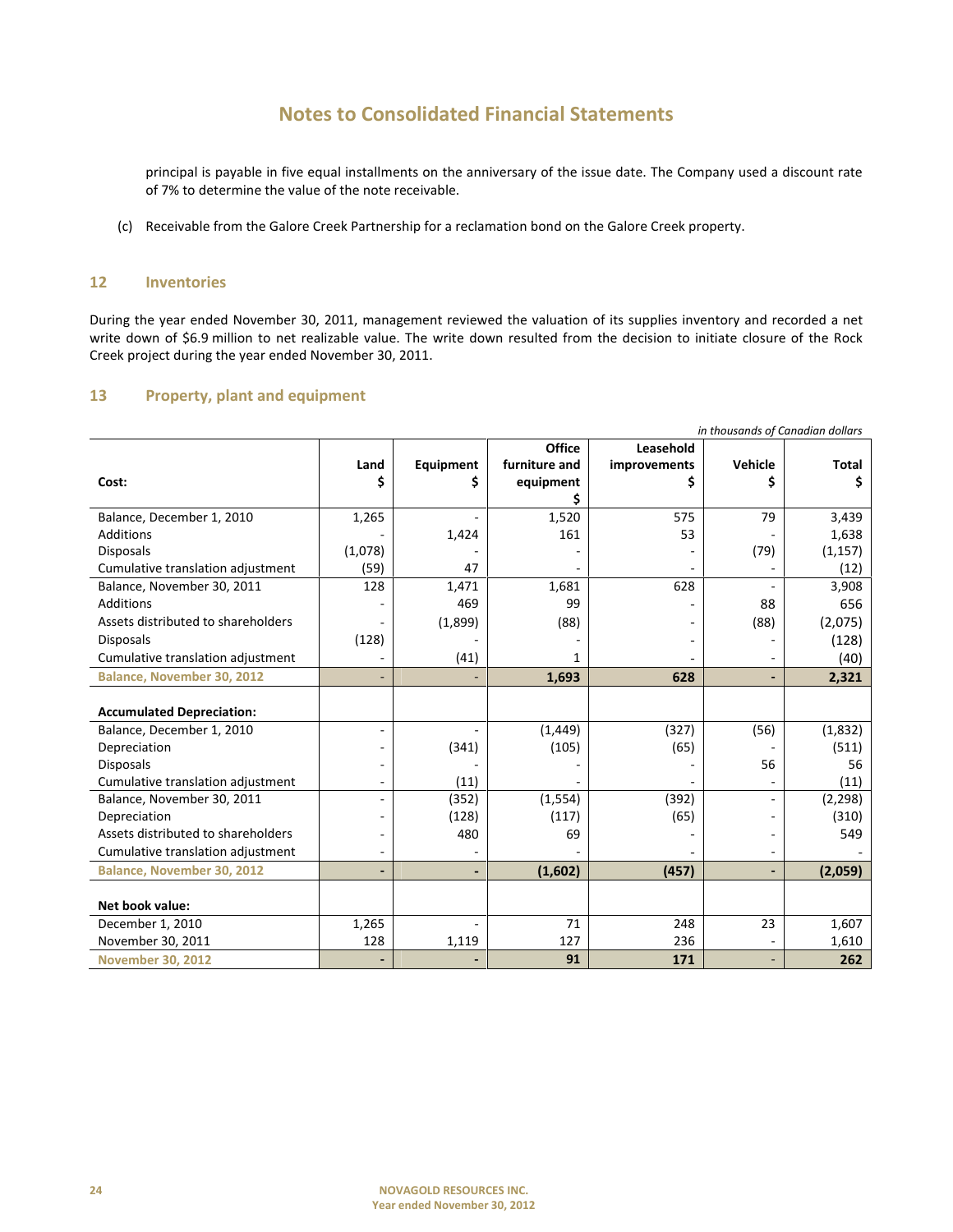principal is payable in five equal installments on the anniversary of the issue date. The Company used a discount rate of 7% to determine the value of the note receivable.

(c) Receivable from the Galore Creek Partnership for a reclamation bond on the Galore Creek property.

## 12 Inventories

During the year ended November 30, 2011, management reviewed the valuation of its supplies inventory and recorded a net write down of $6.9 million to net realizable value. The write down resulted from the decision to initiate closure of the Rock Creek project during the year ended November 30, 2011.

## 13 Property, plant and equipment

*in thousands of Canadian dollars*

| Cost: | Land $ | Equipment $ | Office furniture and equipment $ | Leasehold improvements $ | Vehicle $ | Total $ |
|---|---|---|---|---|---|---|
| Balance, December 1, 2010 | 1,265 | - | 1,520 | 575 | 79 | 3,439 |
| Additions | - | 1,424 | 161 | 53 | - | 1,638 |
| Disposals | (1,078) | - | - | - | (79) | (1,157) |
| Cumulative translation adjustment | (59) | 47 | - | - | - | (12) |
| Balance, November 30, 2011 | 128 | 1,471 | 1,681 | 628 | - | 3,908 |
| Additions | - | 469 | 99 | - | 88 | 656 |
| Assets distributed to shareholders | - | (1,899) | (88) | - | (88) | (2,075) |
| Disposals | (128) | - | - | - | - | (128) |
| Cumulative translation adjustment | - | (41) | 1 | - | - | (40) |
| **Balance, November 30, 2012** | **-** | **-** | **1,693** | **628** | **-** | **2,321** |
| | | | | | | |
| **Accumulated Depreciation:** | | | | | | |
| Balance, December 1, 2010 | - | - | (1,449) | (327) | (56) | (1,832) |
| Depreciation | - | (341) | (105) | (65) | - | (511) |
| Disposals | - | - | - | - | 56 | 56 |
| Cumulative translation adjustment | - | (11) | - | - | - | (11) |
| Balance, November 30, 2011 | - | (352) | (1,554) | (392) | - | (2,298) |
| Depreciation | - | (128) | (117) | (65) | - | (310) |
| Assets distributed to shareholders | - | 480 | 69 | - | - | 549 |
| Cumulative translation adjustment | - | - | - | - | - | - |
| **Balance, November 30, 2012** | **-** | **-** | **(1,602)** | **(457)** | **-** | **(2,059)** |
| | | | | | | |
| **Net book value:** | | | | | | |
| December 1, 2010 | 1,265 | - | 71 | 248 | 23 | 1,607 |
| November 30, 2011 | 128 | 1,119 | 127 | 236 | - | 1,610 |
| **November 30, 2012** | **-** | **-** | **91** | **171** | **-** | **262** |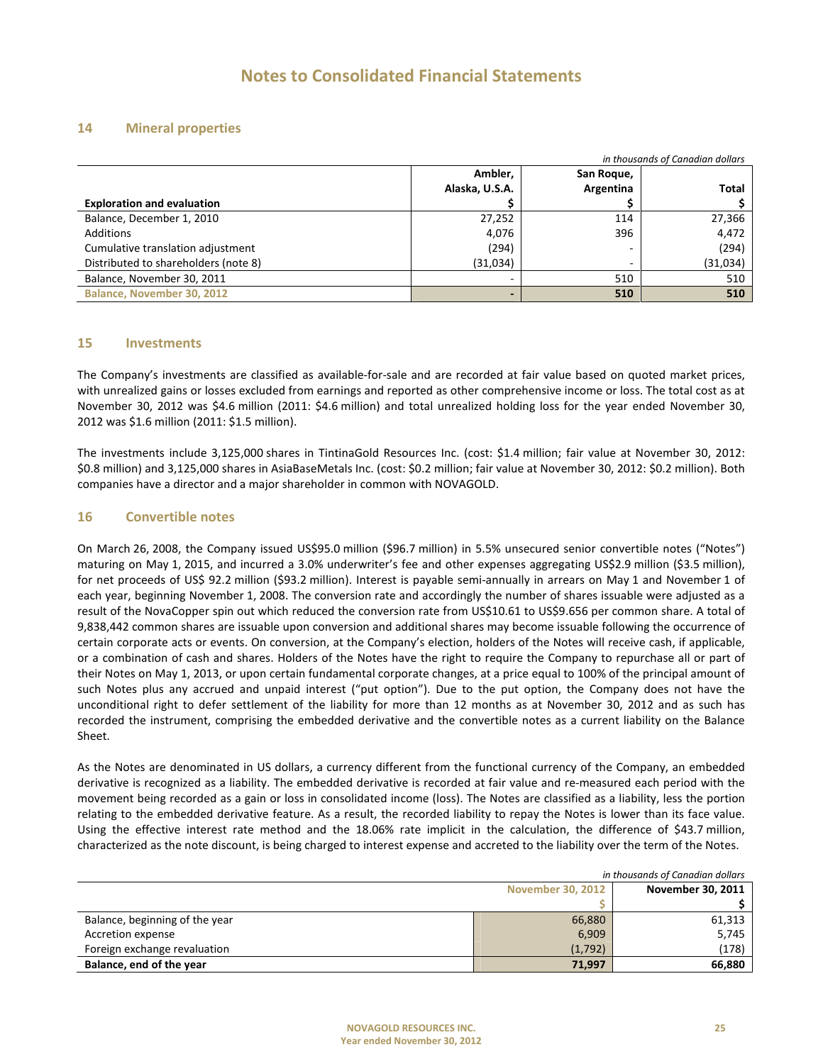# Notes to Consolidated Financial Statements

## 14 Mineral properties

*in thousands of Canadian dollars*

| Exploration and evaluation | Ambler, Alaska, U.S.A. $ | San Roque, Argentina $ | Total $ |
|---|---|---|---|
| Balance, December 1, 2010 | 27,252 | 114 | 27,366 |
| Additions | 4,076 | 396 | 4,472 |
| Cumulative translation adjustment | (294) | - | (294) |
| Distributed to shareholders (note 8) | (31,034) | - | (31,034) |
| Balance, November 30, 2011 | - | 510 | 510 |
| **Balance, November 30, 2012** | **-** | **510** | **510** |

## 15 Investments

The Company's investments are classified as available-for-sale and are recorded at fair value based on quoted market prices, with unrealized gains or losses excluded from earnings and reported as other comprehensive income or loss. The total cost as at November 30, 2012 was $4.6 million (2011: $4.6 million) and total unrealized holding loss for the year ended November 30, 2012 was $1.6 million (2011: $1.5 million).

The investments include 3,125,000 shares in TintinaGold Resources Inc. (cost: $1.4 million; fair value at November 30, 2012: $0.8 million) and 3,125,000 shares in AsiaBaseMetals Inc. (cost: $0.2 million; fair value at November 30, 2012: $0.2 million). Both companies have a director and a major shareholder in common with NOVAGOLD.

## 16 Convertible notes

On March 26, 2008, the Company issued US$95.0 million ($96.7 million) in 5.5% unsecured senior convertible notes ("Notes") maturing on May 1, 2015, and incurred a 3.0% underwriter's fee and other expenses aggregating US$2.9 million ($3.5 million), for net proceeds of US$ 92.2 million ($93.2 million). Interest is payable semi-annually in arrears on May 1 and November 1 of each year, beginning November 1, 2008. The conversion rate and accordingly the number of shares issuable were adjusted as a result of the NovaCopper spin out which reduced the conversion rate from US$10.61 to US$9.656 per common share. A total of 9,838,442 common shares are issuable upon conversion and additional shares may become issuable following the occurrence of certain corporate acts or events. On conversion, at the Company's election, holders of the Notes will receive cash, if applicable, or a combination of cash and shares. Holders of the Notes have the right to require the Company to repurchase all or part of their Notes on May 1, 2013, or upon certain fundamental corporate changes, at a price equal to 100% of the principal amount of such Notes plus any accrued and unpaid interest ("put option"). Due to the put option, the Company does not have the unconditional right to defer settlement of the liability for more than 12 months as at November 30, 2012 and as such has recorded the instrument, comprising the embedded derivative and the convertible notes as a current liability on the Balance Sheet.

As the Notes are denominated in US dollars, a currency different from the functional currency of the Company, an embedded derivative is recognized as a liability. The embedded derivative is recorded at fair value and re-measured each period with the movement being recorded as a gain or loss in consolidated income (loss). The Notes are classified as a liability, less the portion relating to the embedded derivative feature. As a result, the recorded liability to repay the Notes is lower than its face value. Using the effective interest rate method and the 18.06% rate implicit in the calculation, the difference of $43.7 million, characterized as the note discount, is being charged to interest expense and accreted to the liability over the term of the Notes.

*in thousands of Canadian dollars*

| | November 30, 2012 $ | November 30, 2011 $ |
|---|---|---|
| Balance, beginning of the year | 66,880 | 61,313 |
| Accretion expense | 6,909 | 5,745 |
| Foreign exchange revaluation | (1,792) | (178) |
| **Balance, end of the year** | **71,997** | **66,880** |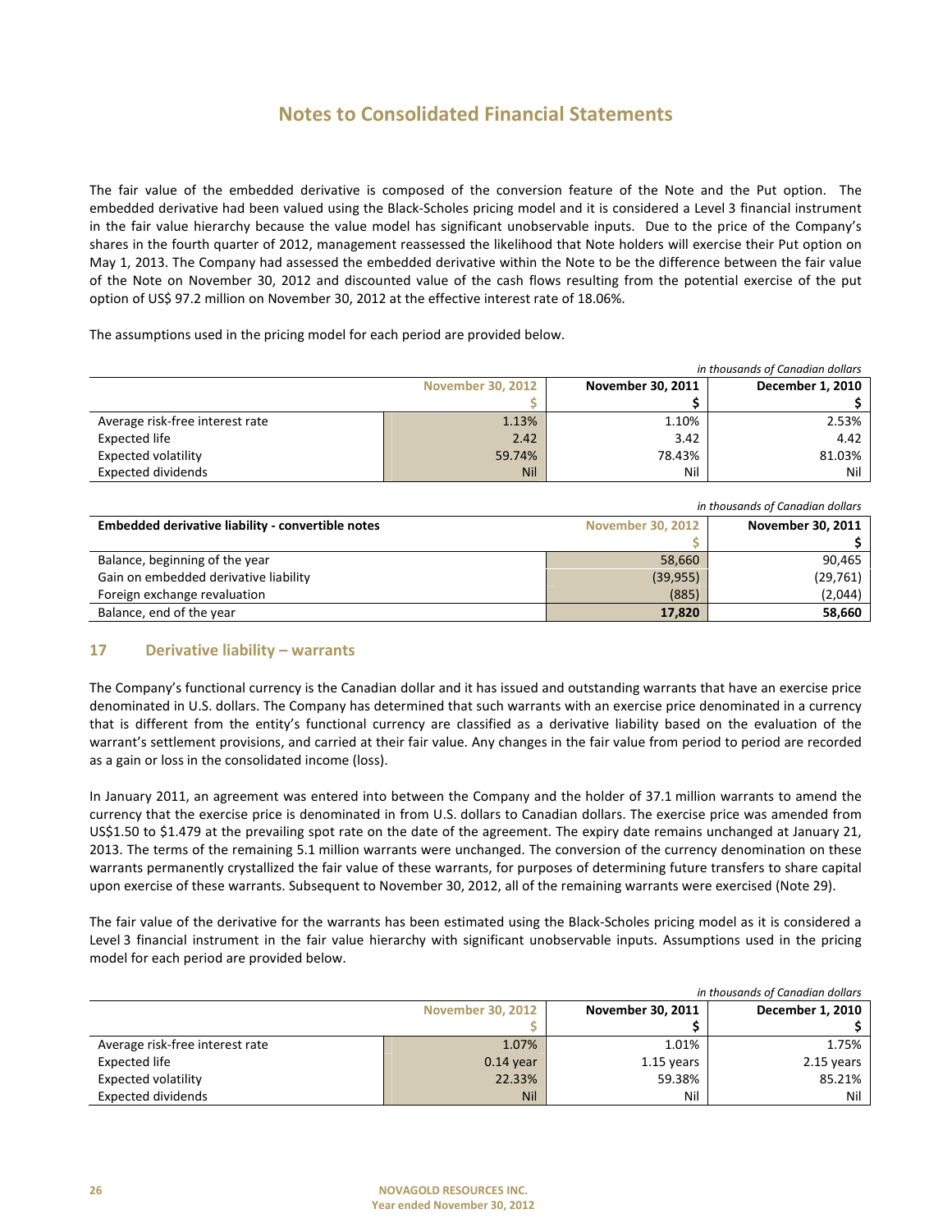# Notes to Consolidated Financial Statements

The fair value of the embedded derivative is composed of the conversion feature of the Note and the Put option. The embedded derivative had been valued using the Black-Scholes pricing model and it is considered a Level 3 financial instrument in the fair value hierarchy because the value model has significant unobservable inputs. Due to the price of the Company's shares in the fourth quarter of 2012, management reassessed the likelihood that Note holders will exercise their Put option on May 1, 2013. The Company had assessed the embedded derivative within the Note to be the difference between the fair value of the Note on November 30, 2012 and discounted value of the cash flows resulting from the potential exercise of the put option of US$ 97.2 million on November 30, 2012 at the effective interest rate of 18.06%.

The assumptions used in the pricing model for each period are provided below.

*in thousands of Canadian dollars*

| | November 30, 2012 | November 30, 2011 | December 1, 2010 |
|---|---|---|---|
| | $ | $ | $ |
| Average risk-free interest rate | 1.13% | 1.10% | 2.53% |
| Expected life | 2.42 | 3.42 | 4.42 |
| Expected volatility | 59.74% | 78.43% | 81.03% |
| Expected dividends | Nil | Nil | Nil |

*in thousands of Canadian dollars*

| **Embedded derivative liability - convertible notes** | November 30, 2012 | November 30, 2011 |
|---|---|---|
| | $ | $ |
| Balance, beginning of the year | 58,660 | 90,465 |
| Gain on embedded derivative liability | (39,955) | (29,761) |
| Foreign exchange revaluation | (885) | (2,044) |
| Balance, end of the year | **17,820** | **58,660** |

## 17 Derivative liability – warrants

The Company's functional currency is the Canadian dollar and it has issued and outstanding warrants that have an exercise price denominated in U.S. dollars. The Company has determined that such warrants with an exercise price denominated in a currency that is different from the entity's functional currency are classified as a derivative liability based on the evaluation of the warrant's settlement provisions, and carried at their fair value. Any changes in the fair value from period to period are recorded as a gain or loss in the consolidated income (loss).

In January 2011, an agreement was entered into between the Company and the holder of 37.1 million warrants to amend the currency that the exercise price is denominated in from U.S. dollars to Canadian dollars. The exercise price was amended from US$1.50 to $1.479 at the prevailing spot rate on the date of the agreement. The expiry date remains unchanged at January 21, 2013. The terms of the remaining 5.1 million warrants were unchanged. The conversion of the currency denomination on these warrants permanently crystallized the fair value of these warrants, for purposes of determining future transfers to share capital upon exercise of these warrants. Subsequent to November 30, 2012, all of the remaining warrants were exercised (Note 29).

The fair value of the derivative for the warrants has been estimated using the Black-Scholes pricing model as it is considered a Level 3 financial instrument in the fair value hierarchy with significant unobservable inputs. Assumptions used in the pricing model for each period are provided below.

*in thousands of Canadian dollars*

| | November 30, 2012 | November 30, 2011 | December 1, 2010 |
|---|---|---|---|
| | $ | $ | $ |
| Average risk-free interest rate | 1.07% | 1.01% | 1.75% |
| Expected life | 0.14 year | 1.15 years | 2.15 years |
| Expected volatility | 22.33% | 59.38% | 85.21% |
| Expected dividends | Nil | Nil | Nil |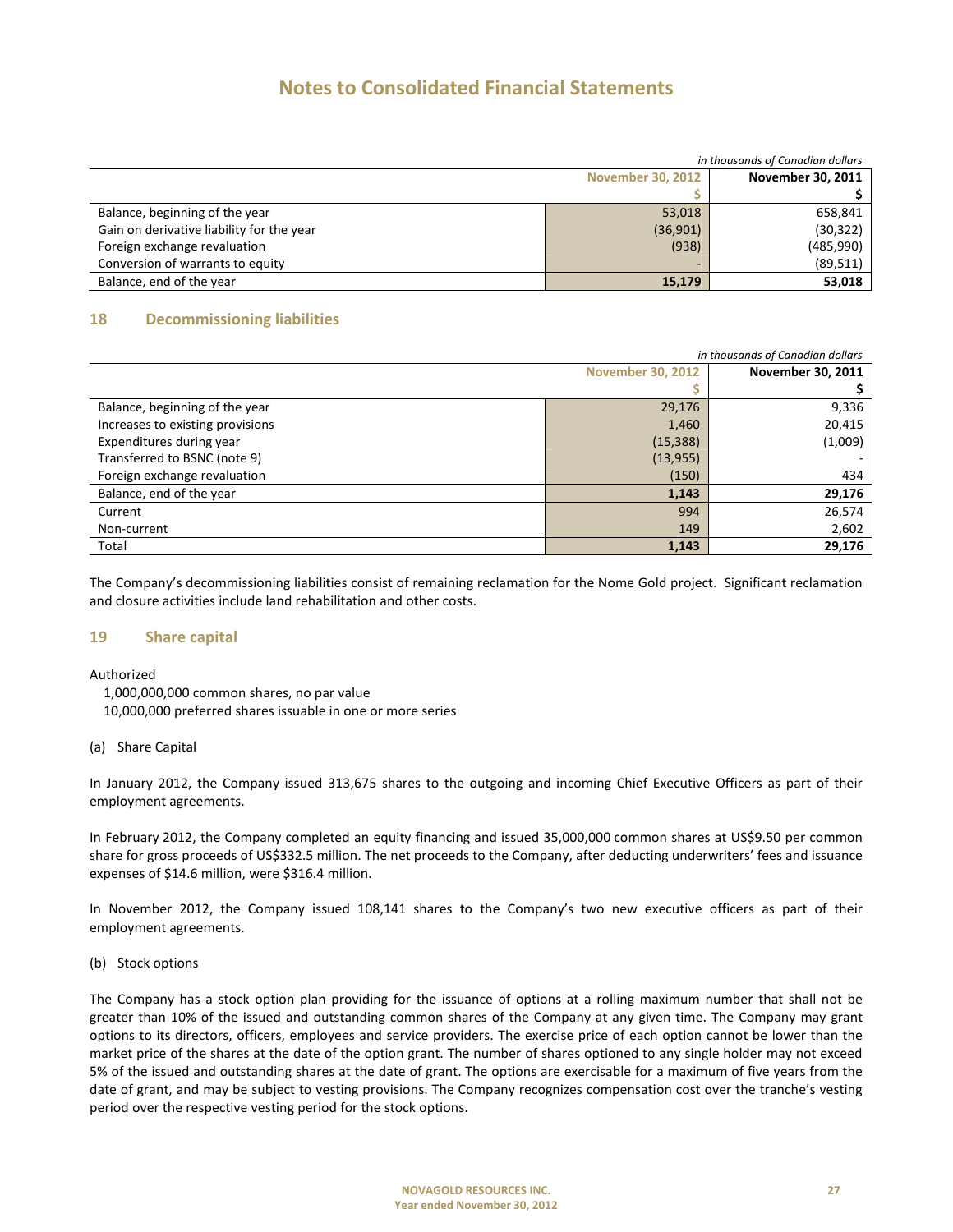*in thousands of Canadian dollars*

| | November 30, 2012 | November 30, 2011 |
|---|---|---|
| | $ | $ |
| Balance, beginning of the year | 53,018 | 658,841 |
| Gain on derivative liability for the year | (36,901) | (30,322) |
| Foreign exchange revaluation | (938) | (485,990) |
| Conversion of warrants to equity | - | (89,511) |
| Balance, end of the year | **15,179** | **53,018** |

## 18 Decommissioning liabilities

*in thousands of Canadian dollars*

| | November 30, 2012 | November 30, 2011 |
|---|---|---|
| | $ | $ |
| Balance, beginning of the year | 29,176 | 9,336 |
| Increases to existing provisions | 1,460 | 20,415 |
| Expenditures during year | (15,388) | (1,009) |
| Transferred to BSNC (note 9) | (13,955) | - |
| Foreign exchange revaluation | (150) | 434 |
| Balance, end of the year | **1,143** | **29,176** |
| Current | 994 | 26,574 |
| Non-current | 149 | 2,602 |
| Total | **1,143** | **29,176** |

The Company's decommissioning liabilities consist of remaining reclamation for the Nome Gold project. Significant reclamation and closure activities include land rehabilitation and other costs.

## 19 Share capital

Authorized

1,000,000,000 common shares, no par value
10,000,000 preferred shares issuable in one or more series

(a) Share Capital

In January 2012, the Company issued 313,675 shares to the outgoing and incoming Chief Executive Officers as part of their employment agreements.

In February 2012, the Company completed an equity financing and issued 35,000,000 common shares at US$9.50 per common share for gross proceeds of US$332.5 million. The net proceeds to the Company, after deducting underwriters' fees and issuance expenses of $14.6 million, were $316.4 million.

In November 2012, the Company issued 108,141 shares to the Company's two new executive officers as part of their employment agreements.

(b) Stock options

The Company has a stock option plan providing for the issuance of options at a rolling maximum number that shall not be greater than 10% of the issued and outstanding common shares of the Company at any given time. The Company may grant options to its directors, officers, employees and service providers. The exercise price of each option cannot be lower than the market price of the shares at the date of the option grant. The number of shares optioned to any single holder may not exceed 5% of the issued and outstanding shares at the date of grant. The options are exercisable for a maximum of five years from the date of grant, and may be subject to vesting provisions. The Company recognizes compensation cost over the tranche's vesting period over the respective vesting period for the stock options.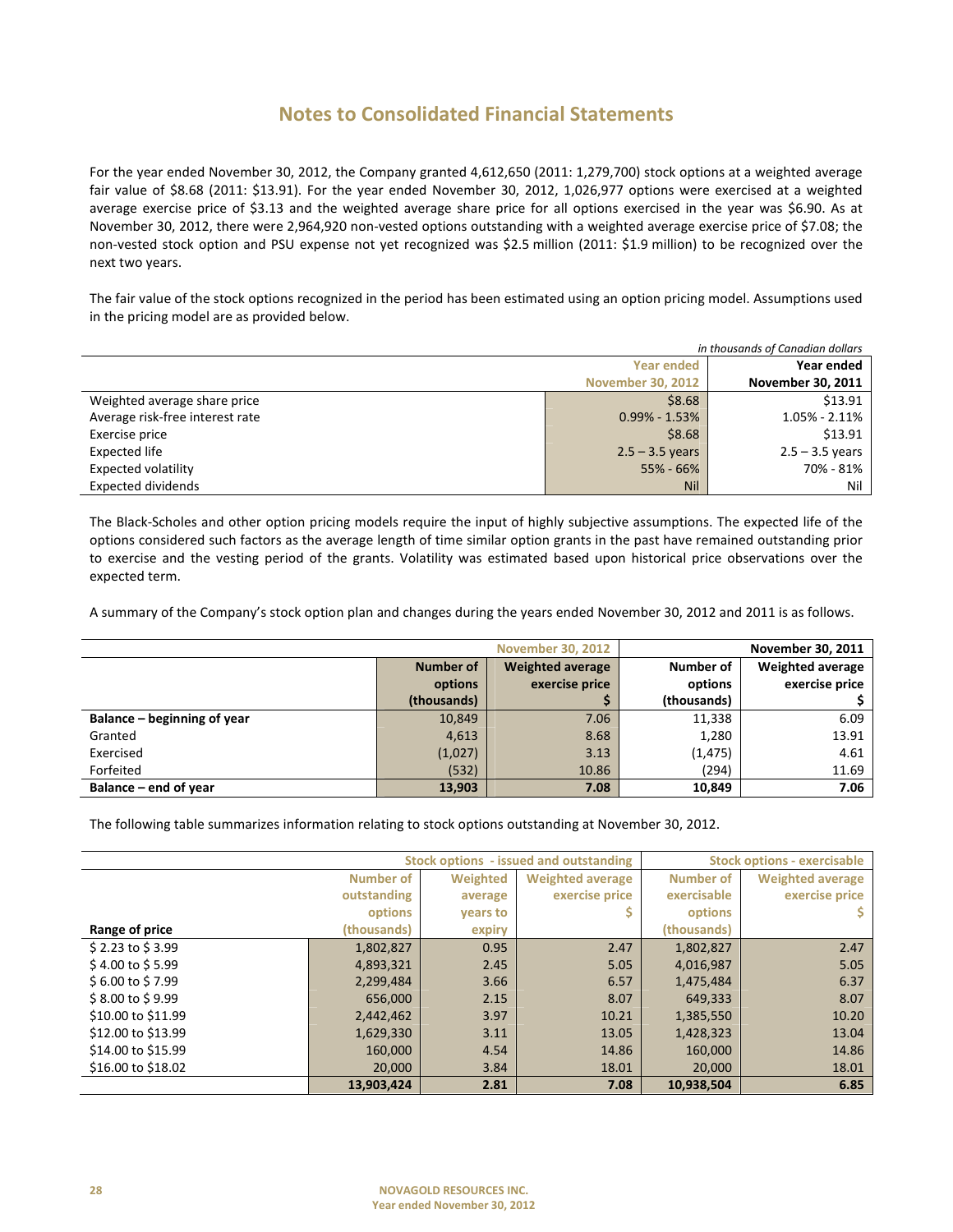# Notes to Consolidated Financial Statements

For the year ended November 30, 2012, the Company granted 4,612,650 (2011: 1,279,700) stock options at a weighted average fair value of $8.68 (2011: $13.91). For the year ended November 30, 2012, 1,026,977 options were exercised at a weighted average exercise price of $3.13 and the weighted average share price for all options exercised in the year was $6.90. As at November 30, 2012, there were 2,964,920 non-vested options outstanding with a weighted average exercise price of $7.08; the non-vested stock option and PSU expense not yet recognized was $2.5 million (2011: $1.9 million) to be recognized over the next two years.

The fair value of the stock options recognized in the period has been estimated using an option pricing model. Assumptions used in the pricing model are as provided below.

*in thousands of Canadian dollars*

| | Year ended November 30, 2012 | Year ended November 30, 2011 |
|---|---|---|
| Weighted average share price | $8.68 | $13.91 |
| Average risk-free interest rate | 0.99% - 1.53% | 1.05% - 2.11% |
| Exercise price | $8.68 | $13.91 |
| Expected life | 2.5 – 3.5 years | 2.5 – 3.5 years |
| Expected volatility | 55% - 66% | 70% - 81% |
| Expected dividends | Nil | Nil |

The Black-Scholes and other option pricing models require the input of highly subjective assumptions. The expected life of the options considered such factors as the average length of time similar option grants in the past have remained outstanding prior to exercise and the vesting period of the grants. Volatility was estimated based upon historical price observations over the expected term.

A summary of the Company's stock option plan and changes during the years ended November 30, 2012 and 2011 is as follows.

| | November 30, 2012 | | November 30, 2011 | |
|---|---|---|---|---|
| | Number of options (thousands) | Weighted average exercise price $ | Number of options (thousands) | Weighted average exercise price $ |
| **Balance – beginning of year** | 10,849 | 7.06 | 11,338 | 6.09 |
| Granted | 4,613 | 8.68 | 1,280 | 13.91 |
| Exercised | (1,027) | 3.13 | (1,475) | 4.61 |
| Forfeited | (532) | 10.86 | (294) | 11.69 |
| **Balance – end of year** | **13,903** | **7.08** | **10,849** | **7.06** |

The following table summarizes information relating to stock options outstanding at November 30, 2012.

| | Stock options - issued and outstanding | | | Stock options - exercisable | |
|---|---|---|---|---|---|
| Range of price | Number of outstanding options (thousands) | Weighted average years to expiry | Weighted average exercise price $ | Number of exercisable options (thousands) | Weighted average exercise price $ |
| $ 2.23 to $ 3.99 | 1,802,827 | 0.95 | 2.47 | 1,802,827 | 2.47 |
| $ 4.00 to $ 5.99 | 4,893,321 | 2.45 | 5.05 | 4,016,987 | 5.05 |
| $ 6.00 to $ 7.99 | 2,299,484 | 3.66 | 6.57 | 1,475,484 | 6.37 |
| $ 8.00 to $ 9.99 | 656,000 | 2.15 | 8.07 | 649,333 | 8.07 |
| $10.00 to $11.99 | 2,442,462 | 3.97 | 10.21 | 1,385,550 | 10.20 |
| $12.00 to $13.99 | 1,629,330 | 3.11 | 13.05 | 1,428,323 | 13.04 |
| $14.00 to $15.99 | 160,000 | 4.54 | 14.86 | 160,000 | 14.86 |
| $16.00 to $18.02 | 20,000 | 3.84 | 18.01 | 20,000 | 18.01 |
| | **13,903,424** | **2.81** | **7.08** | **10,938,504** | **6.85** |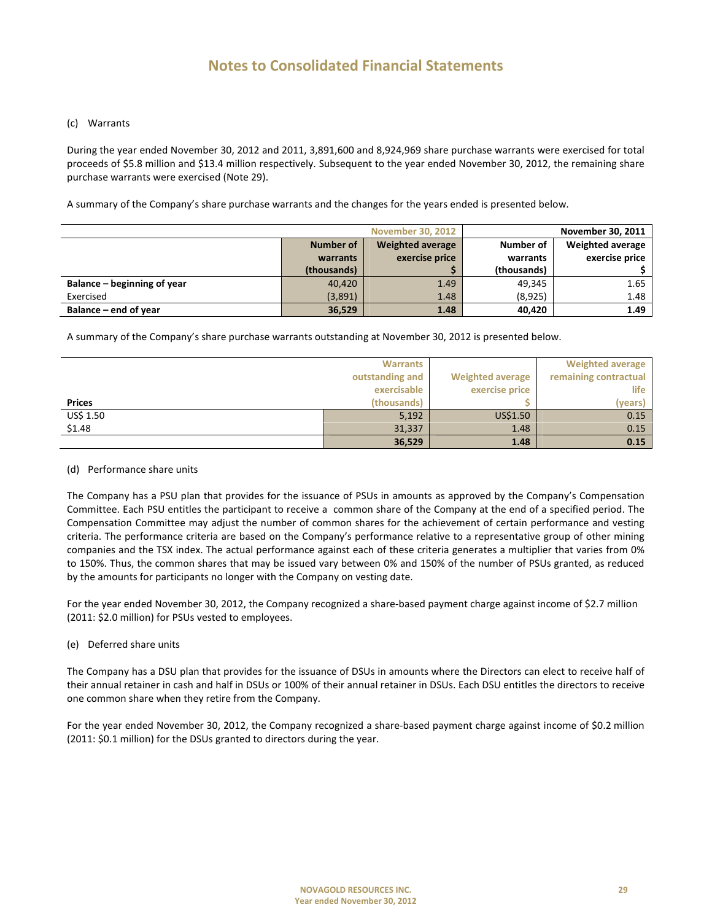# Notes to Consolidated Financial Statements

(c) Warrants

During the year ended November 30, 2012 and 2011, 3,891,600 and 8,924,969 share purchase warrants were exercised for total proceeds of \$5.8 million and \$13.4 million respectively. Subsequent to the year ended November 30, 2012, the remaining share purchase warrants were exercised (Note 29).

A summary of the Company's share purchase warrants and the changes for the years ended is presented below.

| | November 30, 2012 | | November 30, 2011 | |
|---|---|---|---|---|
| | Number of warrants (thousands) | Weighted average exercise price \$ | Number of warrants (thousands) | Weighted average exercise price \$ |
| **Balance – beginning of year** | 40,420 | 1.49 | 49,345 | 1.65 |
| Exercised | (3,891) | 1.48 | (8,925) | 1.48 |
| **Balance – end of year** | **36,529** | **1.48** | **40,420** | **1.49** |

A summary of the Company's share purchase warrants outstanding at November 30, 2012 is presented below.

| Prices | Warrants outstanding and exercisable (thousands) | Weighted average exercise price \$ | Weighted average remaining contractual life (years) |
|---|---|---|---|
| US\$ 1.50 | 5,192 | US\$1.50 | 0.15 |
| \$1.48 | 31,337 | 1.48 | 0.15 |
| | **36,529** | **1.48** | **0.15** |

(d) Performance share units

The Company has a PSU plan that provides for the issuance of PSUs in amounts as approved by the Company's Compensation Committee. Each PSU entitles the participant to receive a common share of the Company at the end of a specified period. The Compensation Committee may adjust the number of common shares for the achievement of certain performance and vesting criteria. The performance criteria are based on the Company's performance relative to a representative group of other mining companies and the TSX index. The actual performance against each of these criteria generates a multiplier that varies from 0% to 150%. Thus, the common shares that may be issued vary between 0% and 150% of the number of PSUs granted, as reduced by the amounts for participants no longer with the Company on vesting date.

For the year ended November 30, 2012, the Company recognized a share-based payment charge against income of \$2.7 million (2011: \$2.0 million) for PSUs vested to employees.

(e) Deferred share units

The Company has a DSU plan that provides for the issuance of DSUs in amounts where the Directors can elect to receive half of their annual retainer in cash and half in DSUs or 100% of their annual retainer in DSUs. Each DSU entitles the directors to receive one common share when they retire from the Company.

For the year ended November 30, 2012, the Company recognized a share-based payment charge against income of \$0.2 million (2011: \$0.1 million) for the DSUs granted to directors during the year.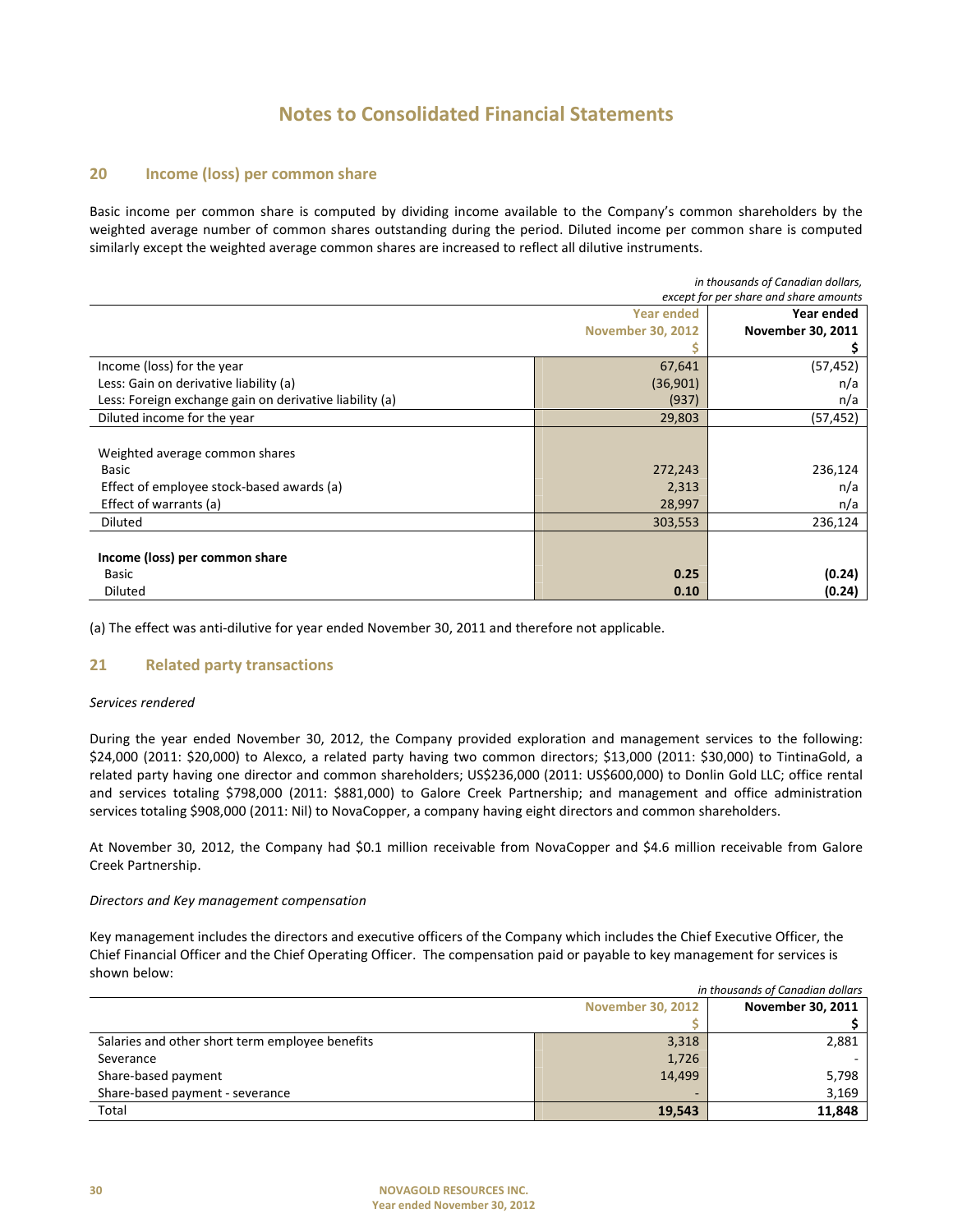# Notes to Consolidated Financial Statements

## 20 Income (loss) per common share

Basic income per common share is computed by dividing income available to the Company's common shareholders by the weighted average number of common shares outstanding during the period. Diluted income per common share is computed similarly except the weighted average common shares are increased to reflect all dilutive instruments.

*in thousands of Canadian dollars, except for per share and share amounts*

| | Year ended November 30, 2012 $ | Year ended November 30, 2011 $ |
|---|---|---|
| Income (loss) for the year | 67,641 | (57,452) |
| Less: Gain on derivative liability (a) | (36,901) | n/a |
| Less: Foreign exchange gain on derivative liability (a) | (937) | n/a |
| Diluted income for the year | 29,803 | (57,452) |
| | | |
| Weighted average common shares | | |
| Basic | 272,243 | 236,124 |
| Effect of employee stock-based awards (a) | 2,313 | n/a |
| Effect of warrants (a) | 28,997 | n/a |
| Diluted | 303,553 | 236,124 |
| | | |
| **Income (loss) per common share** | | |
| Basic | **0.25** | **(0.24)** |
| Diluted | **0.10** | **(0.24)** |

(a) The effect was anti-dilutive for year ended November 30, 2011 and therefore not applicable.

## 21 Related party transactions

*Services rendered*

During the year ended November 30, 2012, the Company provided exploration and management services to the following: $24,000 (2011: $20,000) to Alexco, a related party having two common directors; $13,000 (2011: $30,000) to TintinaGold, a related party having one director and common shareholders; US$236,000 (2011: US$600,000) to Donlin Gold LLC; office rental and services totaling $798,000 (2011: $881,000) to Galore Creek Partnership; and management and office administration services totaling $908,000 (2011: Nil) to NovaCopper, a company having eight directors and common shareholders.

At November 30, 2012, the Company had $0.1 million receivable from NovaCopper and $4.6 million receivable from Galore Creek Partnership.

*Directors and Key management compensation*

Key management includes the directors and executive officers of the Company which includes the Chief Executive Officer, the Chief Financial Officer and the Chief Operating Officer. The compensation paid or payable to key management for services is shown below:

*in thousands of Canadian dollars*

| | November 30, 2012 $ | November 30, 2011 $ |
|---|---|---|
| Salaries and other short term employee benefits | 3,318 | 2,881 |
| Severance | 1,726 | - |
| Share-based payment | 14,499 | 5,798 |
| Share-based payment - severance | - | 3,169 |
| Total | **19,543** | **11,848** |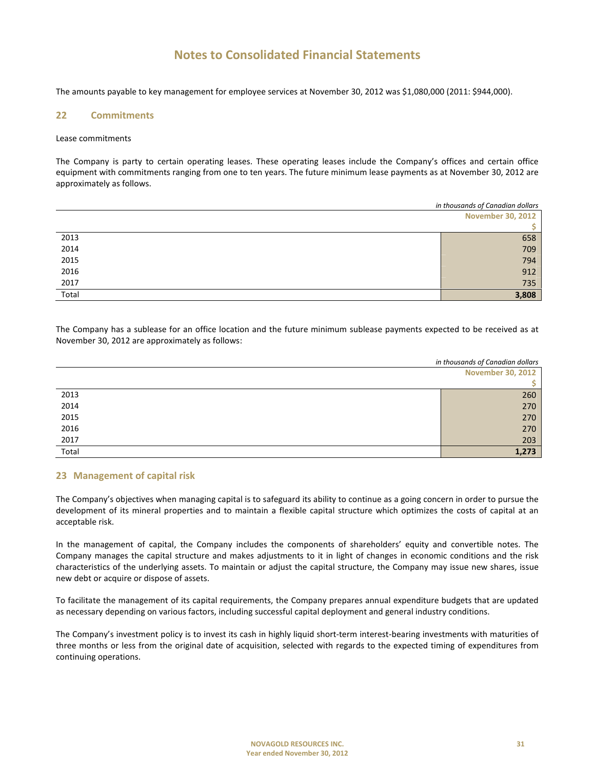# Notes to Consolidated Financial Statements

The amounts payable to key management for employee services at November 30, 2012 was $1,080,000 (2011: $944,000).

## 22 Commitments

Lease commitments

The Company is party to certain operating leases. These operating leases include the Company's offices and certain office equipment with commitments ranging from one to ten years. The future minimum lease payments as at November 30, 2012 are approximately as follows.

*in thousands of Canadian dollars*

| | November 30, 2012 |
|---|---|
| | $ |
| 2013 | 658 |
| 2014 | 709 |
| 2015 | 794 |
| 2016 | 912 |
| 2017 | 735 |
| Total | **3,808** |

The Company has a sublease for an office location and the future minimum sublease payments expected to be received as at November 30, 2012 are approximately as follows:

*in thousands of Canadian dollars*

| | November 30, 2012 |
|---|---|
| | $ |
| 2013 | 260 |
| 2014 | 270 |
| 2015 | 270 |
| 2016 | 270 |
| 2017 | 203 |
| Total | **1,273** |

## 23 Management of capital risk

The Company's objectives when managing capital is to safeguard its ability to continue as a going concern in order to pursue the development of its mineral properties and to maintain a flexible capital structure which optimizes the costs of capital at an acceptable risk.

In the management of capital, the Company includes the components of shareholders' equity and convertible notes. The Company manages the capital structure and makes adjustments to it in light of changes in economic conditions and the risk characteristics of the underlying assets. To maintain or adjust the capital structure, the Company may issue new shares, issue new debt or acquire or dispose of assets.

To facilitate the management of its capital requirements, the Company prepares annual expenditure budgets that are updated as necessary depending on various factors, including successful capital deployment and general industry conditions.

The Company's investment policy is to invest its cash in highly liquid short-term interest-bearing investments with maturities of three months or less from the original date of acquisition, selected with regards to the expected timing of expenditures from continuing operations.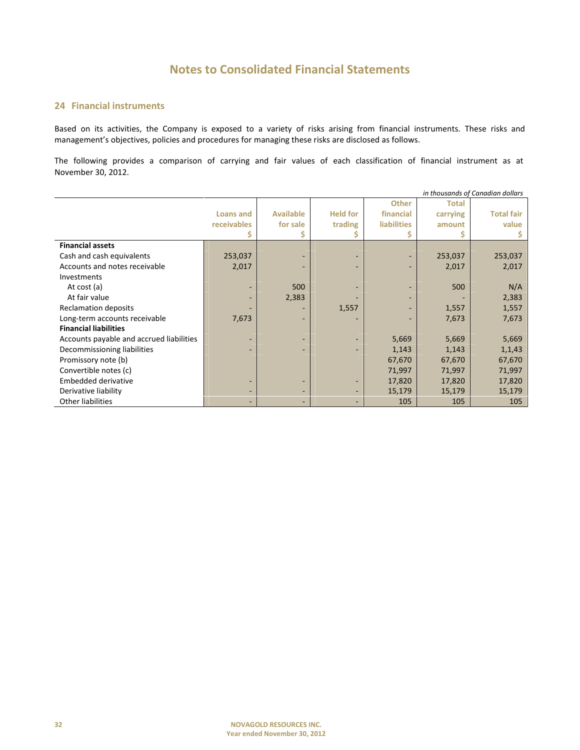# Notes to Consolidated Financial Statements

## 24 Financial instruments

Based on its activities, the Company is exposed to a variety of risks arising from financial instruments. These risks and management's objectives, policies and procedures for managing these risks are disclosed as follows.

The following provides a comparison of carrying and fair values of each classification of financial instrument as at November 30, 2012.

*in thousands of Canadian dollars*

| | Loans and receivables $ | Available for sale $ | Held for trading $ | Other financial liabilities $ | Total carrying amount $ | Total fair value $ |
|---|---|---|---|---|---|---|
| **Financial assets** | | | | | | |
| Cash and cash equivalents | 253,037 | - | - | - | 253,037 | 253,037 |
| Accounts and notes receivable | 2,017 | - | - | - | 2,017 | 2,017 |
| Investments | | | | | | |
| At cost (a) | - | 500 | - | - | 500 | N/A |
| At fair value | - | 2,383 | - | - | - | 2,383 |
| Reclamation deposits | - | - | 1,557 | - | 1,557 | 1,557 |
| Long-term accounts receivable | 7,673 | - | - | - | 7,673 | 7,673 |
| **Financial liabilities** | | | | | | |
| Accounts payable and accrued liabilities | - | - | - | 5,669 | 5,669 | 5,669 |
| Decommissioning liabilities | - | - | - | 1,143 | 1,143 | 1,1,43 |
| Promissory note (b) | | | | 67,670 | 67,670 | 67,670 |
| Convertible notes (c) | | | | 71,997 | 71,997 | 71,997 |
| Embedded derivative | - | - | - | 17,820 | 17,820 | 17,820 |
| Derivative liability | - | - | - | 15,179 | 15,179 | 15,179 |
| Other liabilities | - | - | - | 105 | 105 | 105 |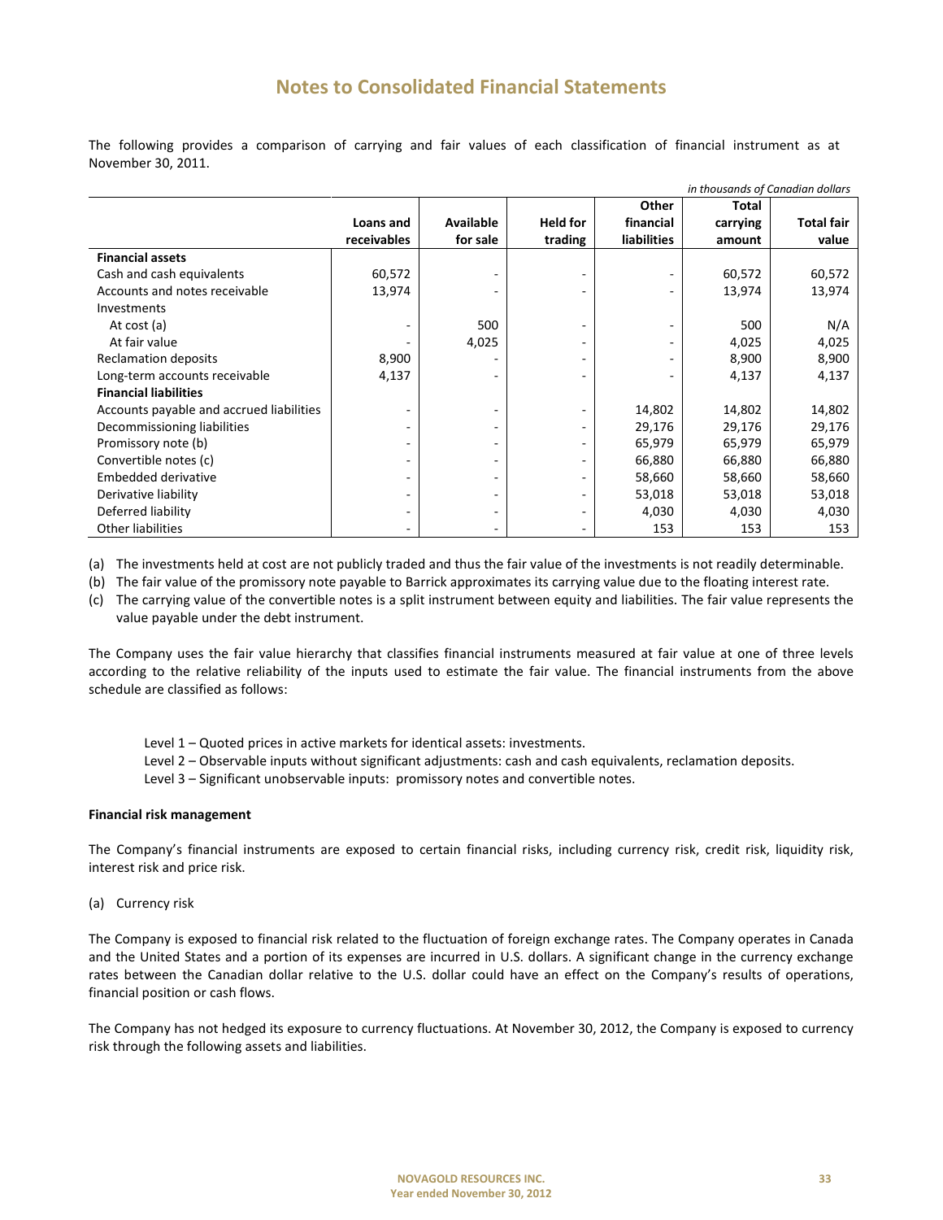# Notes to Consolidated Financial Statements

The following provides a comparison of carrying and fair values of each classification of financial instrument as at November 30, 2011.

*in thousands of Canadian dollars*

| | Loans and receivables | Available for sale | Held for trading | Other financial liabilities | Total carrying amount | Total fair value |
|---|---|---|---|---|---|---|
| **Financial assets** | | | | | | |
| Cash and cash equivalents | 60,572 | - | - | - | 60,572 | 60,572 |
| Accounts and notes receivable | 13,974 | - | - | - | 13,974 | 13,974 |
| Investments | | | | | | |
| At cost (a) | - | 500 | - | - | 500 | N/A |
| At fair value | - | 4,025 | - | - | 4,025 | 4,025 |
| Reclamation deposits | 8,900 | - | - | - | 8,900 | 8,900 |
| Long-term accounts receivable | 4,137 | - | - | - | 4,137 | 4,137 |
| **Financial liabilities** | | | | | | |
| Accounts payable and accrued liabilities | - | - | - | 14,802 | 14,802 | 14,802 |
| Decommissioning liabilities | - | - | - | 29,176 | 29,176 | 29,176 |
| Promissory note (b) | - | - | - | 65,979 | 65,979 | 65,979 |
| Convertible notes (c) | - | - | - | 66,880 | 66,880 | 66,880 |
| Embedded derivative | - | - | - | 58,660 | 58,660 | 58,660 |
| Derivative liability | - | - | - | 53,018 | 53,018 | 53,018 |
| Deferred liability | - | - | - | 4,030 | 4,030 | 4,030 |
| Other liabilities | - | - | - | 153 | 153 | 153 |

(a) The investments held at cost are not publicly traded and thus the fair value of the investments is not readily determinable.

(b) The fair value of the promissory note payable to Barrick approximates its carrying value due to the floating interest rate.

(c) The carrying value of the convertible notes is a split instrument between equity and liabilities. The fair value represents the value payable under the debt instrument.

The Company uses the fair value hierarchy that classifies financial instruments measured at fair value at one of three levels according to the relative reliability of the inputs used to estimate the fair value. The financial instruments from the above schedule are classified as follows:

Level 1 – Quoted prices in active markets for identical assets: investments.
Level 2 – Observable inputs without significant adjustments: cash and cash equivalents, reclamation deposits.
Level 3 – Significant unobservable inputs: promissory notes and convertible notes.

**Financial risk management**

The Company's financial instruments are exposed to certain financial risks, including currency risk, credit risk, liquidity risk, interest risk and price risk.

(a) Currency risk

The Company is exposed to financial risk related to the fluctuation of foreign exchange rates. The Company operates in Canada and the United States and a portion of its expenses are incurred in U.S. dollars. A significant change in the currency exchange rates between the Canadian dollar relative to the U.S. dollar could have an effect on the Company's results of operations, financial position or cash flows.

The Company has not hedged its exposure to currency fluctuations. At November 30, 2012, the Company is exposed to currency risk through the following assets and liabilities.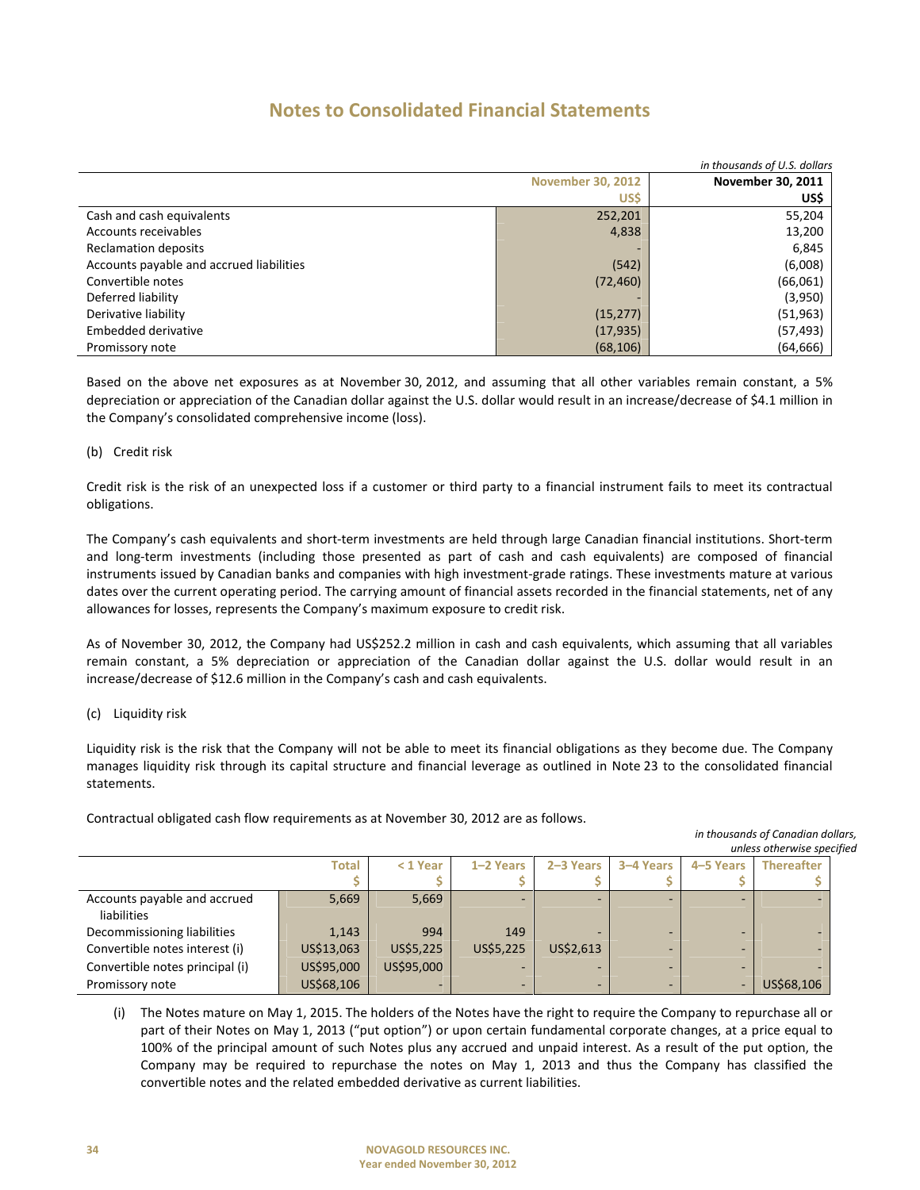# Notes to Consolidated Financial Statements

*in thousands of U.S. dollars*

| | November 30, 2012 | November 30, 2011 |
|---|---|---|
| | US$ | US$ |
| Cash and cash equivalents | 252,201 | 55,204 |
| Accounts receivables | 4,838 | 13,200 |
| Reclamation deposits | - | 6,845 |
| Accounts payable and accrued liabilities | (542) | (6,008) |
| Convertible notes | (72,460) | (66,061) |
| Deferred liability | - | (3,950) |
| Derivative liability | (15,277) | (51,963) |
| Embedded derivative | (17,935) | (57,493) |
| Promissory note | (68,106) | (64,666) |

Based on the above net exposures as at November 30, 2012, and assuming that all other variables remain constant, a 5% depreciation or appreciation of the Canadian dollar against the U.S. dollar would result in an increase/decrease of $4.1 million in the Company's consolidated comprehensive income (loss).

(b) Credit risk

Credit risk is the risk of an unexpected loss if a customer or third party to a financial instrument fails to meet its contractual obligations.

The Company's cash equivalents and short-term investments are held through large Canadian financial institutions. Short-term and long-term investments (including those presented as part of cash and cash equivalents) are composed of financial instruments issued by Canadian banks and companies with high investment-grade ratings. These investments mature at various dates over the current operating period. The carrying amount of financial assets recorded in the financial statements, net of any allowances for losses, represents the Company's maximum exposure to credit risk.

As of November 30, 2012, the Company had US$252.2 million in cash and cash equivalents, which assuming that all variables remain constant, a 5% depreciation or appreciation of the Canadian dollar against the U.S. dollar would result in an increase/decrease of $12.6 million in the Company's cash and cash equivalents.

(c) Liquidity risk

Liquidity risk is the risk that the Company will not be able to meet its financial obligations as they become due. The Company manages liquidity risk through its capital structure and financial leverage as outlined in Note 23 to the consolidated financial statements.

Contractual obligated cash flow requirements as at November 30, 2012 are as follows.

*in thousands of Canadian dollars, unless otherwise specified*

| | Total | < 1 Year | 1–2 Years | 2–3 Years | 3–4 Years | 4–5 Years | Thereafter |
|---|---|---|---|---|---|---|---|
| | $ | $ | $ | $ | $ | $ | $ |
| Accounts payable and accrued liabilities | 5,669 | 5,669 | - | - | - | - | - |
| Decommissioning liabilities | 1,143 | 994 | 149 | - | - | - | - |
| Convertible notes interest (i) | US$13,063 | US$5,225 | US$5,225 | US$2,613 | - | - | - |
| Convertible notes principal (i) | US$95,000 | US$95,000 | - | - | - | - | - |
| Promissory note | US$68,106 | - | - | - | - | - | US$68,106 |

(i) The Notes mature on May 1, 2015. The holders of the Notes have the right to require the Company to repurchase all or part of their Notes on May 1, 2013 ("put option") or upon certain fundamental corporate changes, at a price equal to 100% of the principal amount of such Notes plus any accrued and unpaid interest. As a result of the put option, the Company may be required to repurchase the notes on May 1, 2013 and thus the Company has classified the convertible notes and the related embedded derivative as current liabilities.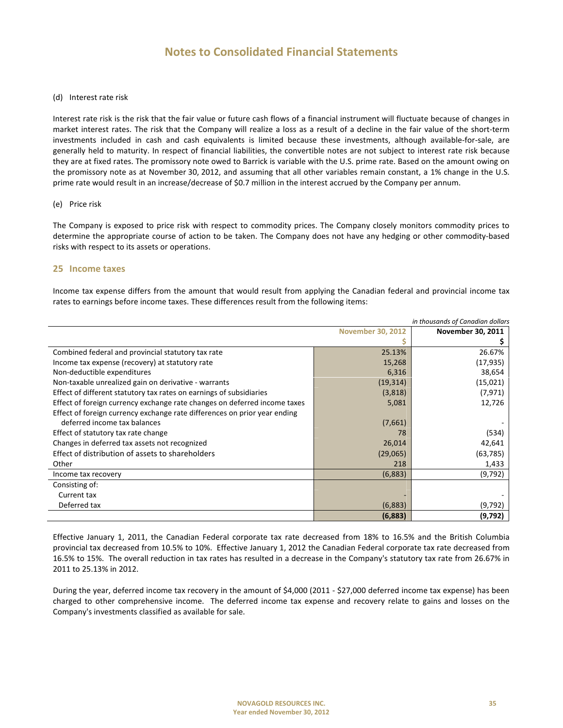# Notes to Consolidated Financial Statements

(d) Interest rate risk

Interest rate risk is the risk that the fair value or future cash flows of a financial instrument will fluctuate because of changes in market interest rates. The risk that the Company will realize a loss as a result of a decline in the fair value of the short-term investments included in cash and cash equivalents is limited because these investments, although available-for-sale, are generally held to maturity. In respect of financial liabilities, the convertible notes are not subject to interest rate risk because they are at fixed rates. The promissory note owed to Barrick is variable with the U.S. prime rate. Based on the amount owing on the promissory note as at November 30, 2012, and assuming that all other variables remain constant, a 1% change in the U.S. prime rate would result in an increase/decrease of $0.7 million in the interest accrued by the Company per annum.

(e) Price risk

The Company is exposed to price risk with respect to commodity prices. The Company closely monitors commodity prices to determine the appropriate course of action to be taken. The Company does not have any hedging or other commodity-based risks with respect to its assets or operations.

## 25 Income taxes

Income tax expense differs from the amount that would result from applying the Canadian federal and provincial income tax rates to earnings before income taxes. These differences result from the following items:

*in thousands of Canadian dollars*

| | November 30, 2012<br>$ | November 30, 2011<br>$ |
|---|---|---|
| Combined federal and provincial statutory tax rate | 25.13% | 26.67% |
| Income tax expense (recovery) at statutory rate | 15,268 | (17,935) |
| Non-deductible expenditures | 6,316 | 38,654 |
| Non-taxable unrealized gain on derivative - warrants | (19,314) | (15,021) |
| Effect of different statutory tax rates on earnings of subsidiaries | (3,818) | (7,971) |
| Effect of foreign currency exchange rate changes on deferred income taxes | 5,081 | 12,726 |
| Effect of foreign currency exchange rate differences on prior year ending deferred income tax balances | (7,661) | - |
| Effect of statutory tax rate change | 78 | (534) |
| Changes in deferred tax assets not recognized | 26,014 | 42,641 |
| Effect of distribution of assets to shareholders | (29,065) | (63,785) |
| Other | 218 | 1,433 |
| Income tax recovery | (6,883) | (9,792) |
| Consisting of: | | |
| Current tax | - | - |
| Deferred tax | (6,883) | (9,792) |
| | **(6,883)** | **(9,792)** |

Effective January 1, 2011, the Canadian Federal corporate tax rate decreased from 18% to 16.5% and the British Columbia provincial tax decreased from 10.5% to 10%. Effective January 1, 2012 the Canadian Federal corporate tax rate decreased from 16.5% to 15%. The overall reduction in tax rates has resulted in a decrease in the Company's statutory tax rate from 26.67% in 2011 to 25.13% in 2012.

During the year, deferred income tax recovery in the amount of $4,000 (2011 - $27,000 deferred income tax expense) has been charged to other comprehensive income. The deferred income tax expense and recovery relate to gains and losses on the Company's investments classified as available for sale.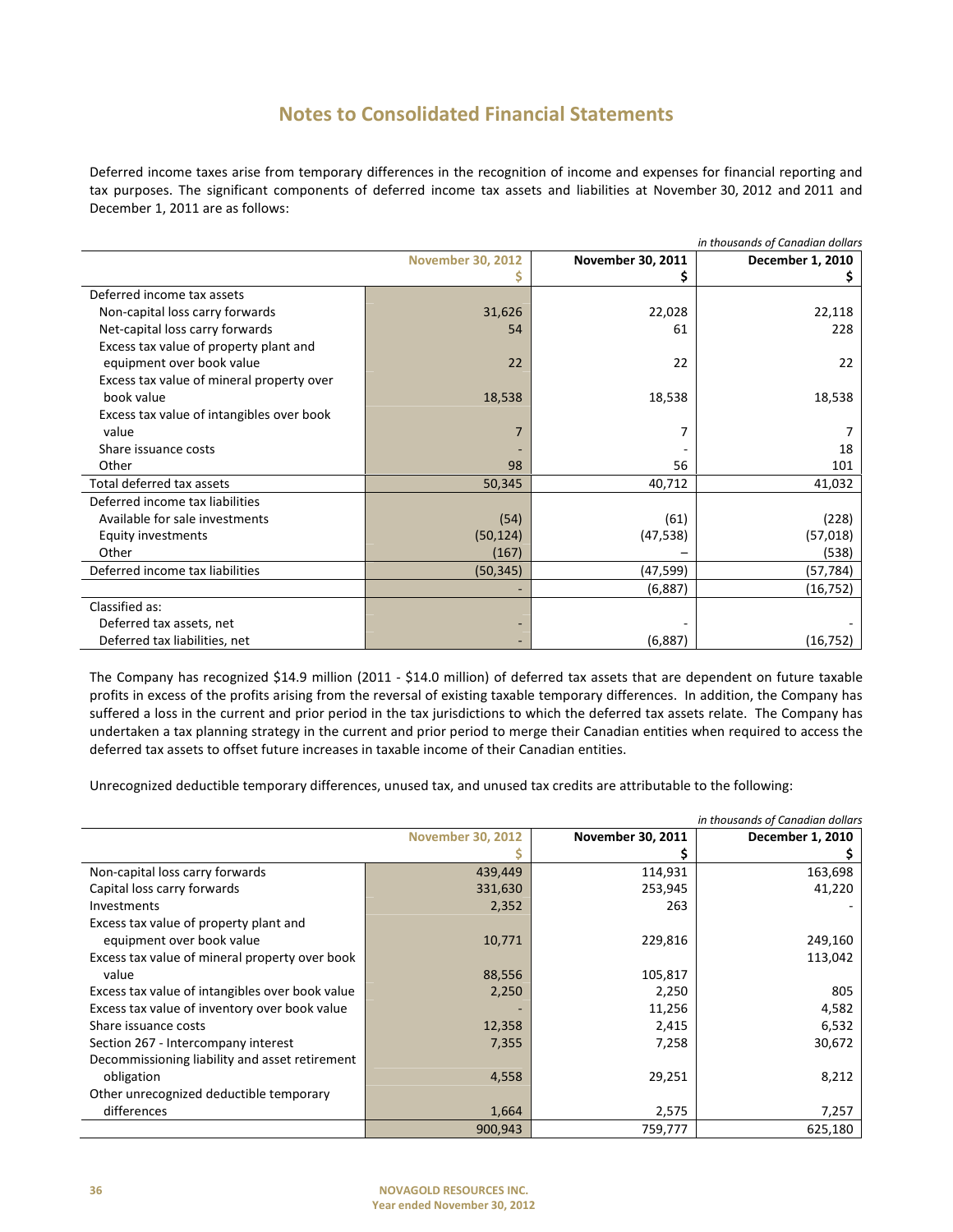# Notes to Consolidated Financial Statements

Deferred income taxes arise from temporary differences in the recognition of income and expenses for financial reporting and tax purposes. The significant components of deferred income tax assets and liabilities at November 30, 2012 and 2011 and December 1, 2011 are as follows:

*in thousands of Canadian dollars*

| | November 30, 2012 $ | November 30, 2011 $ | December 1, 2010 $ |
|---|---|---|---|
| Deferred income tax assets | | | |
| Non-capital loss carry forwards | 31,626 | 22,028 | 22,118 |
| Net-capital loss carry forwards | 54 | 61 | 228 |
| Excess tax value of property plant and equipment over book value | 22 | 22 | 22 |
| Excess tax value of mineral property over book value | 18,538 | 18,538 | 18,538 |
| Excess tax value of intangibles over book value | 7 | 7 | 7 |
| Share issuance costs | - | - | 18 |
| Other | 98 | 56 | 101 |
| Total deferred tax assets | 50,345 | 40,712 | 41,032 |
| Deferred income tax liabilities | | | |
| Available for sale investments | (54) | (61) | (228) |
| Equity investments | (50,124) | (47,538) | (57,018) |
| Other | (167) | – | (538) |
| Deferred income tax liabilities | (50,345) | (47,599) | (57,784) |
| | - | (6,887) | (16,752) |
| Classified as: | | | |
| Deferred tax assets, net | - | - | - |
| Deferred tax liabilities, net | - | (6,887) | (16,752) |

The Company has recognized $14.9 million (2011 - $14.0 million) of deferred tax assets that are dependent on future taxable profits in excess of the profits arising from the reversal of existing taxable temporary differences. In addition, the Company has suffered a loss in the current and prior period in the tax jurisdictions to which the deferred tax assets relate. The Company has undertaken a tax planning strategy in the current and prior period to merge their Canadian entities when required to access the deferred tax assets to offset future increases in taxable income of their Canadian entities.

Unrecognized deductible temporary differences, unused tax, and unused tax credits are attributable to the following:

*in thousands of Canadian dollars*

| | November 30, 2012 $ | November 30, 2011 $ | December 1, 2010 $ |
|---|---|---|---|
| Non-capital loss carry forwards | 439,449 | 114,931 | 163,698 |
| Capital loss carry forwards | 331,630 | 253,945 | 41,220 |
| Investments | 2,352 | 263 | - |
| Excess tax value of property plant and equipment over book value | 10,771 | 229,816 | 249,160 |
| Excess tax value of mineral property over book value | 88,556 | 105,817 | 113,042 |
| Excess tax value of intangibles over book value | 2,250 | 2,250 | 805 |
| Excess tax value of inventory over book value | - | 11,256 | 4,582 |
| Share issuance costs | 12,358 | 2,415 | 6,532 |
| Section 267 - Intercompany interest | 7,355 | 7,258 | 30,672 |
| Decommissioning liability and asset retirement obligation | 4,558 | 29,251 | 8,212 |
| Other unrecognized deductible temporary differences | 1,664 | 2,575 | 7,257 |
| | 900,943 | 759,777 | 625,180 |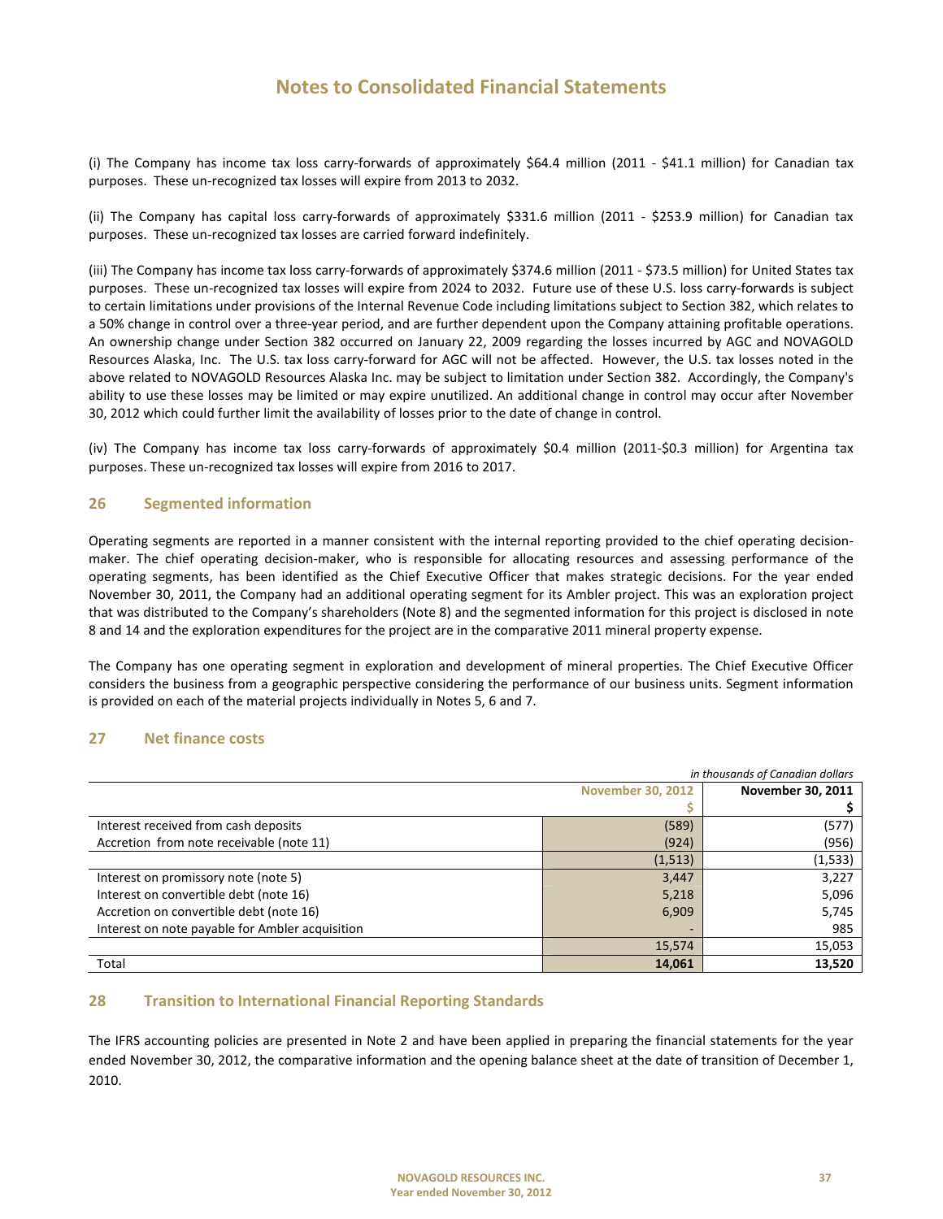(i) The Company has income tax loss carry-forwards of approximately $64.4 million (2011 - $41.1 million) for Canadian tax purposes. These un-recognized tax losses will expire from 2013 to 2032.

(ii) The Company has capital loss carry-forwards of approximately $331.6 million (2011 - $253.9 million) for Canadian tax purposes. These un-recognized tax losses are carried forward indefinitely.

(iii) The Company has income tax loss carry-forwards of approximately $374.6 million (2011 - $73.5 million) for United States tax purposes. These un-recognized tax losses will expire from 2024 to 2032. Future use of these U.S. loss carry-forwards is subject to certain limitations under provisions of the Internal Revenue Code including limitations subject to Section 382, which relates to a 50% change in control over a three-year period, and are further dependent upon the Company attaining profitable operations. An ownership change under Section 382 occurred on January 22, 2009 regarding the losses incurred by AGC and NOVAGOLD Resources Alaska, Inc. The U.S. tax loss carry-forward for AGC will not be affected. However, the U.S. tax losses noted in the above related to NOVAGOLD Resources Alaska Inc. may be subject to limitation under Section 382. Accordingly, the Company's ability to use these losses may be limited or may expire unutilized. An additional change in control may occur after November 30, 2012 which could further limit the availability of losses prior to the date of change in control.

(iv) The Company has income tax loss carry-forwards of approximately $0.4 million (2011-$0.3 million) for Argentina tax purposes. These un-recognized tax losses will expire from 2016 to 2017.

## 26 Segmented information

Operating segments are reported in a manner consistent with the internal reporting provided to the chief operating decision-maker. The chief operating decision-maker, who is responsible for allocating resources and assessing performance of the operating segments, has been identified as the Chief Executive Officer that makes strategic decisions. For the year ended November 30, 2011, the Company had an additional operating segment for its Ambler project. This was an exploration project that was distributed to the Company's shareholders (Note 8) and the segmented information for this project is disclosed in note 8 and 14 and the exploration expenditures for the project are in the comparative 2011 mineral property expense.

The Company has one operating segment in exploration and development of mineral properties. The Chief Executive Officer considers the business from a geographic perspective considering the performance of our business units. Segment information is provided on each of the material projects individually in Notes 5, 6 and 7.

## 27 Net finance costs

*in thousands of Canadian dollars*

| | November 30, 2012 | November 30, 2011 |
|---|---|---|
| | $ | $ |
| Interest received from cash deposits | (589) | (577) |
| Accretion from note receivable (note 11) | (924) | (956) |
| | (1,513) | (1,533) |
| Interest on promissory note (note 5) | 3,447 | 3,227 |
| Interest on convertible debt (note 16) | 5,218 | 5,096 |
| Accretion on convertible debt (note 16) | 6,909 | 5,745 |
| Interest on note payable for Ambler acquisition | - | 985 |
| | 15,574 | 15,053 |
| Total | **14,061** | **13,520** |

## 28 Transition to International Financial Reporting Standards

The IFRS accounting policies are presented in Note 2 and have been applied in preparing the financial statements for the year ended November 30, 2012, the comparative information and the opening balance sheet at the date of transition of December 1, 2010.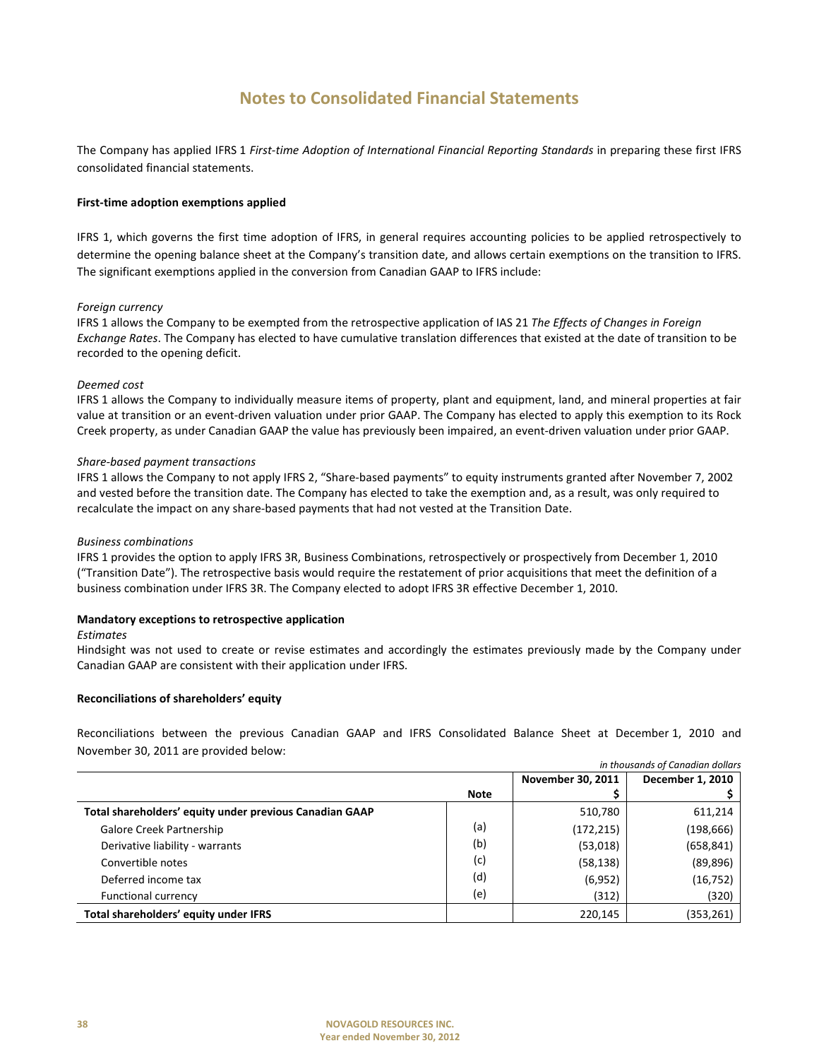# Notes to Consolidated Financial Statements

The Company has applied IFRS 1 *First-time Adoption of International Financial Reporting Standards* in preparing these first IFRS consolidated financial statements.

**First-time adoption exemptions applied**

IFRS 1, which governs the first time adoption of IFRS, in general requires accounting policies to be applied retrospectively to determine the opening balance sheet at the Company's transition date, and allows certain exemptions on the transition to IFRS. The significant exemptions applied in the conversion from Canadian GAAP to IFRS include:

*Foreign currency*
IFRS 1 allows the Company to be exempted from the retrospective application of IAS 21 *The Effects of Changes in Foreign Exchange Rates*. The Company has elected to have cumulative translation differences that existed at the date of transition to be recorded to the opening deficit.

*Deemed cost*
IFRS 1 allows the Company to individually measure items of property, plant and equipment, land, and mineral properties at fair value at transition or an event-driven valuation under prior GAAP. The Company has elected to apply this exemption to its Rock Creek property, as under Canadian GAAP the value has previously been impaired, an event-driven valuation under prior GAAP.

*Share-based payment transactions*
IFRS 1 allows the Company to not apply IFRS 2, "Share-based payments" to equity instruments granted after November 7, 2002 and vested before the transition date. The Company has elected to take the exemption and, as a result, was only required to recalculate the impact on any share-based payments that had not vested at the Transition Date.

*Business combinations*
IFRS 1 provides the option to apply IFRS 3R, Business Combinations, retrospectively or prospectively from December 1, 2010 ("Transition Date"). The retrospective basis would require the restatement of prior acquisitions that meet the definition of a business combination under IFRS 3R. The Company elected to adopt IFRS 3R effective December 1, 2010.

**Mandatory exceptions to retrospective application**
*Estimates*
Hindsight was not used to create or revise estimates and accordingly the estimates previously made by the Company under Canadian GAAP are consistent with their application under IFRS.

**Reconciliations of shareholders' equity**

Reconciliations between the previous Canadian GAAP and IFRS Consolidated Balance Sheet at December 1, 2010 and November 30, 2011 are provided below:

*in thousands of Canadian dollars*

| | Note | November 30, 2011<br>$ | December 1, 2010<br>$ |
|---|---|---|---|
| **Total shareholders' equity under previous Canadian GAAP** | | 510,780 | 611,214 |
| Galore Creek Partnership | (a) | (172,215) | (198,666) |
| Derivative liability - warrants | (b) | (53,018) | (658,841) |
| Convertible notes | (c) | (58,138) | (89,896) |
| Deferred income tax | (d) | (6,952) | (16,752) |
| Functional currency | (e) | (312) | (320) |
| **Total shareholders' equity under IFRS** | | 220,145 | (353,261) |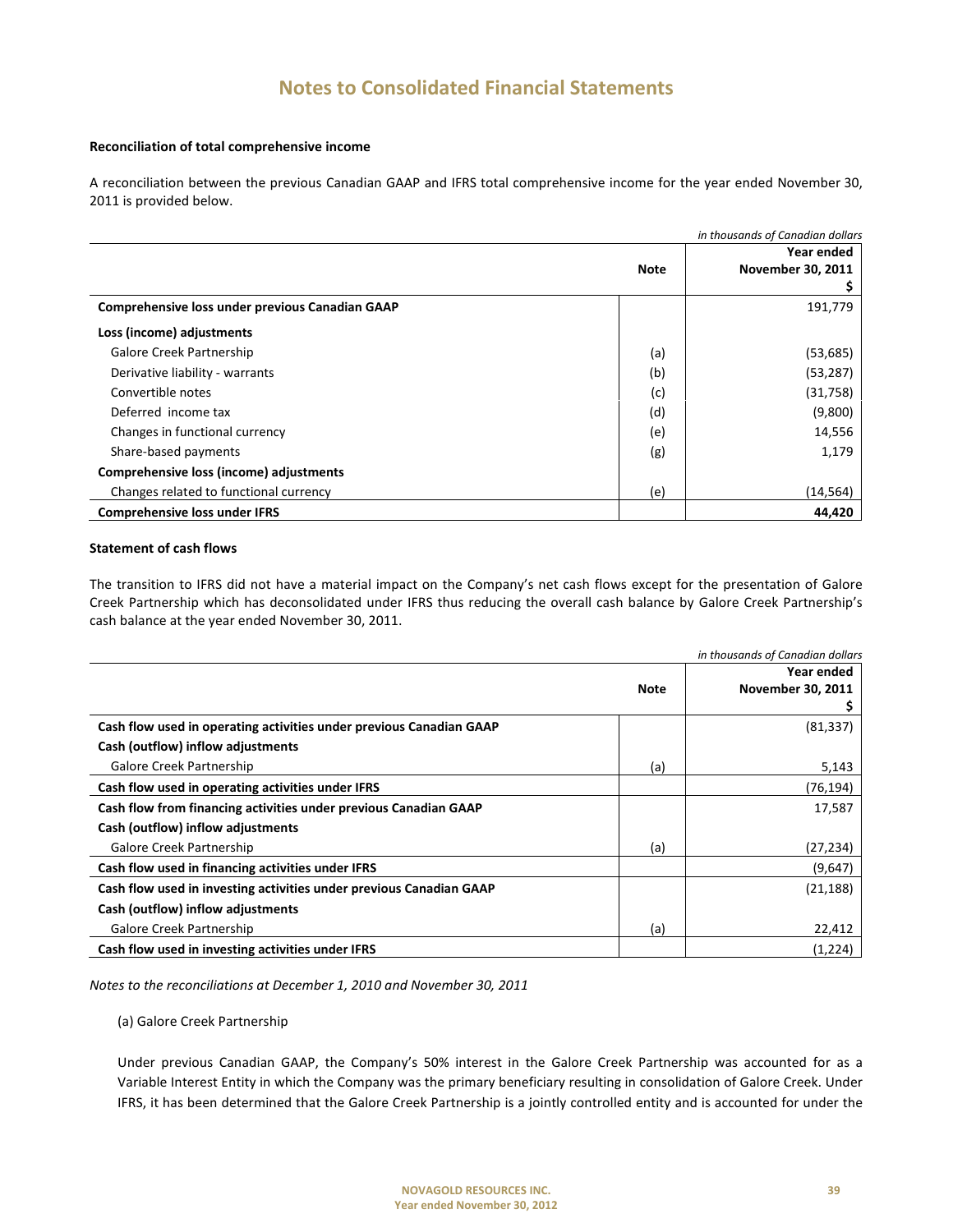# Notes to Consolidated Financial Statements

**Reconciliation of total comprehensive income**

A reconciliation between the previous Canadian GAAP and IFRS total comprehensive income for the year ended November 30, 2011 is provided below.

*in thousands of Canadian dollars*

| | Note | Year ended November 30, 2011 $ |
|---|---|---|
| **Comprehensive loss under previous Canadian GAAP** | | 191,779 |
| **Loss (income) adjustments** | | |
| Galore Creek Partnership | (a) | (53,685) |
| Derivative liability - warrants | (b) | (53,287) |
| Convertible notes | (c) | (31,758) |
| Deferred income tax | (d) | (9,800) |
| Changes in functional currency | (e) | 14,556 |
| Share-based payments | (g) | 1,179 |
| **Comprehensive loss (income) adjustments** | | |
| Changes related to functional currency | (e) | (14,564) |
| **Comprehensive loss under IFRS** | | **44,420** |

**Statement of cash flows**

The transition to IFRS did not have a material impact on the Company's net cash flows except for the presentation of Galore Creek Partnership which has deconsolidated under IFRS thus reducing the overall cash balance by Galore Creek Partnership's cash balance at the year ended November 30, 2011.

*in thousands of Canadian dollars*

| | Note | Year ended November 30, 2011 $ |
|---|---|---|
| **Cash flow used in operating activities under previous Canadian GAAP** | | (81,337) |
| **Cash (outflow) inflow adjustments** | | |
| Galore Creek Partnership | (a) | 5,143 |
| **Cash flow used in operating activities under IFRS** | | (76,194) |
| **Cash flow from financing activities under previous Canadian GAAP** | | 17,587 |
| **Cash (outflow) inflow adjustments** | | |
| Galore Creek Partnership | (a) | (27,234) |
| **Cash flow used in financing activities under IFRS** | | (9,647) |
| **Cash flow used in investing activities under previous Canadian GAAP** | | (21,188) |
| **Cash (outflow) inflow adjustments** | | |
| Galore Creek Partnership | (a) | 22,412 |
| **Cash flow used in investing activities under IFRS** | | (1,224) |

*Notes to the reconciliations at December 1, 2010 and November 30, 2011*

(a) Galore Creek Partnership

Under previous Canadian GAAP, the Company's 50% interest in the Galore Creek Partnership was accounted for as a Variable Interest Entity in which the Company was the primary beneficiary resulting in consolidation of Galore Creek. Under IFRS, it has been determined that the Galore Creek Partnership is a jointly controlled entity and is accounted for under the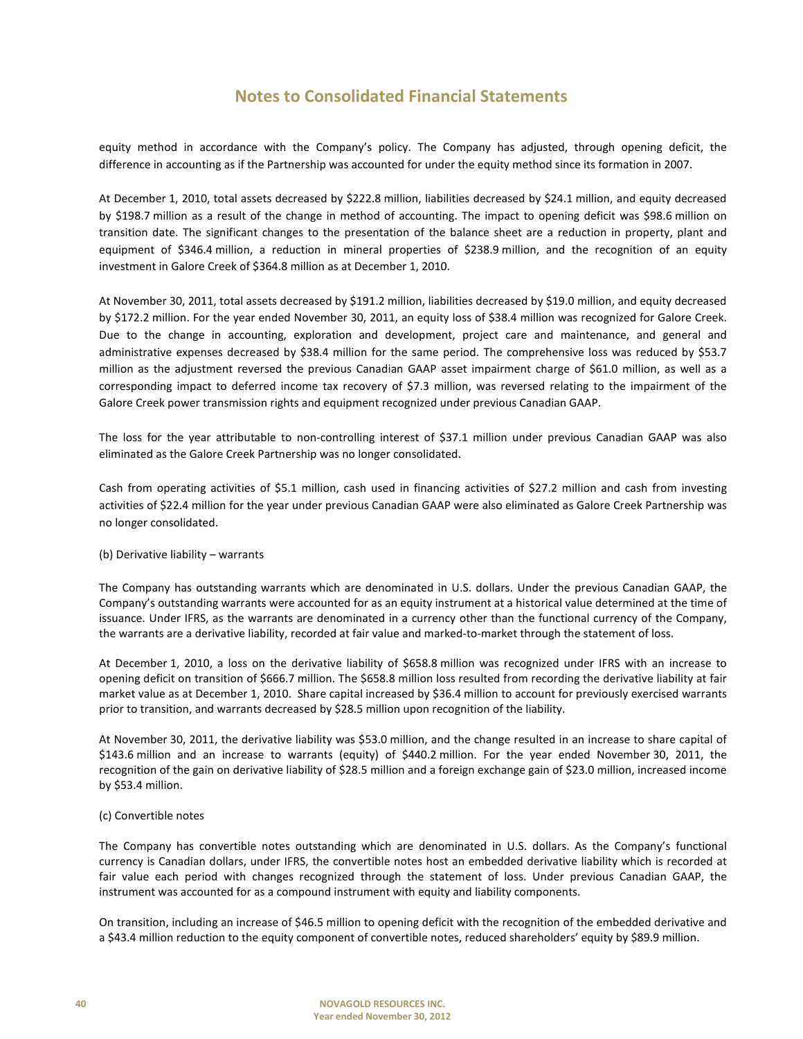equity method in accordance with the Company's policy. The Company has adjusted, through opening deficit, the difference in accounting as if the Partnership was accounted for under the equity method since its formation in 2007.

At December 1, 2010, total assets decreased by $222.8 million, liabilities decreased by $24.1 million, and equity decreased by $198.7 million as a result of the change in method of accounting. The impact to opening deficit was $98.6 million on transition date. The significant changes to the presentation of the balance sheet are a reduction in property, plant and equipment of $346.4 million, a reduction in mineral properties of $238.9 million, and the recognition of an equity investment in Galore Creek of $364.8 million as at December 1, 2010.

At November 30, 2011, total assets decreased by $191.2 million, liabilities decreased by $19.0 million, and equity decreased by $172.2 million. For the year ended November 30, 2011, an equity loss of $38.4 million was recognized for Galore Creek. Due to the change in accounting, exploration and development, project care and maintenance, and general and administrative expenses decreased by $38.4 million for the same period. The comprehensive loss was reduced by $53.7 million as the adjustment reversed the previous Canadian GAAP asset impairment charge of $61.0 million, as well as a corresponding impact to deferred income tax recovery of $7.3 million, was reversed relating to the impairment of the Galore Creek power transmission rights and equipment recognized under previous Canadian GAAP.

The loss for the year attributable to non-controlling interest of $37.1 million under previous Canadian GAAP was also eliminated as the Galore Creek Partnership was no longer consolidated.

Cash from operating activities of $5.1 million, cash used in financing activities of $27.2 million and cash from investing activities of $22.4 million for the year under previous Canadian GAAP were also eliminated as Galore Creek Partnership was no longer consolidated.

(b) Derivative liability – warrants

The Company has outstanding warrants which are denominated in U.S. dollars. Under the previous Canadian GAAP, the Company's outstanding warrants were accounted for as an equity instrument at a historical value determined at the time of issuance. Under IFRS, as the warrants are denominated in a currency other than the functional currency of the Company, the warrants are a derivative liability, recorded at fair value and marked-to-market through the statement of loss.

At December 1, 2010, a loss on the derivative liability of $658.8 million was recognized under IFRS with an increase to opening deficit on transition of $666.7 million. The $658.8 million loss resulted from recording the derivative liability at fair market value as at December 1, 2010. Share capital increased by $36.4 million to account for previously exercised warrants prior to transition, and warrants decreased by $28.5 million upon recognition of the liability.

At November 30, 2011, the derivative liability was $53.0 million, and the change resulted in an increase to share capital of $143.6 million and an increase to warrants (equity) of $440.2 million. For the year ended November 30, 2011, the recognition of the gain on derivative liability of $28.5 million and a foreign exchange gain of $23.0 million, increased income by $53.4 million.

(c) Convertible notes

The Company has convertible notes outstanding which are denominated in U.S. dollars. As the Company's functional currency is Canadian dollars, under IFRS, the convertible notes host an embedded derivative liability which is recorded at fair value each period with changes recognized through the statement of loss. Under previous Canadian GAAP, the instrument was accounted for as a compound instrument with equity and liability components.

On transition, including an increase of $46.5 million to opening deficit with the recognition of the embedded derivative and a $43.4 million reduction to the equity component of convertible notes, reduced shareholders' equity by $89.9 million.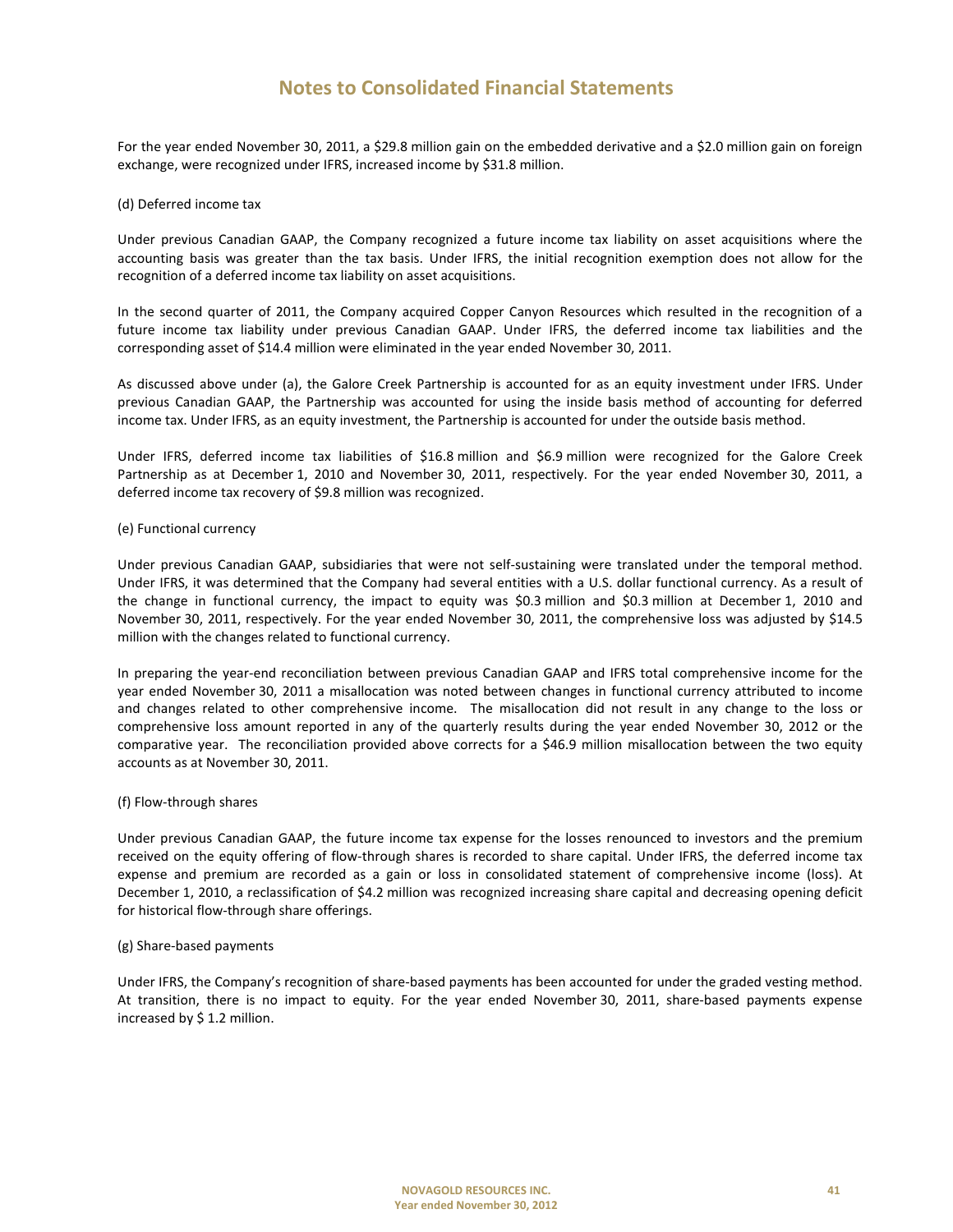For the year ended November 30, 2011, a $29.8 million gain on the embedded derivative and a $2.0 million gain on foreign exchange, were recognized under IFRS, increased income by $31.8 million.

(d) Deferred income tax

Under previous Canadian GAAP, the Company recognized a future income tax liability on asset acquisitions where the accounting basis was greater than the tax basis. Under IFRS, the initial recognition exemption does not allow for the recognition of a deferred income tax liability on asset acquisitions.

In the second quarter of 2011, the Company acquired Copper Canyon Resources which resulted in the recognition of a future income tax liability under previous Canadian GAAP. Under IFRS, the deferred income tax liabilities and the corresponding asset of $14.4 million were eliminated in the year ended November 30, 2011.

As discussed above under (a), the Galore Creek Partnership is accounted for as an equity investment under IFRS. Under previous Canadian GAAP, the Partnership was accounted for using the inside basis method of accounting for deferred income tax. Under IFRS, as an equity investment, the Partnership is accounted for under the outside basis method.

Under IFRS, deferred income tax liabilities of $16.8 million and $6.9 million were recognized for the Galore Creek Partnership as at December 1, 2010 and November 30, 2011, respectively. For the year ended November 30, 2011, a deferred income tax recovery of $9.8 million was recognized.

(e) Functional currency

Under previous Canadian GAAP, subsidiaries that were not self-sustaining were translated under the temporal method. Under IFRS, it was determined that the Company had several entities with a U.S. dollar functional currency. As a result of the change in functional currency, the impact to equity was $0.3 million and $0.3 million at December 1, 2010 and November 30, 2011, respectively. For the year ended November 30, 2011, the comprehensive loss was adjusted by $14.5 million with the changes related to functional currency.

In preparing the year-end reconciliation between previous Canadian GAAP and IFRS total comprehensive income for the year ended November 30, 2011 a misallocation was noted between changes in functional currency attributed to income and changes related to other comprehensive income. The misallocation did not result in any change to the loss or comprehensive loss amount reported in any of the quarterly results during the year ended November 30, 2012 or the comparative year. The reconciliation provided above corrects for a $46.9 million misallocation between the two equity accounts as at November 30, 2011.

(f) Flow-through shares

Under previous Canadian GAAP, the future income tax expense for the losses renounced to investors and the premium received on the equity offering of flow-through shares is recorded to share capital. Under IFRS, the deferred income tax expense and premium are recorded as a gain or loss in consolidated statement of comprehensive income (loss). At December 1, 2010, a reclassification of $4.2 million was recognized increasing share capital and decreasing opening deficit for historical flow-through share offerings.

(g) Share-based payments

Under IFRS, the Company's recognition of share-based payments has been accounted for under the graded vesting method. At transition, there is no impact to equity. For the year ended November 30, 2011, share-based payments expense increased by $ 1.2 million.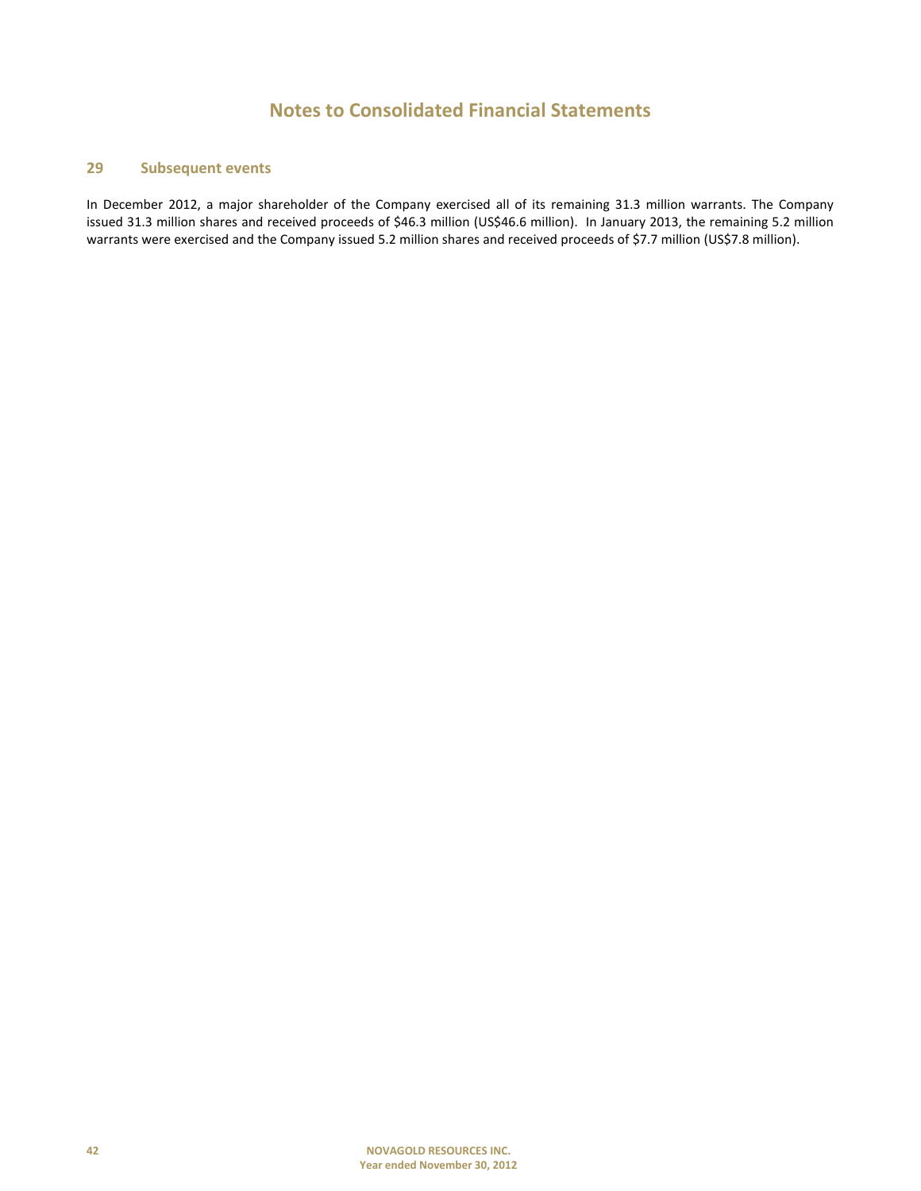# Notes to Consolidated Financial Statements

## 29 Subsequent events

In December 2012, a major shareholder of the Company exercised all of its remaining 31.3 million warrants. The Company issued 31.3 million shares and received proceeds of $46.3 million (US$46.6 million). In January 2013, the remaining 5.2 million warrants were exercised and the Company issued 5.2 million shares and received proceeds of $7.7 million (US$7.8 million).